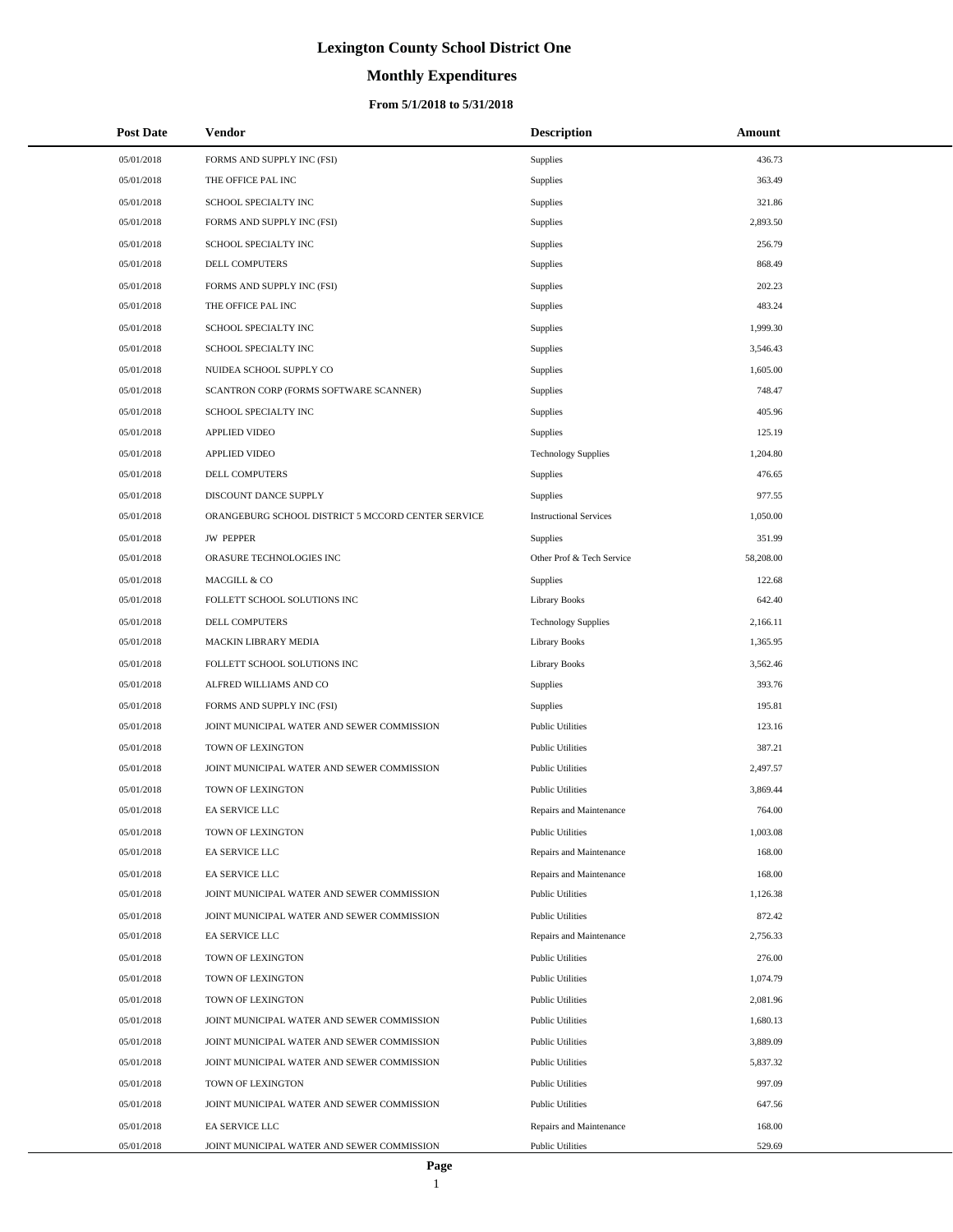# Lexington County School District One

## Monthly Expenditures

### From 5/1/2018 to 5/31/2018

| Post Date | Vendor | Description | Amount |
|---|---|---|---|
| 05/01/2018 | FORMS AND SUPPLY INC (FSI) | Supplies | 436.73 |
| 05/01/2018 | THE OFFICE PAL INC | Supplies | 363.49 |
| 05/01/2018 | SCHOOL SPECIALTY INC | Supplies | 321.86 |
| 05/01/2018 | FORMS AND SUPPLY INC (FSI) | Supplies | 2,893.50 |
| 05/01/2018 | SCHOOL SPECIALTY INC | Supplies | 256.79 |
| 05/01/2018 | DELL COMPUTERS | Supplies | 868.49 |
| 05/01/2018 | FORMS AND SUPPLY INC (FSI) | Supplies | 202.23 |
| 05/01/2018 | THE OFFICE PAL INC | Supplies | 483.24 |
| 05/01/2018 | SCHOOL SPECIALTY INC | Supplies | 1,999.30 |
| 05/01/2018 | SCHOOL SPECIALTY INC | Supplies | 3,546.43 |
| 05/01/2018 | NUIDEA SCHOOL SUPPLY CO | Supplies | 1,605.00 |
| 05/01/2018 | SCANTRON CORP (FORMS SOFTWARE SCANNER) | Supplies | 748.47 |
| 05/01/2018 | SCHOOL SPECIALTY INC | Supplies | 405.96 |
| 05/01/2018 | APPLIED VIDEO | Supplies | 125.19 |
| 05/01/2018 | APPLIED VIDEO | Technology Supplies | 1,204.80 |
| 05/01/2018 | DELL COMPUTERS | Supplies | 476.65 |
| 05/01/2018 | DISCOUNT DANCE SUPPLY | Supplies | 977.55 |
| 05/01/2018 | ORANGEBURG SCHOOL DISTRICT 5 MCCORD CENTER SERVICE | Instructional Services | 1,050.00 |
| 05/01/2018 | JW PEPPER | Supplies | 351.99 |
| 05/01/2018 | ORASURE TECHNOLOGIES INC | Other Prof & Tech Service | 58,208.00 |
| 05/01/2018 | MACGILL & CO | Supplies | 122.68 |
| 05/01/2018 | FOLLETT SCHOOL SOLUTIONS INC | Library Books | 642.40 |
| 05/01/2018 | DELL COMPUTERS | Technology Supplies | 2,166.11 |
| 05/01/2018 | MACKIN LIBRARY MEDIA | Library Books | 1,365.95 |
| 05/01/2018 | FOLLETT SCHOOL SOLUTIONS INC | Library Books | 3,562.46 |
| 05/01/2018 | ALFRED WILLIAMS AND CO | Supplies | 393.76 |
| 05/01/2018 | FORMS AND SUPPLY INC (FSI) | Supplies | 195.81 |
| 05/01/2018 | JOINT MUNICIPAL WATER AND SEWER COMMISSION | Public Utilities | 123.16 |
| 05/01/2018 | TOWN OF LEXINGTON | Public Utilities | 387.21 |
| 05/01/2018 | JOINT MUNICIPAL WATER AND SEWER COMMISSION | Public Utilities | 2,497.57 |
| 05/01/2018 | TOWN OF LEXINGTON | Public Utilities | 3,869.44 |
| 05/01/2018 | EA SERVICE LLC | Repairs and Maintenance | 764.00 |
| 05/01/2018 | TOWN OF LEXINGTON | Public Utilities | 1,003.08 |
| 05/01/2018 | EA SERVICE LLC | Repairs and Maintenance | 168.00 |
| 05/01/2018 | EA SERVICE LLC | Repairs and Maintenance | 168.00 |
| 05/01/2018 | JOINT MUNICIPAL WATER AND SEWER COMMISSION | Public Utilities | 1,126.38 |
| 05/01/2018 | JOINT MUNICIPAL WATER AND SEWER COMMISSION | Public Utilities | 872.42 |
| 05/01/2018 | EA SERVICE LLC | Repairs and Maintenance | 2,756.33 |
| 05/01/2018 | TOWN OF LEXINGTON | Public Utilities | 276.00 |
| 05/01/2018 | TOWN OF LEXINGTON | Public Utilities | 1,074.79 |
| 05/01/2018 | TOWN OF LEXINGTON | Public Utilities | 2,081.96 |
| 05/01/2018 | JOINT MUNICIPAL WATER AND SEWER COMMISSION | Public Utilities | 1,680.13 |
| 05/01/2018 | JOINT MUNICIPAL WATER AND SEWER COMMISSION | Public Utilities | 3,889.09 |
| 05/01/2018 | JOINT MUNICIPAL WATER AND SEWER COMMISSION | Public Utilities | 5,837.32 |
| 05/01/2018 | TOWN OF LEXINGTON | Public Utilities | 997.09 |
| 05/01/2018 | JOINT MUNICIPAL WATER AND SEWER COMMISSION | Public Utilities | 647.56 |
| 05/01/2018 | EA SERVICE LLC | Repairs and Maintenance | 168.00 |
| 05/01/2018 | JOINT MUNICIPAL WATER AND SEWER COMMISSION | Public Utilities | 529.69 |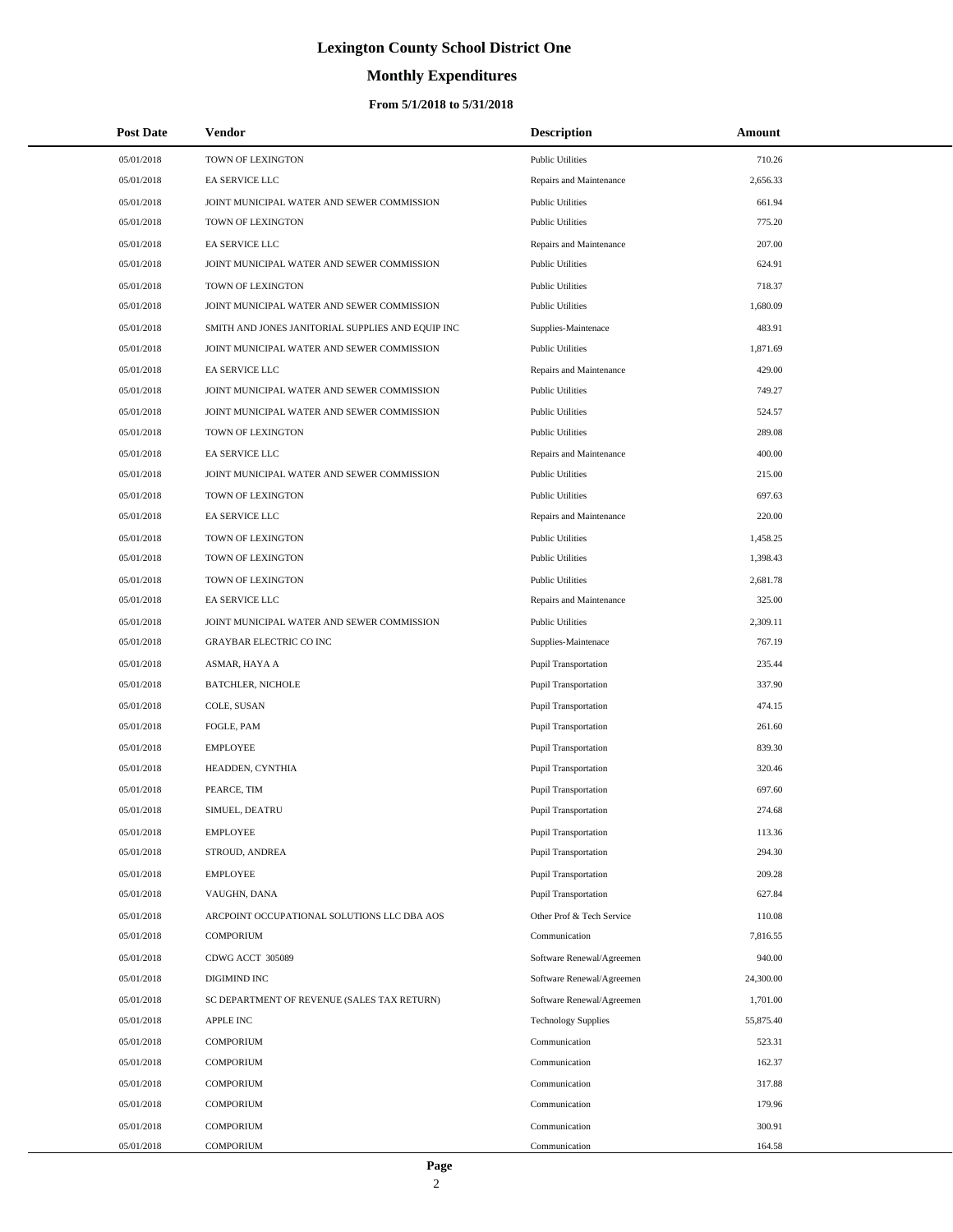# Lexington County School District One

## Monthly Expenditures

### From 5/1/2018 to 5/31/2018

| Post Date | Vendor | Description | Amount |
|---|---|---|---|
| 05/01/2018 | TOWN OF LEXINGTON | Public Utilities | 710.26 |
| 05/01/2018 | EA SERVICE LLC | Repairs and Maintenance | 2,656.33 |
| 05/01/2018 | JOINT MUNICIPAL WATER AND SEWER COMMISSION | Public Utilities | 661.94 |
| 05/01/2018 | TOWN OF LEXINGTON | Public Utilities | 775.20 |
| 05/01/2018 | EA SERVICE LLC | Repairs and Maintenance | 207.00 |
| 05/01/2018 | JOINT MUNICIPAL WATER AND SEWER COMMISSION | Public Utilities | 624.91 |
| 05/01/2018 | TOWN OF LEXINGTON | Public Utilities | 718.37 |
| 05/01/2018 | JOINT MUNICIPAL WATER AND SEWER COMMISSION | Public Utilities | 1,680.09 |
| 05/01/2018 | SMITH AND JONES JANITORIAL SUPPLIES AND EQUIP INC | Supplies-Maintenace | 483.91 |
| 05/01/2018 | JOINT MUNICIPAL WATER AND SEWER COMMISSION | Public Utilities | 1,871.69 |
| 05/01/2018 | EA SERVICE LLC | Repairs and Maintenance | 429.00 |
| 05/01/2018 | JOINT MUNICIPAL WATER AND SEWER COMMISSION | Public Utilities | 749.27 |
| 05/01/2018 | JOINT MUNICIPAL WATER AND SEWER COMMISSION | Public Utilities | 524.57 |
| 05/01/2018 | TOWN OF LEXINGTON | Public Utilities | 289.08 |
| 05/01/2018 | EA SERVICE LLC | Repairs and Maintenance | 400.00 |
| 05/01/2018 | JOINT MUNICIPAL WATER AND SEWER COMMISSION | Public Utilities | 215.00 |
| 05/01/2018 | TOWN OF LEXINGTON | Public Utilities | 697.63 |
| 05/01/2018 | EA SERVICE LLC | Repairs and Maintenance | 220.00 |
| 05/01/2018 | TOWN OF LEXINGTON | Public Utilities | 1,458.25 |
| 05/01/2018 | TOWN OF LEXINGTON | Public Utilities | 1,398.43 |
| 05/01/2018 | TOWN OF LEXINGTON | Public Utilities | 2,681.78 |
| 05/01/2018 | EA SERVICE LLC | Repairs and Maintenance | 325.00 |
| 05/01/2018 | JOINT MUNICIPAL WATER AND SEWER COMMISSION | Public Utilities | 2,309.11 |
| 05/01/2018 | GRAYBAR ELECTRIC CO INC | Supplies-Maintenace | 767.19 |
| 05/01/2018 | ASMAR, HAYA A | Pupil Transportation | 235.44 |
| 05/01/2018 | BATCHLER, NICHOLE | Pupil Transportation | 337.90 |
| 05/01/2018 | COLE, SUSAN | Pupil Transportation | 474.15 |
| 05/01/2018 | FOGLE, PAM | Pupil Transportation | 261.60 |
| 05/01/2018 | EMPLOYEE | Pupil Transportation | 839.30 |
| 05/01/2018 | HEADDEN, CYNTHIA | Pupil Transportation | 320.46 |
| 05/01/2018 | PEARCE, TIM | Pupil Transportation | 697.60 |
| 05/01/2018 | SIMUEL, DEATRU | Pupil Transportation | 274.68 |
| 05/01/2018 | EMPLOYEE | Pupil Transportation | 113.36 |
| 05/01/2018 | STROUD, ANDREA | Pupil Transportation | 294.30 |
| 05/01/2018 | EMPLOYEE | Pupil Transportation | 209.28 |
| 05/01/2018 | VAUGHN, DANA | Pupil Transportation | 627.84 |
| 05/01/2018 | ARCPOINT OCCUPATIONAL SOLUTIONS LLC DBA AOS | Other Prof & Tech Service | 110.08 |
| 05/01/2018 | COMPORIUM | Communication | 7,816.55 |
| 05/01/2018 | CDWG ACCT 305089 | Software Renewal/Agreemen | 940.00 |
| 05/01/2018 | DIGIMIND INC | Software Renewal/Agreemen | 24,300.00 |
| 05/01/2018 | SC DEPARTMENT OF REVENUE (SALES TAX RETURN) | Software Renewal/Agreemen | 1,701.00 |
| 05/01/2018 | APPLE INC | Technology Supplies | 55,875.40 |
| 05/01/2018 | COMPORIUM | Communication | 523.31 |
| 05/01/2018 | COMPORIUM | Communication | 162.37 |
| 05/01/2018 | COMPORIUM | Communication | 317.88 |
| 05/01/2018 | COMPORIUM | Communication | 179.96 |
| 05/01/2018 | COMPORIUM | Communication | 300.91 |
| 05/01/2018 | COMPORIUM | Communication | 164.58 |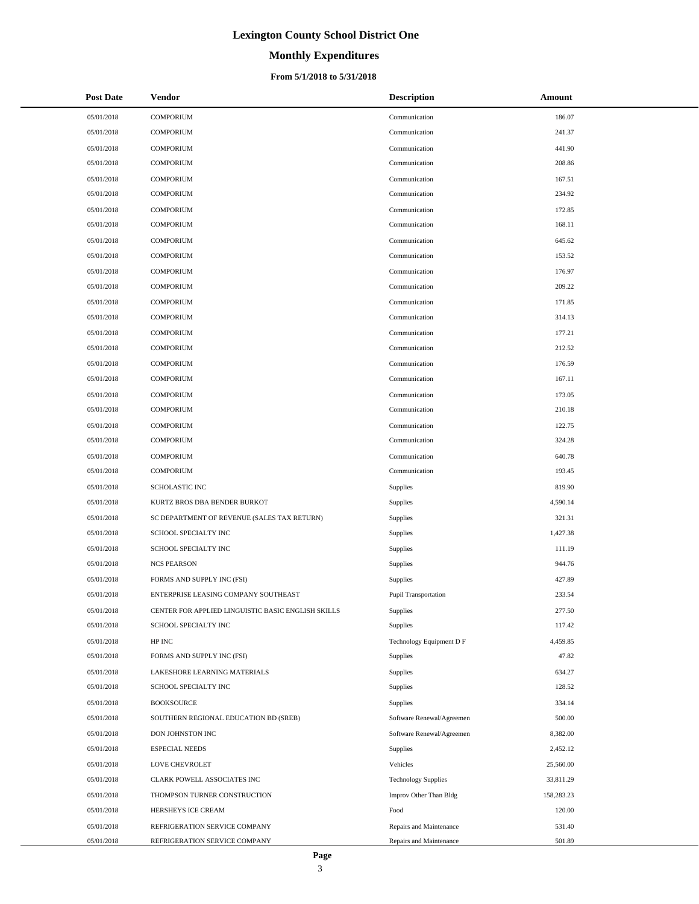# Lexington County School District One

## Monthly Expenditures

### From 5/1/2018 to 5/31/2018

| Post Date | Vendor | Description | Amount |
|---|---|---|---|
| 05/01/2018 | COMPORIUM | Communication | 186.07 |
| 05/01/2018 | COMPORIUM | Communication | 241.37 |
| 05/01/2018 | COMPORIUM | Communication | 441.90 |
| 05/01/2018 | COMPORIUM | Communication | 208.86 |
| 05/01/2018 | COMPORIUM | Communication | 167.51 |
| 05/01/2018 | COMPORIUM | Communication | 234.92 |
| 05/01/2018 | COMPORIUM | Communication | 172.85 |
| 05/01/2018 | COMPORIUM | Communication | 168.11 |
| 05/01/2018 | COMPORIUM | Communication | 645.62 |
| 05/01/2018 | COMPORIUM | Communication | 153.52 |
| 05/01/2018 | COMPORIUM | Communication | 176.97 |
| 05/01/2018 | COMPORIUM | Communication | 209.22 |
| 05/01/2018 | COMPORIUM | Communication | 171.85 |
| 05/01/2018 | COMPORIUM | Communication | 314.13 |
| 05/01/2018 | COMPORIUM | Communication | 177.21 |
| 05/01/2018 | COMPORIUM | Communication | 212.52 |
| 05/01/2018 | COMPORIUM | Communication | 176.59 |
| 05/01/2018 | COMPORIUM | Communication | 167.11 |
| 05/01/2018 | COMPORIUM | Communication | 173.05 |
| 05/01/2018 | COMPORIUM | Communication | 210.18 |
| 05/01/2018 | COMPORIUM | Communication | 122.75 |
| 05/01/2018 | COMPORIUM | Communication | 324.28 |
| 05/01/2018 | COMPORIUM | Communication | 640.78 |
| 05/01/2018 | COMPORIUM | Communication | 193.45 |
| 05/01/2018 | SCHOLASTIC INC | Supplies | 819.90 |
| 05/01/2018 | KURTZ BROS DBA BENDER BURKOT | Supplies | 4,590.14 |
| 05/01/2018 | SC DEPARTMENT OF REVENUE (SALES TAX RETURN) | Supplies | 321.31 |
| 05/01/2018 | SCHOOL SPECIALTY INC | Supplies | 1,427.38 |
| 05/01/2018 | SCHOOL SPECIALTY INC | Supplies | 111.19 |
| 05/01/2018 | NCS PEARSON | Supplies | 944.76 |
| 05/01/2018 | FORMS AND SUPPLY INC (FSI) | Supplies | 427.89 |
| 05/01/2018 | ENTERPRISE LEASING COMPANY SOUTHEAST | Pupil Transportation | 233.54 |
| 05/01/2018 | CENTER FOR APPLIED LINGUISTIC BASIC ENGLISH SKILLS | Supplies | 277.50 |
| 05/01/2018 | SCHOOL SPECIALTY INC | Supplies | 117.42 |
| 05/01/2018 | HP INC | Technology Equipment D F | 4,459.85 |
| 05/01/2018 | FORMS AND SUPPLY INC (FSI) | Supplies | 47.82 |
| 05/01/2018 | LAKESHORE LEARNING MATERIALS | Supplies | 634.27 |
| 05/01/2018 | SCHOOL SPECIALTY INC | Supplies | 128.52 |
| 05/01/2018 | BOOKSOURCE | Supplies | 334.14 |
| 05/01/2018 | SOUTHERN REGIONAL EDUCATION BD (SREB) | Software Renewal/Agreemen | 500.00 |
| 05/01/2018 | DON JOHNSTON INC | Software Renewal/Agreemen | 8,382.00 |
| 05/01/2018 | ESPECIAL NEEDS | Supplies | 2,452.12 |
| 05/01/2018 | LOVE CHEVROLET | Vehicles | 25,560.00 |
| 05/01/2018 | CLARK POWELL ASSOCIATES INC | Technology Supplies | 33,811.29 |
| 05/01/2018 | THOMPSON TURNER CONSTRUCTION | Improv Other Than Bldg | 158,283.23 |
| 05/01/2018 | HERSHEYS ICE CREAM | Food | 120.00 |
| 05/01/2018 | REFRIGERATION SERVICE COMPANY | Repairs and Maintenance | 531.40 |
| 05/01/2018 | REFRIGERATION SERVICE COMPANY | Repairs and Maintenance | 501.89 |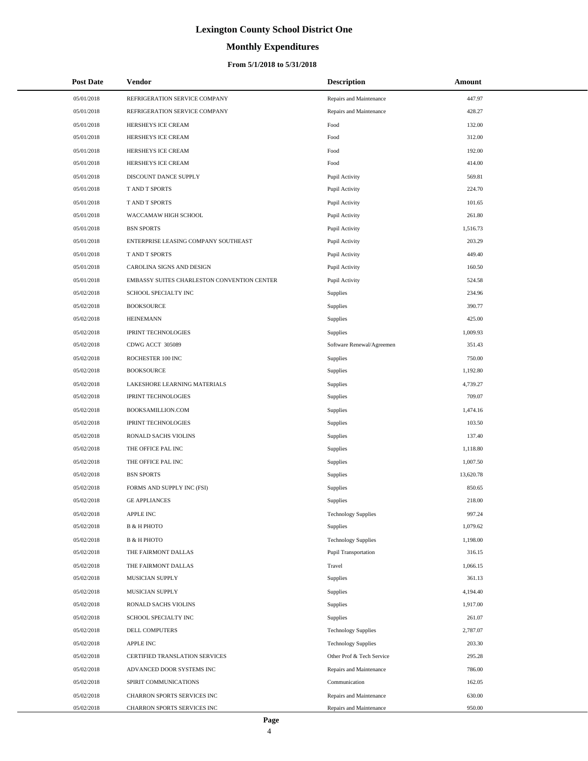# Lexington County School District One

## Monthly Expenditures

### From 5/1/2018 to 5/31/2018

| Post Date | Vendor | Description | Amount |
|---|---|---|---|
| 05/01/2018 | REFRIGERATION SERVICE COMPANY | Repairs and Maintenance | 447.97 |
| 05/01/2018 | REFRIGERATION SERVICE COMPANY | Repairs and Maintenance | 428.27 |
| 05/01/2018 | HERSHEYS ICE CREAM | Food | 132.00 |
| 05/01/2018 | HERSHEYS ICE CREAM | Food | 312.00 |
| 05/01/2018 | HERSHEYS ICE CREAM | Food | 192.00 |
| 05/01/2018 | HERSHEYS ICE CREAM | Food | 414.00 |
| 05/01/2018 | DISCOUNT DANCE SUPPLY | Pupil Activity | 569.81 |
| 05/01/2018 | T AND T SPORTS | Pupil Activity | 224.70 |
| 05/01/2018 | T AND T SPORTS | Pupil Activity | 101.65 |
| 05/01/2018 | WACCAMAW HIGH SCHOOL | Pupil Activity | 261.80 |
| 05/01/2018 | BSN SPORTS | Pupil Activity | 1,516.73 |
| 05/01/2018 | ENTERPRISE LEASING COMPANY SOUTHEAST | Pupil Activity | 203.29 |
| 05/01/2018 | T AND T SPORTS | Pupil Activity | 449.40 |
| 05/01/2018 | CAROLINA SIGNS AND DESIGN | Pupil Activity | 160.50 |
| 05/01/2018 | EMBASSY SUITES CHARLESTON CONVENTION CENTER | Pupil Activity | 524.58 |
| 05/02/2018 | SCHOOL SPECIALTY INC | Supplies | 234.96 |
| 05/02/2018 | BOOKSOURCE | Supplies | 390.77 |
| 05/02/2018 | HEINEMANN | Supplies | 425.00 |
| 05/02/2018 | IPRINT TECHNOLOGIES | Supplies | 1,009.93 |
| 05/02/2018 | CDWG ACCT 305089 | Software Renewal/Agreemen | 351.43 |
| 05/02/2018 | ROCHESTER 100 INC | Supplies | 750.00 |
| 05/02/2018 | BOOKSOURCE | Supplies | 1,192.80 |
| 05/02/2018 | LAKESHORE LEARNING MATERIALS | Supplies | 4,739.27 |
| 05/02/2018 | IPRINT TECHNOLOGIES | Supplies | 709.07 |
| 05/02/2018 | BOOKSAMILLION.COM | Supplies | 1,474.16 |
| 05/02/2018 | IPRINT TECHNOLOGIES | Supplies | 103.50 |
| 05/02/2018 | RONALD SACHS VIOLINS | Supplies | 137.40 |
| 05/02/2018 | THE OFFICE PAL INC | Supplies | 1,118.80 |
| 05/02/2018 | THE OFFICE PAL INC | Supplies | 1,007.50 |
| 05/02/2018 | BSN SPORTS | Supplies | 13,620.78 |
| 05/02/2018 | FORMS AND SUPPLY INC (FSI) | Supplies | 850.65 |
| 05/02/2018 | GE APPLIANCES | Supplies | 218.00 |
| 05/02/2018 | APPLE INC | Technology Supplies | 997.24 |
| 05/02/2018 | B & H PHOTO | Supplies | 1,079.62 |
| 05/02/2018 | B & H PHOTO | Technology Supplies | 1,198.00 |
| 05/02/2018 | THE FAIRMONT DALLAS | Pupil Transportation | 316.15 |
| 05/02/2018 | THE FAIRMONT DALLAS | Travel | 1,066.15 |
| 05/02/2018 | MUSICIAN SUPPLY | Supplies | 361.13 |
| 05/02/2018 | MUSICIAN SUPPLY | Supplies | 4,194.40 |
| 05/02/2018 | RONALD SACHS VIOLINS | Supplies | 1,917.00 |
| 05/02/2018 | SCHOOL SPECIALTY INC | Supplies | 261.07 |
| 05/02/2018 | DELL COMPUTERS | Technology Supplies | 2,787.07 |
| 05/02/2018 | APPLE INC | Technology Supplies | 203.30 |
| 05/02/2018 | CERTIFIED TRANSLATION SERVICES | Other Prof & Tech Service | 295.28 |
| 05/02/2018 | ADVANCED DOOR SYSTEMS INC | Repairs and Maintenance | 786.00 |
| 05/02/2018 | SPIRIT COMMUNICATIONS | Communication | 162.05 |
| 05/02/2018 | CHARRON SPORTS SERVICES INC | Repairs and Maintenance | 630.00 |
| 05/02/2018 | CHARRON SPORTS SERVICES INC | Repairs and Maintenance | 950.00 |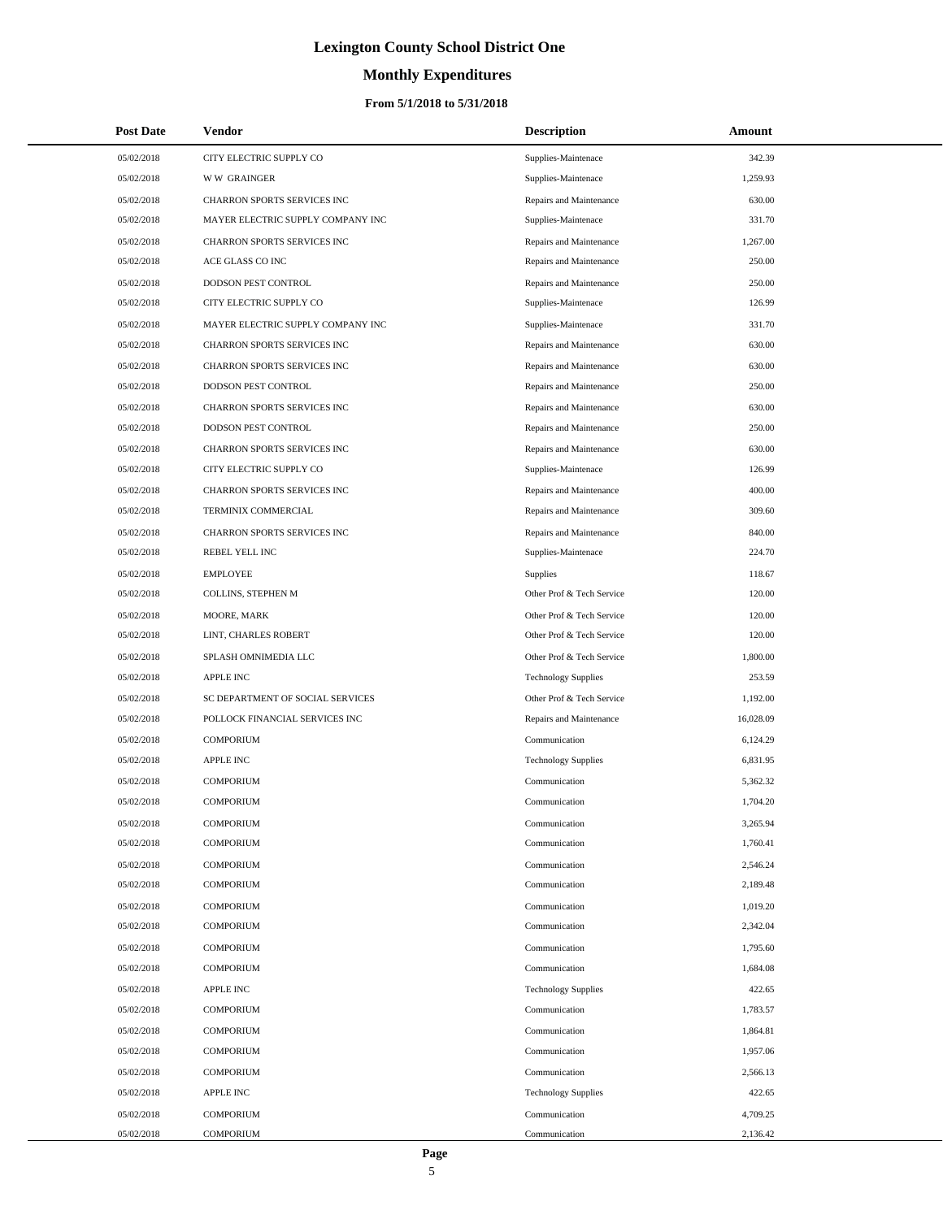# Lexington County School District One

## Monthly Expenditures

### From 5/1/2018 to 5/31/2018

| Post Date | Vendor | Description | Amount |
|---|---|---|---|
| 05/02/2018 | CITY ELECTRIC SUPPLY CO | Supplies-Maintenace | 342.39 |
| 05/02/2018 | W W GRAINGER | Supplies-Maintenace | 1,259.93 |
| 05/02/2018 | CHARRON SPORTS SERVICES INC | Repairs and Maintenance | 630.00 |
| 05/02/2018 | MAYER ELECTRIC SUPPLY COMPANY INC | Supplies-Maintenace | 331.70 |
| 05/02/2018 | CHARRON SPORTS SERVICES INC | Repairs and Maintenance | 1,267.00 |
| 05/02/2018 | ACE GLASS CO INC | Repairs and Maintenance | 250.00 |
| 05/02/2018 | DODSON PEST CONTROL | Repairs and Maintenance | 250.00 |
| 05/02/2018 | CITY ELECTRIC SUPPLY CO | Supplies-Maintenace | 126.99 |
| 05/02/2018 | MAYER ELECTRIC SUPPLY COMPANY INC | Supplies-Maintenace | 331.70 |
| 05/02/2018 | CHARRON SPORTS SERVICES INC | Repairs and Maintenance | 630.00 |
| 05/02/2018 | CHARRON SPORTS SERVICES INC | Repairs and Maintenance | 630.00 |
| 05/02/2018 | DODSON PEST CONTROL | Repairs and Maintenance | 250.00 |
| 05/02/2018 | CHARRON SPORTS SERVICES INC | Repairs and Maintenance | 630.00 |
| 05/02/2018 | DODSON PEST CONTROL | Repairs and Maintenance | 250.00 |
| 05/02/2018 | CHARRON SPORTS SERVICES INC | Repairs and Maintenance | 630.00 |
| 05/02/2018 | CITY ELECTRIC SUPPLY CO | Supplies-Maintenace | 126.99 |
| 05/02/2018 | CHARRON SPORTS SERVICES INC | Repairs and Maintenance | 400.00 |
| 05/02/2018 | TERMINIX COMMERCIAL | Repairs and Maintenance | 309.60 |
| 05/02/2018 | CHARRON SPORTS SERVICES INC | Repairs and Maintenance | 840.00 |
| 05/02/2018 | REBEL YELL INC | Supplies-Maintenace | 224.70 |
| 05/02/2018 | EMPLOYEE | Supplies | 118.67 |
| 05/02/2018 | COLLINS, STEPHEN M | Other Prof & Tech Service | 120.00 |
| 05/02/2018 | MOORE, MARK | Other Prof & Tech Service | 120.00 |
| 05/02/2018 | LINT, CHARLES ROBERT | Other Prof & Tech Service | 120.00 |
| 05/02/2018 | SPLASH OMNIMEDIA LLC | Other Prof & Tech Service | 1,800.00 |
| 05/02/2018 | APPLE INC | Technology Supplies | 253.59 |
| 05/02/2018 | SC DEPARTMENT OF SOCIAL SERVICES | Other Prof & Tech Service | 1,192.00 |
| 05/02/2018 | POLLOCK FINANCIAL SERVICES INC | Repairs and Maintenance | 16,028.09 |
| 05/02/2018 | COMPORIUM | Communication | 6,124.29 |
| 05/02/2018 | APPLE INC | Technology Supplies | 6,831.95 |
| 05/02/2018 | COMPORIUM | Communication | 5,362.32 |
| 05/02/2018 | COMPORIUM | Communication | 1,704.20 |
| 05/02/2018 | COMPORIUM | Communication | 3,265.94 |
| 05/02/2018 | COMPORIUM | Communication | 1,760.41 |
| 05/02/2018 | COMPORIUM | Communication | 2,546.24 |
| 05/02/2018 | COMPORIUM | Communication | 2,189.48 |
| 05/02/2018 | COMPORIUM | Communication | 1,019.20 |
| 05/02/2018 | COMPORIUM | Communication | 2,342.04 |
| 05/02/2018 | COMPORIUM | Communication | 1,795.60 |
| 05/02/2018 | COMPORIUM | Communication | 1,684.08 |
| 05/02/2018 | APPLE INC | Technology Supplies | 422.65 |
| 05/02/2018 | COMPORIUM | Communication | 1,783.57 |
| 05/02/2018 | COMPORIUM | Communication | 1,864.81 |
| 05/02/2018 | COMPORIUM | Communication | 1,957.06 |
| 05/02/2018 | COMPORIUM | Communication | 2,566.13 |
| 05/02/2018 | APPLE INC | Technology Supplies | 422.65 |
| 05/02/2018 | COMPORIUM | Communication | 4,709.25 |
| 05/02/2018 | COMPORIUM | Communication | 2,136.42 |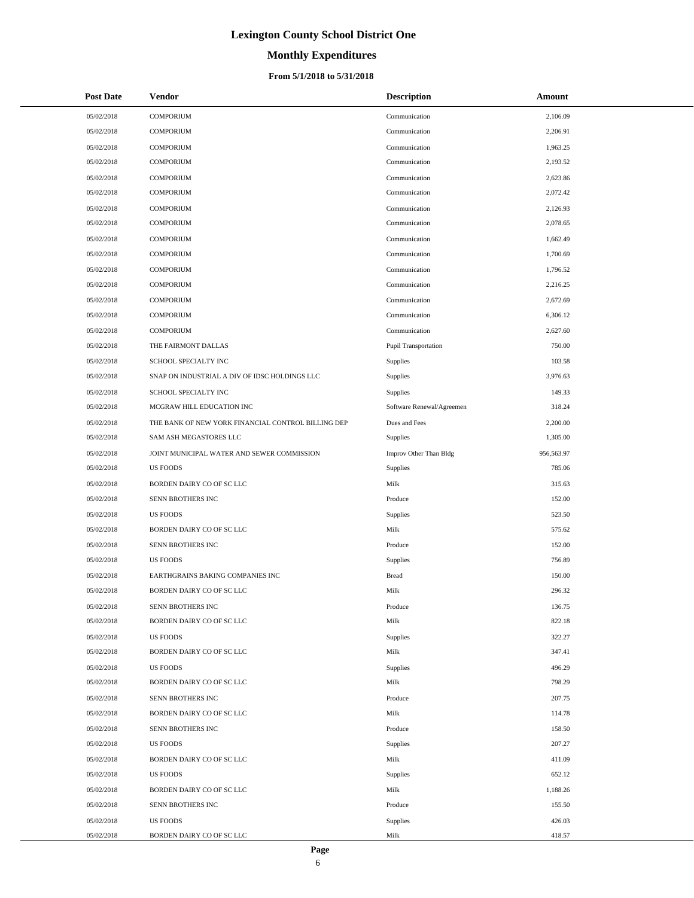# Lexington County School District One

## Monthly Expenditures

### From 5/1/2018 to 5/31/2018

| Post Date | Vendor | Description | Amount |
|---|---|---|---|
| 05/02/2018 | COMPORIUM | Communication | 2,106.09 |
| 05/02/2018 | COMPORIUM | Communication | 2,206.91 |
| 05/02/2018 | COMPORIUM | Communication | 1,963.25 |
| 05/02/2018 | COMPORIUM | Communication | 2,193.52 |
| 05/02/2018 | COMPORIUM | Communication | 2,623.86 |
| 05/02/2018 | COMPORIUM | Communication | 2,072.42 |
| 05/02/2018 | COMPORIUM | Communication | 2,126.93 |
| 05/02/2018 | COMPORIUM | Communication | 2,078.65 |
| 05/02/2018 | COMPORIUM | Communication | 1,662.49 |
| 05/02/2018 | COMPORIUM | Communication | 1,700.69 |
| 05/02/2018 | COMPORIUM | Communication | 1,796.52 |
| 05/02/2018 | COMPORIUM | Communication | 2,216.25 |
| 05/02/2018 | COMPORIUM | Communication | 2,672.69 |
| 05/02/2018 | COMPORIUM | Communication | 6,306.12 |
| 05/02/2018 | COMPORIUM | Communication | 2,627.60 |
| 05/02/2018 | THE FAIRMONT DALLAS | Pupil Transportation | 750.00 |
| 05/02/2018 | SCHOOL SPECIALTY INC | Supplies | 103.58 |
| 05/02/2018 | SNAP ON INDUSTRIAL A DIV OF IDSC HOLDINGS LLC | Supplies | 3,976.63 |
| 05/02/2018 | SCHOOL SPECIALTY INC | Supplies | 149.33 |
| 05/02/2018 | MCGRAW HILL EDUCATION INC | Software Renewal/Agreemen | 318.24 |
| 05/02/2018 | THE BANK OF NEW YORK FINANCIAL CONTROL BILLING DEP | Dues and Fees | 2,200.00 |
| 05/02/2018 | SAM ASH MEGASTORES LLC | Supplies | 1,305.00 |
| 05/02/2018 | JOINT MUNICIPAL WATER AND SEWER COMMISSION | Improv Other Than Bldg | 956,563.97 |
| 05/02/2018 | US FOODS | Supplies | 785.06 |
| 05/02/2018 | BORDEN DAIRY CO OF SC LLC | Milk | 315.63 |
| 05/02/2018 | SENN BROTHERS INC | Produce | 152.00 |
| 05/02/2018 | US FOODS | Supplies | 523.50 |
| 05/02/2018 | BORDEN DAIRY CO OF SC LLC | Milk | 575.62 |
| 05/02/2018 | SENN BROTHERS INC | Produce | 152.00 |
| 05/02/2018 | US FOODS | Supplies | 756.89 |
| 05/02/2018 | EARTHGRAINS BAKING COMPANIES INC | Bread | 150.00 |
| 05/02/2018 | BORDEN DAIRY CO OF SC LLC | Milk | 296.32 |
| 05/02/2018 | SENN BROTHERS INC | Produce | 136.75 |
| 05/02/2018 | BORDEN DAIRY CO OF SC LLC | Milk | 822.18 |
| 05/02/2018 | US FOODS | Supplies | 322.27 |
| 05/02/2018 | BORDEN DAIRY CO OF SC LLC | Milk | 347.41 |
| 05/02/2018 | US FOODS | Supplies | 496.29 |
| 05/02/2018 | BORDEN DAIRY CO OF SC LLC | Milk | 798.29 |
| 05/02/2018 | SENN BROTHERS INC | Produce | 207.75 |
| 05/02/2018 | BORDEN DAIRY CO OF SC LLC | Milk | 114.78 |
| 05/02/2018 | SENN BROTHERS INC | Produce | 158.50 |
| 05/02/2018 | US FOODS | Supplies | 207.27 |
| 05/02/2018 | BORDEN DAIRY CO OF SC LLC | Milk | 411.09 |
| 05/02/2018 | US FOODS | Supplies | 652.12 |
| 05/02/2018 | BORDEN DAIRY CO OF SC LLC | Milk | 1,188.26 |
| 05/02/2018 | SENN BROTHERS INC | Produce | 155.50 |
| 05/02/2018 | US FOODS | Supplies | 426.03 |
| 05/02/2018 | BORDEN DAIRY CO OF SC LLC | Milk | 418.57 |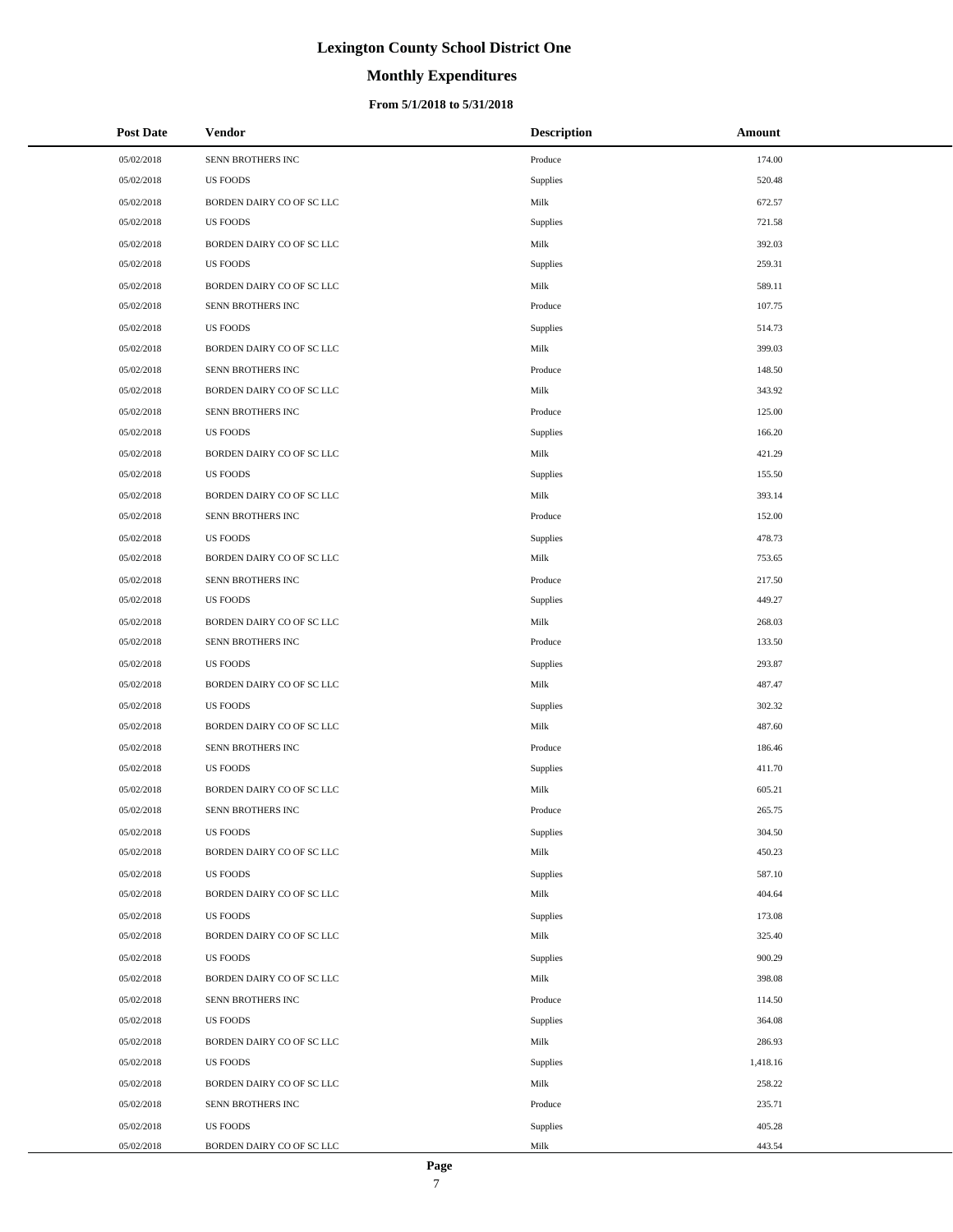# Lexington County School District One

## Monthly Expenditures

### From 5/1/2018 to 5/31/2018

| Post Date | Vendor | Description | Amount |
|---|---|---|---|
| 05/02/2018 | SENN BROTHERS INC | Produce | 174.00 |
| 05/02/2018 | US FOODS | Supplies | 520.48 |
| 05/02/2018 | BORDEN DAIRY CO OF SC LLC | Milk | 672.57 |
| 05/02/2018 | US FOODS | Supplies | 721.58 |
| 05/02/2018 | BORDEN DAIRY CO OF SC LLC | Milk | 392.03 |
| 05/02/2018 | US FOODS | Supplies | 259.31 |
| 05/02/2018 | BORDEN DAIRY CO OF SC LLC | Milk | 589.11 |
| 05/02/2018 | SENN BROTHERS INC | Produce | 107.75 |
| 05/02/2018 | US FOODS | Supplies | 514.73 |
| 05/02/2018 | BORDEN DAIRY CO OF SC LLC | Milk | 399.03 |
| 05/02/2018 | SENN BROTHERS INC | Produce | 148.50 |
| 05/02/2018 | BORDEN DAIRY CO OF SC LLC | Milk | 343.92 |
| 05/02/2018 | SENN BROTHERS INC | Produce | 125.00 |
| 05/02/2018 | US FOODS | Supplies | 166.20 |
| 05/02/2018 | BORDEN DAIRY CO OF SC LLC | Milk | 421.29 |
| 05/02/2018 | US FOODS | Supplies | 155.50 |
| 05/02/2018 | BORDEN DAIRY CO OF SC LLC | Milk | 393.14 |
| 05/02/2018 | SENN BROTHERS INC | Produce | 152.00 |
| 05/02/2018 | US FOODS | Supplies | 478.73 |
| 05/02/2018 | BORDEN DAIRY CO OF SC LLC | Milk | 753.65 |
| 05/02/2018 | SENN BROTHERS INC | Produce | 217.50 |
| 05/02/2018 | US FOODS | Supplies | 449.27 |
| 05/02/2018 | BORDEN DAIRY CO OF SC LLC | Milk | 268.03 |
| 05/02/2018 | SENN BROTHERS INC | Produce | 133.50 |
| 05/02/2018 | US FOODS | Supplies | 293.87 |
| 05/02/2018 | BORDEN DAIRY CO OF SC LLC | Milk | 487.47 |
| 05/02/2018 | US FOODS | Supplies | 302.32 |
| 05/02/2018 | BORDEN DAIRY CO OF SC LLC | Milk | 487.60 |
| 05/02/2018 | SENN BROTHERS INC | Produce | 186.46 |
| 05/02/2018 | US FOODS | Supplies | 411.70 |
| 05/02/2018 | BORDEN DAIRY CO OF SC LLC | Milk | 605.21 |
| 05/02/2018 | SENN BROTHERS INC | Produce | 265.75 |
| 05/02/2018 | US FOODS | Supplies | 304.50 |
| 05/02/2018 | BORDEN DAIRY CO OF SC LLC | Milk | 450.23 |
| 05/02/2018 | US FOODS | Supplies | 587.10 |
| 05/02/2018 | BORDEN DAIRY CO OF SC LLC | Milk | 404.64 |
| 05/02/2018 | US FOODS | Supplies | 173.08 |
| 05/02/2018 | BORDEN DAIRY CO OF SC LLC | Milk | 325.40 |
| 05/02/2018 | US FOODS | Supplies | 900.29 |
| 05/02/2018 | BORDEN DAIRY CO OF SC LLC | Milk | 398.08 |
| 05/02/2018 | SENN BROTHERS INC | Produce | 114.50 |
| 05/02/2018 | US FOODS | Supplies | 364.08 |
| 05/02/2018 | BORDEN DAIRY CO OF SC LLC | Milk | 286.93 |
| 05/02/2018 | US FOODS | Supplies | 1,418.16 |
| 05/02/2018 | BORDEN DAIRY CO OF SC LLC | Milk | 258.22 |
| 05/02/2018 | SENN BROTHERS INC | Produce | 235.71 |
| 05/02/2018 | US FOODS | Supplies | 405.28 |
| 05/02/2018 | BORDEN DAIRY CO OF SC LLC | Milk | 443.54 |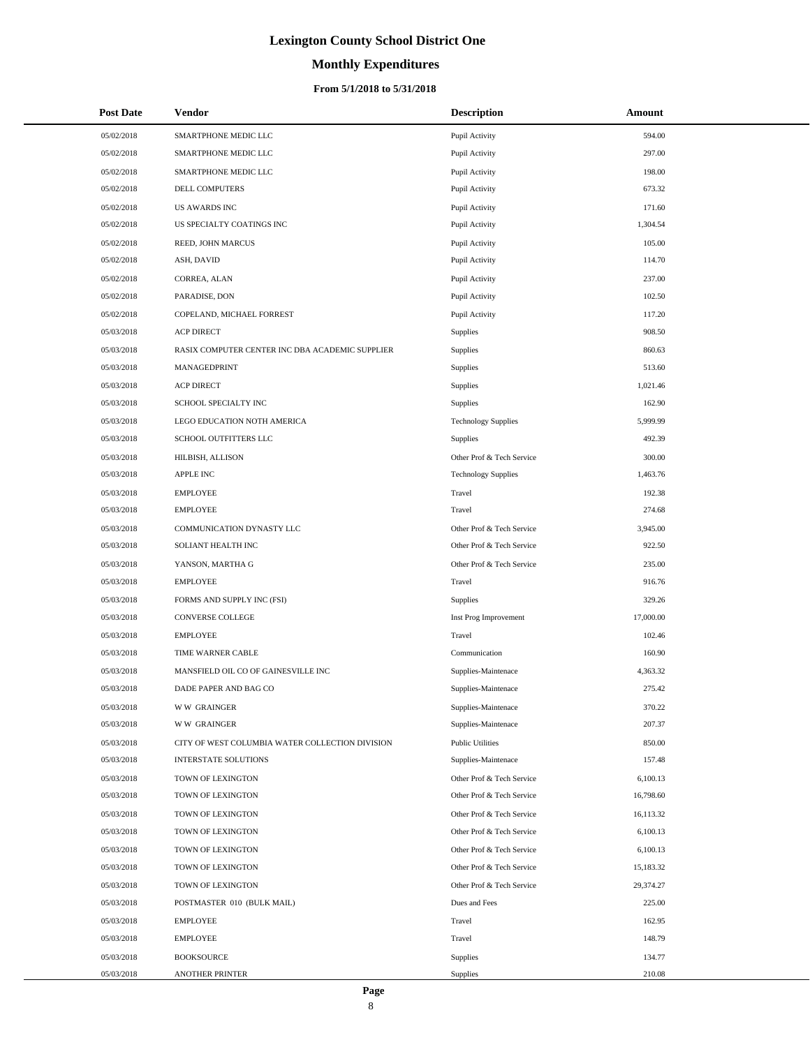# Lexington County School District One

## Monthly Expenditures

### From 5/1/2018 to 5/31/2018

| Post Date | Vendor | Description | Amount |
|---|---|---|---|
| 05/02/2018 | SMARTPHONE MEDIC LLC | Pupil Activity | 594.00 |
| 05/02/2018 | SMARTPHONE MEDIC LLC | Pupil Activity | 297.00 |
| 05/02/2018 | SMARTPHONE MEDIC LLC | Pupil Activity | 198.00 |
| 05/02/2018 | DELL COMPUTERS | Pupil Activity | 673.32 |
| 05/02/2018 | US AWARDS INC | Pupil Activity | 171.60 |
| 05/02/2018 | US SPECIALTY COATINGS INC | Pupil Activity | 1,304.54 |
| 05/02/2018 | REED, JOHN MARCUS | Pupil Activity | 105.00 |
| 05/02/2018 | ASH, DAVID | Pupil Activity | 114.70 |
| 05/02/2018 | CORREA, ALAN | Pupil Activity | 237.00 |
| 05/02/2018 | PARADISE, DON | Pupil Activity | 102.50 |
| 05/02/2018 | COPELAND, MICHAEL FORREST | Pupil Activity | 117.20 |
| 05/03/2018 | ACP DIRECT | Supplies | 908.50 |
| 05/03/2018 | RASIX COMPUTER CENTER INC DBA ACADEMIC SUPPLIER | Supplies | 860.63 |
| 05/03/2018 | MANAGEDPRINT | Supplies | 513.60 |
| 05/03/2018 | ACP DIRECT | Supplies | 1,021.46 |
| 05/03/2018 | SCHOOL SPECIALTY INC | Supplies | 162.90 |
| 05/03/2018 | LEGO EDUCATION NOTH AMERICA | Technology Supplies | 5,999.99 |
| 05/03/2018 | SCHOOL OUTFITTERS LLC | Supplies | 492.39 |
| 05/03/2018 | HILBISH, ALLISON | Other Prof & Tech Service | 300.00 |
| 05/03/2018 | APPLE INC | Technology Supplies | 1,463.76 |
| 05/03/2018 | EMPLOYEE | Travel | 192.38 |
| 05/03/2018 | EMPLOYEE | Travel | 274.68 |
| 05/03/2018 | COMMUNICATION DYNASTY LLC | Other Prof & Tech Service | 3,945.00 |
| 05/03/2018 | SOLIANT HEALTH INC | Other Prof & Tech Service | 922.50 |
| 05/03/2018 | YANSON, MARTHA G | Other Prof & Tech Service | 235.00 |
| 05/03/2018 | EMPLOYEE | Travel | 916.76 |
| 05/03/2018 | FORMS AND SUPPLY INC (FSI) | Supplies | 329.26 |
| 05/03/2018 | CONVERSE COLLEGE | Inst Prog Improvement | 17,000.00 |
| 05/03/2018 | EMPLOYEE | Travel | 102.46 |
| 05/03/2018 | TIME WARNER CABLE | Communication | 160.90 |
| 05/03/2018 | MANSFIELD OIL CO OF GAINESVILLE INC | Supplies-Maintenace | 4,363.32 |
| 05/03/2018 | DADE PAPER AND BAG CO | Supplies-Maintenace | 275.42 |
| 05/03/2018 | W W GRAINGER | Supplies-Maintenace | 370.22 |
| 05/03/2018 | W W GRAINGER | Supplies-Maintenace | 207.37 |
| 05/03/2018 | CITY OF WEST COLUMBIA WATER COLLECTION DIVISION | Public Utilities | 850.00 |
| 05/03/2018 | INTERSTATE SOLUTIONS | Supplies-Maintenace | 157.48 |
| 05/03/2018 | TOWN OF LEXINGTON | Other Prof & Tech Service | 6,100.13 |
| 05/03/2018 | TOWN OF LEXINGTON | Other Prof & Tech Service | 16,798.60 |
| 05/03/2018 | TOWN OF LEXINGTON | Other Prof & Tech Service | 16,113.32 |
| 05/03/2018 | TOWN OF LEXINGTON | Other Prof & Tech Service | 6,100.13 |
| 05/03/2018 | TOWN OF LEXINGTON | Other Prof & Tech Service | 6,100.13 |
| 05/03/2018 | TOWN OF LEXINGTON | Other Prof & Tech Service | 15,183.32 |
| 05/03/2018 | TOWN OF LEXINGTON | Other Prof & Tech Service | 29,374.27 |
| 05/03/2018 | POSTMASTER 010 (BULK MAIL) | Dues and Fees | 225.00 |
| 05/03/2018 | EMPLOYEE | Travel | 162.95 |
| 05/03/2018 | EMPLOYEE | Travel | 148.79 |
| 05/03/2018 | BOOKSOURCE | Supplies | 134.77 |
| 05/03/2018 | ANOTHER PRINTER | Supplies | 210.08 |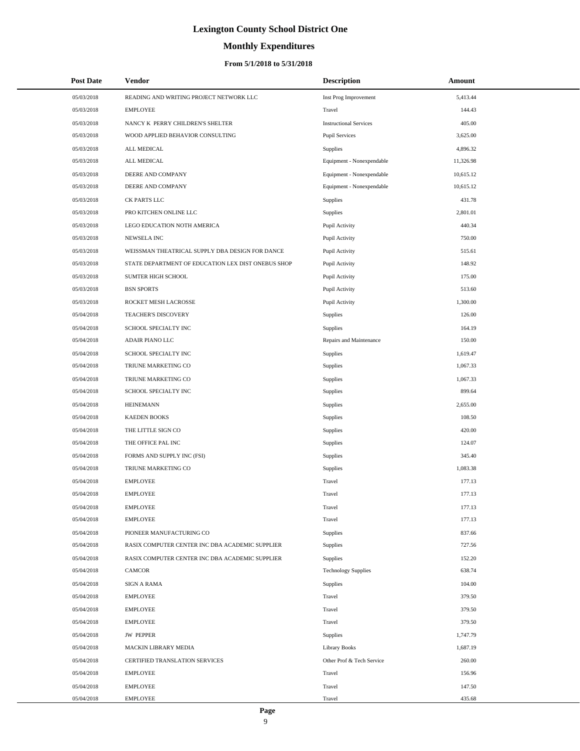# Lexington County School District One

## Monthly Expenditures

### From 5/1/2018 to 5/31/2018

| Post Date | Vendor | Description | Amount |
|---|---|---|---|
| 05/03/2018 | READING AND WRITING PROJECT NETWORK LLC | Inst Prog Improvement | 5,413.44 |
| 05/03/2018 | EMPLOYEE | Travel | 144.43 |
| 05/03/2018 | NANCY K PERRY CHILDREN'S SHELTER | Instructional Services | 405.00 |
| 05/03/2018 | WOOD APPLIED BEHAVIOR CONSULTING | Pupil Services | 3,625.00 |
| 05/03/2018 | ALL MEDICAL | Supplies | 4,896.32 |
| 05/03/2018 | ALL MEDICAL | Equipment - Nonexpendable | 11,326.98 |
| 05/03/2018 | DEERE AND COMPANY | Equipment - Nonexpendable | 10,615.12 |
| 05/03/2018 | DEERE AND COMPANY | Equipment - Nonexpendable | 10,615.12 |
| 05/03/2018 | CK PARTS LLC | Supplies | 431.78 |
| 05/03/2018 | PRO KITCHEN ONLINE LLC | Supplies | 2,801.01 |
| 05/03/2018 | LEGO EDUCATION NOTH AMERICA | Pupil Activity | 440.34 |
| 05/03/2018 | NEWSELA INC | Pupil Activity | 750.00 |
| 05/03/2018 | WEISSMAN THEATRICAL SUPPLY DBA DESIGN FOR DANCE | Pupil Activity | 515.61 |
| 05/03/2018 | STATE DEPARTMENT OF EDUCATION LEX DIST ONEBUS SHOP | Pupil Activity | 148.92 |
| 05/03/2018 | SUMTER HIGH SCHOOL | Pupil Activity | 175.00 |
| 05/03/2018 | BSN SPORTS | Pupil Activity | 513.60 |
| 05/03/2018 | ROCKET MESH LACROSSE | Pupil Activity | 1,300.00 |
| 05/04/2018 | TEACHER'S DISCOVERY | Supplies | 126.00 |
| 05/04/2018 | SCHOOL SPECIALTY INC | Supplies | 164.19 |
| 05/04/2018 | ADAIR PIANO LLC | Repairs and Maintenance | 150.00 |
| 05/04/2018 | SCHOOL SPECIALTY INC | Supplies | 1,619.47 |
| 05/04/2018 | TRIUNE MARKETING CO | Supplies | 1,067.33 |
| 05/04/2018 | TRIUNE MARKETING CO | Supplies | 1,067.33 |
| 05/04/2018 | SCHOOL SPECIALTY INC | Supplies | 899.64 |
| 05/04/2018 | HEINEMANN | Supplies | 2,655.00 |
| 05/04/2018 | KAEDEN BOOKS | Supplies | 108.50 |
| 05/04/2018 | THE LITTLE SIGN CO | Supplies | 420.00 |
| 05/04/2018 | THE OFFICE PAL INC | Supplies | 124.07 |
| 05/04/2018 | FORMS AND SUPPLY INC (FSI) | Supplies | 345.40 |
| 05/04/2018 | TRIUNE MARKETING CO | Supplies | 1,083.38 |
| 05/04/2018 | EMPLOYEE | Travel | 177.13 |
| 05/04/2018 | EMPLOYEE | Travel | 177.13 |
| 05/04/2018 | EMPLOYEE | Travel | 177.13 |
| 05/04/2018 | EMPLOYEE | Travel | 177.13 |
| 05/04/2018 | PIONEER MANUFACTURING CO | Supplies | 837.66 |
| 05/04/2018 | RASIX COMPUTER CENTER INC DBA ACADEMIC SUPPLIER | Supplies | 727.56 |
| 05/04/2018 | RASIX COMPUTER CENTER INC DBA ACADEMIC SUPPLIER | Supplies | 152.20 |
| 05/04/2018 | CAMCOR | Technology Supplies | 638.74 |
| 05/04/2018 | SIGN A RAMA | Supplies | 104.00 |
| 05/04/2018 | EMPLOYEE | Travel | 379.50 |
| 05/04/2018 | EMPLOYEE | Travel | 379.50 |
| 05/04/2018 | EMPLOYEE | Travel | 379.50 |
| 05/04/2018 | JW PEPPER | Supplies | 1,747.79 |
| 05/04/2018 | MACKIN LIBRARY MEDIA | Library Books | 1,687.19 |
| 05/04/2018 | CERTIFIED TRANSLATION SERVICES | Other Prof & Tech Service | 260.00 |
| 05/04/2018 | EMPLOYEE | Travel | 156.96 |
| 05/04/2018 | EMPLOYEE | Travel | 147.50 |
| 05/04/2018 | EMPLOYEE | Travel | 435.68 |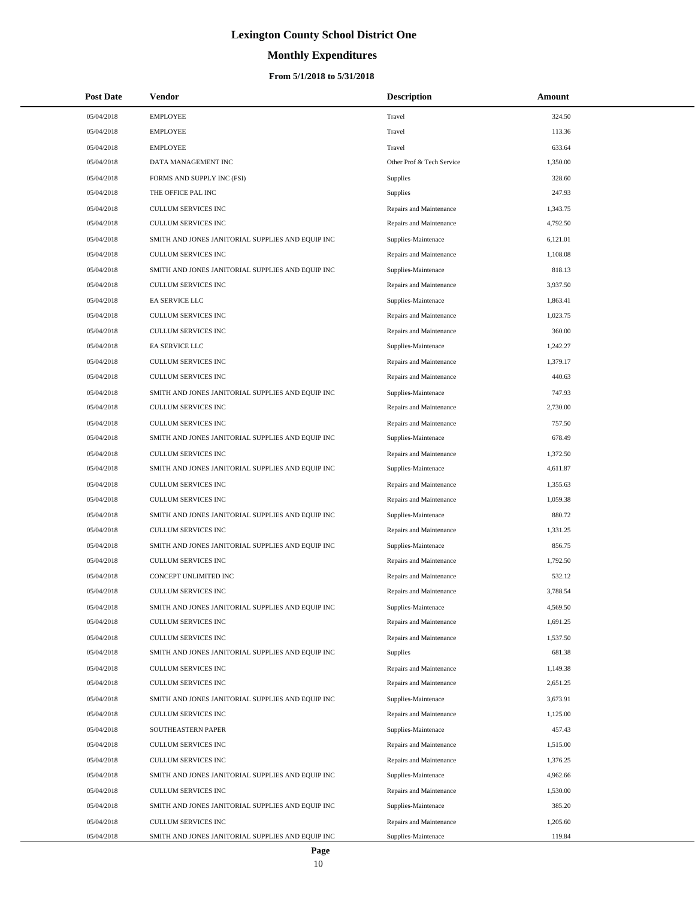# Lexington County School District One

## Monthly Expenditures

### From 5/1/2018 to 5/31/2018

| Post Date | Vendor | Description | Amount |
|---|---|---|---|
| 05/04/2018 | EMPLOYEE | Travel | 324.50 |
| 05/04/2018 | EMPLOYEE | Travel | 113.36 |
| 05/04/2018 | EMPLOYEE | Travel | 633.64 |
| 05/04/2018 | DATA MANAGEMENT INC | Other Prof & Tech Service | 1,350.00 |
| 05/04/2018 | FORMS AND SUPPLY INC (FSI) | Supplies | 328.60 |
| 05/04/2018 | THE OFFICE PAL INC | Supplies | 247.93 |
| 05/04/2018 | CULLUM SERVICES INC | Repairs and Maintenance | 1,343.75 |
| 05/04/2018 | CULLUM SERVICES INC | Repairs and Maintenance | 4,792.50 |
| 05/04/2018 | SMITH AND JONES JANITORIAL SUPPLIES AND EQUIP INC | Supplies-Maintenace | 6,121.01 |
| 05/04/2018 | CULLUM SERVICES INC | Repairs and Maintenance | 1,108.08 |
| 05/04/2018 | SMITH AND JONES JANITORIAL SUPPLIES AND EQUIP INC | Supplies-Maintenace | 818.13 |
| 05/04/2018 | CULLUM SERVICES INC | Repairs and Maintenance | 3,937.50 |
| 05/04/2018 | EA SERVICE LLC | Supplies-Maintenace | 1,863.41 |
| 05/04/2018 | CULLUM SERVICES INC | Repairs and Maintenance | 1,023.75 |
| 05/04/2018 | CULLUM SERVICES INC | Repairs and Maintenance | 360.00 |
| 05/04/2018 | EA SERVICE LLC | Supplies-Maintenace | 1,242.27 |
| 05/04/2018 | CULLUM SERVICES INC | Repairs and Maintenance | 1,379.17 |
| 05/04/2018 | CULLUM SERVICES INC | Repairs and Maintenance | 440.63 |
| 05/04/2018 | SMITH AND JONES JANITORIAL SUPPLIES AND EQUIP INC | Supplies-Maintenace | 747.93 |
| 05/04/2018 | CULLUM SERVICES INC | Repairs and Maintenance | 2,730.00 |
| 05/04/2018 | CULLUM SERVICES INC | Repairs and Maintenance | 757.50 |
| 05/04/2018 | SMITH AND JONES JANITORIAL SUPPLIES AND EQUIP INC | Supplies-Maintenace | 678.49 |
| 05/04/2018 | CULLUM SERVICES INC | Repairs and Maintenance | 1,372.50 |
| 05/04/2018 | SMITH AND JONES JANITORIAL SUPPLIES AND EQUIP INC | Supplies-Maintenace | 4,611.87 |
| 05/04/2018 | CULLUM SERVICES INC | Repairs and Maintenance | 1,355.63 |
| 05/04/2018 | CULLUM SERVICES INC | Repairs and Maintenance | 1,059.38 |
| 05/04/2018 | SMITH AND JONES JANITORIAL SUPPLIES AND EQUIP INC | Supplies-Maintenace | 880.72 |
| 05/04/2018 | CULLUM SERVICES INC | Repairs and Maintenance | 1,331.25 |
| 05/04/2018 | SMITH AND JONES JANITORIAL SUPPLIES AND EQUIP INC | Supplies-Maintenace | 856.75 |
| 05/04/2018 | CULLUM SERVICES INC | Repairs and Maintenance | 1,792.50 |
| 05/04/2018 | CONCEPT UNLIMITED INC | Repairs and Maintenance | 532.12 |
| 05/04/2018 | CULLUM SERVICES INC | Repairs and Maintenance | 3,788.54 |
| 05/04/2018 | SMITH AND JONES JANITORIAL SUPPLIES AND EQUIP INC | Supplies-Maintenace | 4,569.50 |
| 05/04/2018 | CULLUM SERVICES INC | Repairs and Maintenance | 1,691.25 |
| 05/04/2018 | CULLUM SERVICES INC | Repairs and Maintenance | 1,537.50 |
| 05/04/2018 | SMITH AND JONES JANITORIAL SUPPLIES AND EQUIP INC | Supplies | 681.38 |
| 05/04/2018 | CULLUM SERVICES INC | Repairs and Maintenance | 1,149.38 |
| 05/04/2018 | CULLUM SERVICES INC | Repairs and Maintenance | 2,651.25 |
| 05/04/2018 | SMITH AND JONES JANITORIAL SUPPLIES AND EQUIP INC | Supplies-Maintenace | 3,673.91 |
| 05/04/2018 | CULLUM SERVICES INC | Repairs and Maintenance | 1,125.00 |
| 05/04/2018 | SOUTHEASTERN PAPER | Supplies-Maintenace | 457.43 |
| 05/04/2018 | CULLUM SERVICES INC | Repairs and Maintenance | 1,515.00 |
| 05/04/2018 | CULLUM SERVICES INC | Repairs and Maintenance | 1,376.25 |
| 05/04/2018 | SMITH AND JONES JANITORIAL SUPPLIES AND EQUIP INC | Supplies-Maintenace | 4,962.66 |
| 05/04/2018 | CULLUM SERVICES INC | Repairs and Maintenance | 1,530.00 |
| 05/04/2018 | SMITH AND JONES JANITORIAL SUPPLIES AND EQUIP INC | Supplies-Maintenace | 385.20 |
| 05/04/2018 | CULLUM SERVICES INC | Repairs and Maintenance | 1,205.60 |
| 05/04/2018 | SMITH AND JONES JANITORIAL SUPPLIES AND EQUIP INC | Supplies-Maintenace | 119.84 |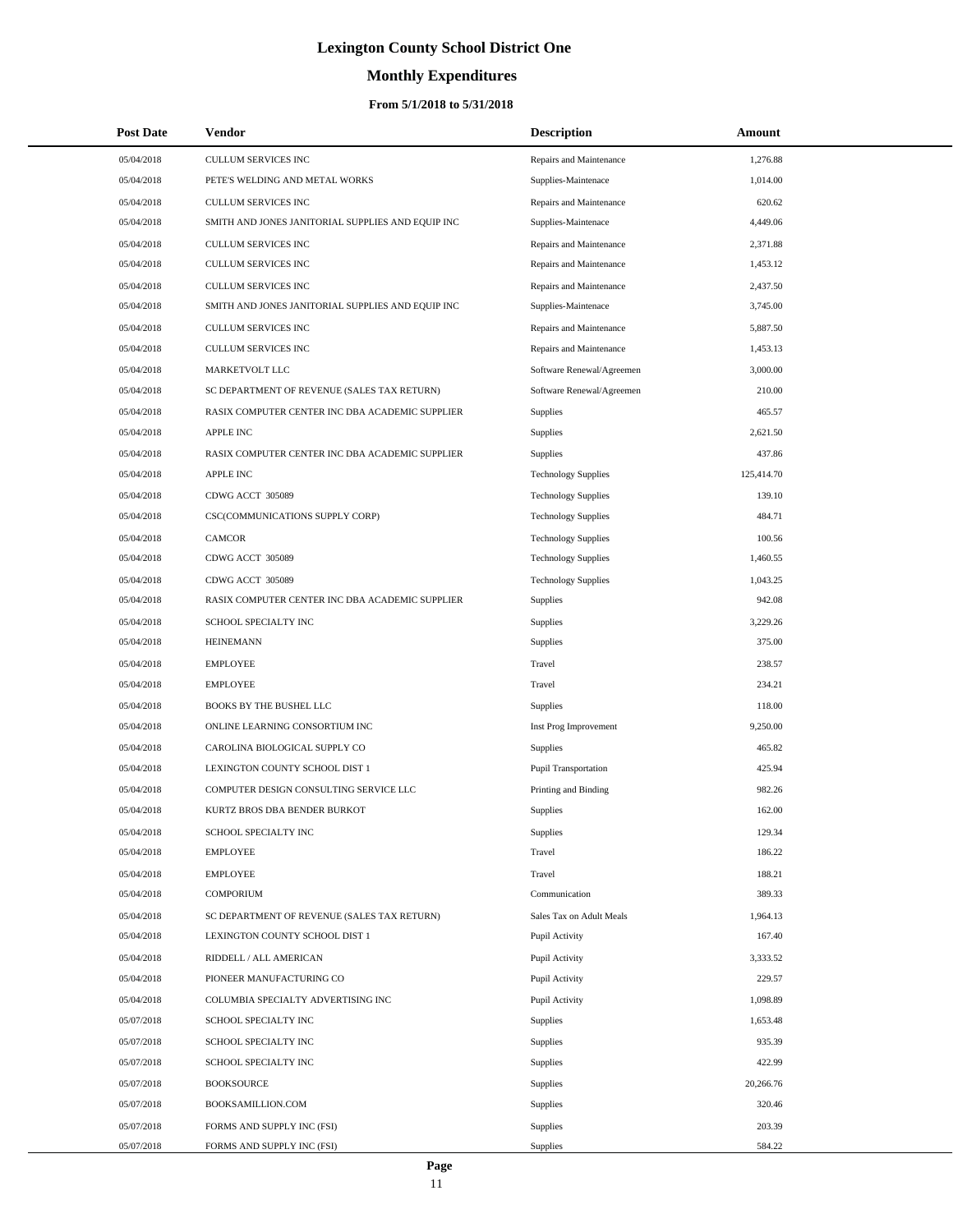# Lexington County School District One

## Monthly Expenditures

### From 5/1/2018 to 5/31/2018

| Post Date | Vendor | Description | Amount |
|---|---|---|---|
| 05/04/2018 | CULLUM SERVICES INC | Repairs and Maintenance | 1,276.88 |
| 05/04/2018 | PETE'S WELDING AND METAL WORKS | Supplies-Maintenace | 1,014.00 |
| 05/04/2018 | CULLUM SERVICES INC | Repairs and Maintenance | 620.62 |
| 05/04/2018 | SMITH AND JONES JANITORIAL SUPPLIES AND EQUIP INC | Supplies-Maintenace | 4,449.06 |
| 05/04/2018 | CULLUM SERVICES INC | Repairs and Maintenance | 2,371.88 |
| 05/04/2018 | CULLUM SERVICES INC | Repairs and Maintenance | 1,453.12 |
| 05/04/2018 | CULLUM SERVICES INC | Repairs and Maintenance | 2,437.50 |
| 05/04/2018 | SMITH AND JONES JANITORIAL SUPPLIES AND EQUIP INC | Supplies-Maintenace | 3,745.00 |
| 05/04/2018 | CULLUM SERVICES INC | Repairs and Maintenance | 5,887.50 |
| 05/04/2018 | CULLUM SERVICES INC | Repairs and Maintenance | 1,453.13 |
| 05/04/2018 | MARKETVOLT LLC | Software Renewal/Agreemen | 3,000.00 |
| 05/04/2018 | SC DEPARTMENT OF REVENUE (SALES TAX RETURN) | Software Renewal/Agreemen | 210.00 |
| 05/04/2018 | RASIX COMPUTER CENTER INC DBA ACADEMIC SUPPLIER | Supplies | 465.57 |
| 05/04/2018 | APPLE INC | Supplies | 2,621.50 |
| 05/04/2018 | RASIX COMPUTER CENTER INC DBA ACADEMIC SUPPLIER | Supplies | 437.86 |
| 05/04/2018 | APPLE INC | Technology Supplies | 125,414.70 |
| 05/04/2018 | CDWG ACCT 305089 | Technology Supplies | 139.10 |
| 05/04/2018 | CSC(COMMUNICATIONS SUPPLY CORP) | Technology Supplies | 484.71 |
| 05/04/2018 | CAMCOR | Technology Supplies | 100.56 |
| 05/04/2018 | CDWG ACCT 305089 | Technology Supplies | 1,460.55 |
| 05/04/2018 | CDWG ACCT 305089 | Technology Supplies | 1,043.25 |
| 05/04/2018 | RASIX COMPUTER CENTER INC DBA ACADEMIC SUPPLIER | Supplies | 942.08 |
| 05/04/2018 | SCHOOL SPECIALTY INC | Supplies | 3,229.26 |
| 05/04/2018 | HEINEMANN | Supplies | 375.00 |
| 05/04/2018 | EMPLOYEE | Travel | 238.57 |
| 05/04/2018 | EMPLOYEE | Travel | 234.21 |
| 05/04/2018 | BOOKS BY THE BUSHEL LLC | Supplies | 118.00 |
| 05/04/2018 | ONLINE LEARNING CONSORTIUM INC | Inst Prog Improvement | 9,250.00 |
| 05/04/2018 | CAROLINA BIOLOGICAL SUPPLY CO | Supplies | 465.82 |
| 05/04/2018 | LEXINGTON COUNTY SCHOOL DIST 1 | Pupil Transportation | 425.94 |
| 05/04/2018 | COMPUTER DESIGN CONSULTING SERVICE LLC | Printing and Binding | 982.26 |
| 05/04/2018 | KURTZ BROS DBA BENDER BURKOT | Supplies | 162.00 |
| 05/04/2018 | SCHOOL SPECIALTY INC | Supplies | 129.34 |
| 05/04/2018 | EMPLOYEE | Travel | 186.22 |
| 05/04/2018 | EMPLOYEE | Travel | 188.21 |
| 05/04/2018 | COMPORIUM | Communication | 389.33 |
| 05/04/2018 | SC DEPARTMENT OF REVENUE (SALES TAX RETURN) | Sales Tax on Adult Meals | 1,964.13 |
| 05/04/2018 | LEXINGTON COUNTY SCHOOL DIST 1 | Pupil Activity | 167.40 |
| 05/04/2018 | RIDDELL / ALL AMERICAN | Pupil Activity | 3,333.52 |
| 05/04/2018 | PIONEER MANUFACTURING CO | Pupil Activity | 229.57 |
| 05/04/2018 | COLUMBIA SPECIALTY ADVERTISING INC | Pupil Activity | 1,098.89 |
| 05/07/2018 | SCHOOL SPECIALTY INC | Supplies | 1,653.48 |
| 05/07/2018 | SCHOOL SPECIALTY INC | Supplies | 935.39 |
| 05/07/2018 | SCHOOL SPECIALTY INC | Supplies | 422.99 |
| 05/07/2018 | BOOKSOURCE | Supplies | 20,266.76 |
| 05/07/2018 | BOOKSAMILLION.COM | Supplies | 320.46 |
| 05/07/2018 | FORMS AND SUPPLY INC (FSI) | Supplies | 203.39 |
| 05/07/2018 | FORMS AND SUPPLY INC (FSI) | Supplies | 584.22 |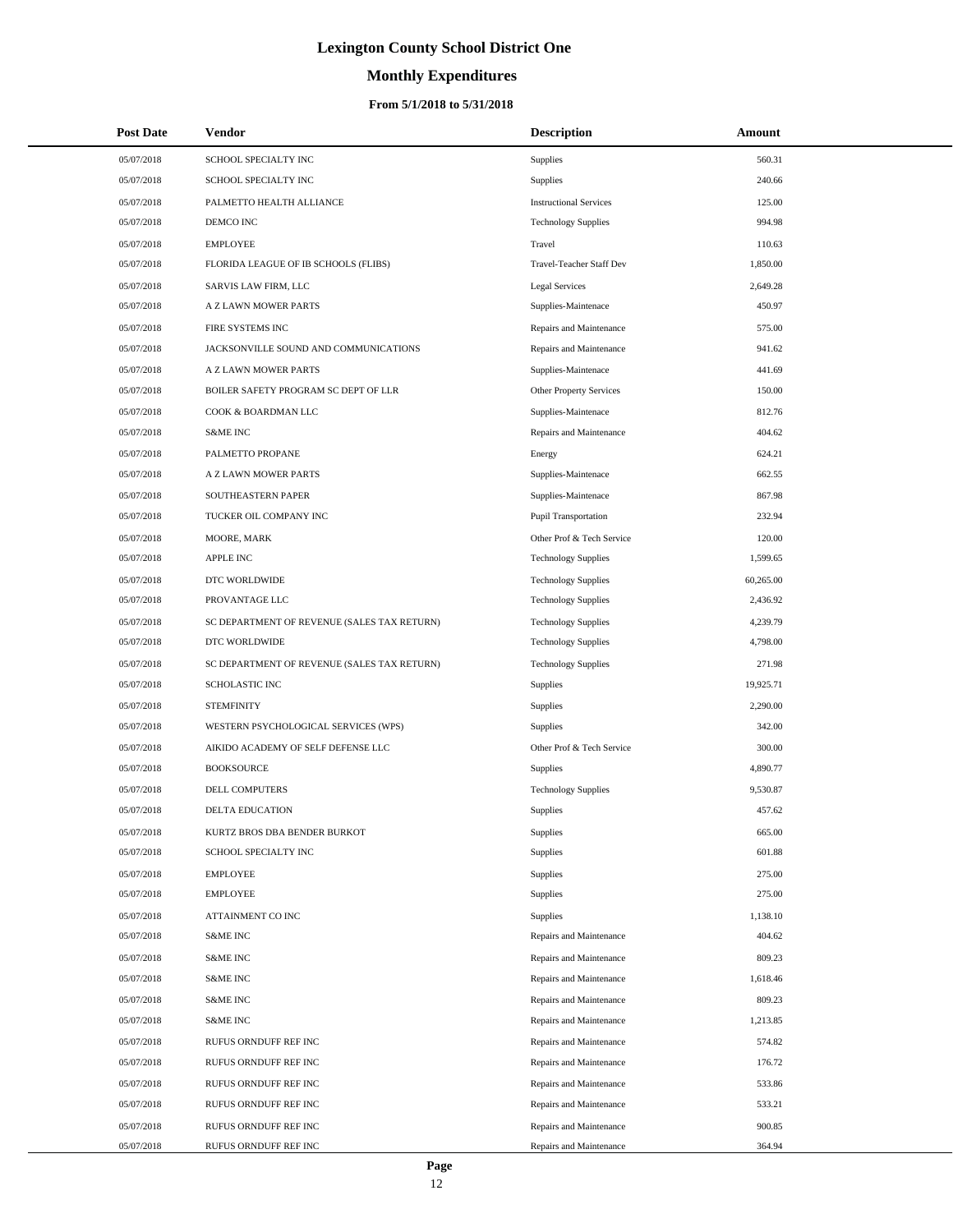# Lexington County School District One

## Monthly Expenditures

### From 5/1/2018 to 5/31/2018

| Post Date | Vendor | Description | Amount |
|---|---|---|---|
| 05/07/2018 | SCHOOL SPECIALTY INC | Supplies | 560.31 |
| 05/07/2018 | SCHOOL SPECIALTY INC | Supplies | 240.66 |
| 05/07/2018 | PALMETTO HEALTH ALLIANCE | Instructional Services | 125.00 |
| 05/07/2018 | DEMCO INC | Technology Supplies | 994.98 |
| 05/07/2018 | EMPLOYEE | Travel | 110.63 |
| 05/07/2018 | FLORIDA LEAGUE OF IB SCHOOLS (FLIBS) | Travel-Teacher Staff Dev | 1,850.00 |
| 05/07/2018 | SARVIS LAW FIRM, LLC | Legal Services | 2,649.28 |
| 05/07/2018 | A Z LAWN MOWER PARTS | Supplies-Maintenace | 450.97 |
| 05/07/2018 | FIRE SYSTEMS INC | Repairs and Maintenance | 575.00 |
| 05/07/2018 | JACKSONVILLE SOUND AND COMMUNICATIONS | Repairs and Maintenance | 941.62 |
| 05/07/2018 | A Z LAWN MOWER PARTS | Supplies-Maintenace | 441.69 |
| 05/07/2018 | BOILER SAFETY PROGRAM SC DEPT OF LLR | Other Property Services | 150.00 |
| 05/07/2018 | COOK & BOARDMAN LLC | Supplies-Maintenace | 812.76 |
| 05/07/2018 | S&ME INC | Repairs and Maintenance | 404.62 |
| 05/07/2018 | PALMETTO PROPANE | Energy | 624.21 |
| 05/07/2018 | A Z LAWN MOWER PARTS | Supplies-Maintenace | 662.55 |
| 05/07/2018 | SOUTHEASTERN PAPER | Supplies-Maintenace | 867.98 |
| 05/07/2018 | TUCKER OIL COMPANY INC | Pupil Transportation | 232.94 |
| 05/07/2018 | MOORE, MARK | Other Prof & Tech Service | 120.00 |
| 05/07/2018 | APPLE INC | Technology Supplies | 1,599.65 |
| 05/07/2018 | DTC WORLDWIDE | Technology Supplies | 60,265.00 |
| 05/07/2018 | PROVANTAGE LLC | Technology Supplies | 2,436.92 |
| 05/07/2018 | SC DEPARTMENT OF REVENUE (SALES TAX RETURN) | Technology Supplies | 4,239.79 |
| 05/07/2018 | DTC WORLDWIDE | Technology Supplies | 4,798.00 |
| 05/07/2018 | SC DEPARTMENT OF REVENUE (SALES TAX RETURN) | Technology Supplies | 271.98 |
| 05/07/2018 | SCHOLASTIC INC | Supplies | 19,925.71 |
| 05/07/2018 | STEMFINITY | Supplies | 2,290.00 |
| 05/07/2018 | WESTERN PSYCHOLOGICAL SERVICES (WPS) | Supplies | 342.00 |
| 05/07/2018 | AIKIDO ACADEMY OF SELF DEFENSE LLC | Other Prof & Tech Service | 300.00 |
| 05/07/2018 | BOOKSOURCE | Supplies | 4,890.77 |
| 05/07/2018 | DELL COMPUTERS | Technology Supplies | 9,530.87 |
| 05/07/2018 | DELTA EDUCATION | Supplies | 457.62 |
| 05/07/2018 | KURTZ BROS DBA BENDER BURKOT | Supplies | 665.00 |
| 05/07/2018 | SCHOOL SPECIALTY INC | Supplies | 601.88 |
| 05/07/2018 | EMPLOYEE | Supplies | 275.00 |
| 05/07/2018 | EMPLOYEE | Supplies | 275.00 |
| 05/07/2018 | ATTAINMENT CO INC | Supplies | 1,138.10 |
| 05/07/2018 | S&ME INC | Repairs and Maintenance | 404.62 |
| 05/07/2018 | S&ME INC | Repairs and Maintenance | 809.23 |
| 05/07/2018 | S&ME INC | Repairs and Maintenance | 1,618.46 |
| 05/07/2018 | S&ME INC | Repairs and Maintenance | 809.23 |
| 05/07/2018 | S&ME INC | Repairs and Maintenance | 1,213.85 |
| 05/07/2018 | RUFUS ORNDUFF REF INC | Repairs and Maintenance | 574.82 |
| 05/07/2018 | RUFUS ORNDUFF REF INC | Repairs and Maintenance | 176.72 |
| 05/07/2018 | RUFUS ORNDUFF REF INC | Repairs and Maintenance | 533.86 |
| 05/07/2018 | RUFUS ORNDUFF REF INC | Repairs and Maintenance | 533.21 |
| 05/07/2018 | RUFUS ORNDUFF REF INC | Repairs and Maintenance | 900.85 |
| 05/07/2018 | RUFUS ORNDUFF REF INC | Repairs and Maintenance | 364.94 |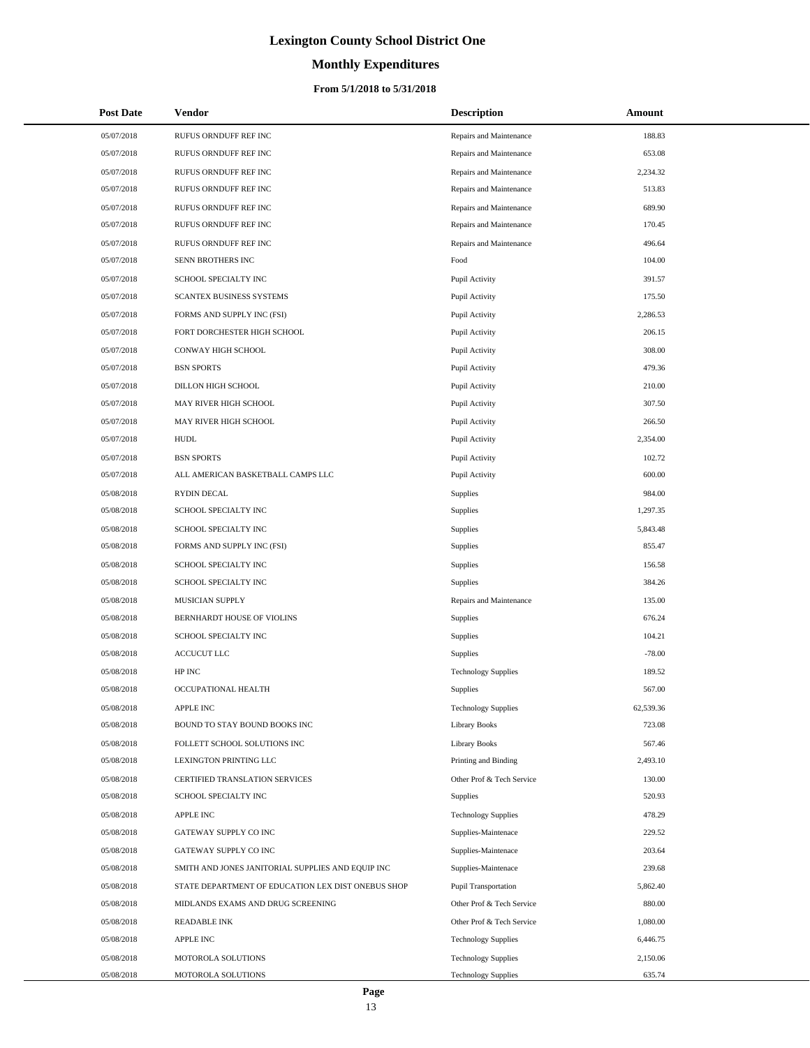# Lexington County School District One

## Monthly Expenditures

### From 5/1/2018 to 5/31/2018

| Post Date | Vendor | Description | Amount |
|---|---|---|---|
| 05/07/2018 | RUFUS ORNDUFF REF INC | Repairs and Maintenance | 188.83 |
| 05/07/2018 | RUFUS ORNDUFF REF INC | Repairs and Maintenance | 653.08 |
| 05/07/2018 | RUFUS ORNDUFF REF INC | Repairs and Maintenance | 2,234.32 |
| 05/07/2018 | RUFUS ORNDUFF REF INC | Repairs and Maintenance | 513.83 |
| 05/07/2018 | RUFUS ORNDUFF REF INC | Repairs and Maintenance | 689.90 |
| 05/07/2018 | RUFUS ORNDUFF REF INC | Repairs and Maintenance | 170.45 |
| 05/07/2018 | RUFUS ORNDUFF REF INC | Repairs and Maintenance | 496.64 |
| 05/07/2018 | SENN BROTHERS INC | Food | 104.00 |
| 05/07/2018 | SCHOOL SPECIALTY INC | Pupil Activity | 391.57 |
| 05/07/2018 | SCANTEX BUSINESS SYSTEMS | Pupil Activity | 175.50 |
| 05/07/2018 | FORMS AND SUPPLY INC (FSI) | Pupil Activity | 2,286.53 |
| 05/07/2018 | FORT DORCHESTER HIGH SCHOOL | Pupil Activity | 206.15 |
| 05/07/2018 | CONWAY HIGH SCHOOL | Pupil Activity | 308.00 |
| 05/07/2018 | BSN SPORTS | Pupil Activity | 479.36 |
| 05/07/2018 | DILLON HIGH SCHOOL | Pupil Activity | 210.00 |
| 05/07/2018 | MAY RIVER HIGH SCHOOL | Pupil Activity | 307.50 |
| 05/07/2018 | MAY RIVER HIGH SCHOOL | Pupil Activity | 266.50 |
| 05/07/2018 | HUDL | Pupil Activity | 2,354.00 |
| 05/07/2018 | BSN SPORTS | Pupil Activity | 102.72 |
| 05/07/2018 | ALL AMERICAN BASKETBALL CAMPS LLC | Pupil Activity | 600.00 |
| 05/08/2018 | RYDIN DECAL | Supplies | 984.00 |
| 05/08/2018 | SCHOOL SPECIALTY INC | Supplies | 1,297.35 |
| 05/08/2018 | SCHOOL SPECIALTY INC | Supplies | 5,843.48 |
| 05/08/2018 | FORMS AND SUPPLY INC (FSI) | Supplies | 855.47 |
| 05/08/2018 | SCHOOL SPECIALTY INC | Supplies | 156.58 |
| 05/08/2018 | SCHOOL SPECIALTY INC | Supplies | 384.26 |
| 05/08/2018 | MUSICIAN SUPPLY | Repairs and Maintenance | 135.00 |
| 05/08/2018 | BERNHARDT HOUSE OF VIOLINS | Supplies | 676.24 |
| 05/08/2018 | SCHOOL SPECIALTY INC | Supplies | 104.21 |
| 05/08/2018 | ACCUCUT LLC | Supplies | -78.00 |
| 05/08/2018 | HP INC | Technology Supplies | 189.52 |
| 05/08/2018 | OCCUPATIONAL HEALTH | Supplies | 567.00 |
| 05/08/2018 | APPLE INC | Technology Supplies | 62,539.36 |
| 05/08/2018 | BOUND TO STAY BOUND BOOKS INC | Library Books | 723.08 |
| 05/08/2018 | FOLLETT SCHOOL SOLUTIONS INC | Library Books | 567.46 |
| 05/08/2018 | LEXINGTON PRINTING LLC | Printing and Binding | 2,493.10 |
| 05/08/2018 | CERTIFIED TRANSLATION SERVICES | Other Prof & Tech Service | 130.00 |
| 05/08/2018 | SCHOOL SPECIALTY INC | Supplies | 520.93 |
| 05/08/2018 | APPLE INC | Technology Supplies | 478.29 |
| 05/08/2018 | GATEWAY SUPPLY CO INC | Supplies-Maintenace | 229.52 |
| 05/08/2018 | GATEWAY SUPPLY CO INC | Supplies-Maintenace | 203.64 |
| 05/08/2018 | SMITH AND JONES JANITORIAL SUPPLIES AND EQUIP INC | Supplies-Maintenace | 239.68 |
| 05/08/2018 | STATE DEPARTMENT OF EDUCATION LEX DIST ONEBUS SHOP | Pupil Transportation | 5,862.40 |
| 05/08/2018 | MIDLANDS EXAMS AND DRUG SCREENING | Other Prof & Tech Service | 880.00 |
| 05/08/2018 | READABLE INK | Other Prof & Tech Service | 1,080.00 |
| 05/08/2018 | APPLE INC | Technology Supplies | 6,446.75 |
| 05/08/2018 | MOTOROLA SOLUTIONS | Technology Supplies | 2,150.06 |
| 05/08/2018 | MOTOROLA SOLUTIONS | Technology Supplies | 635.74 |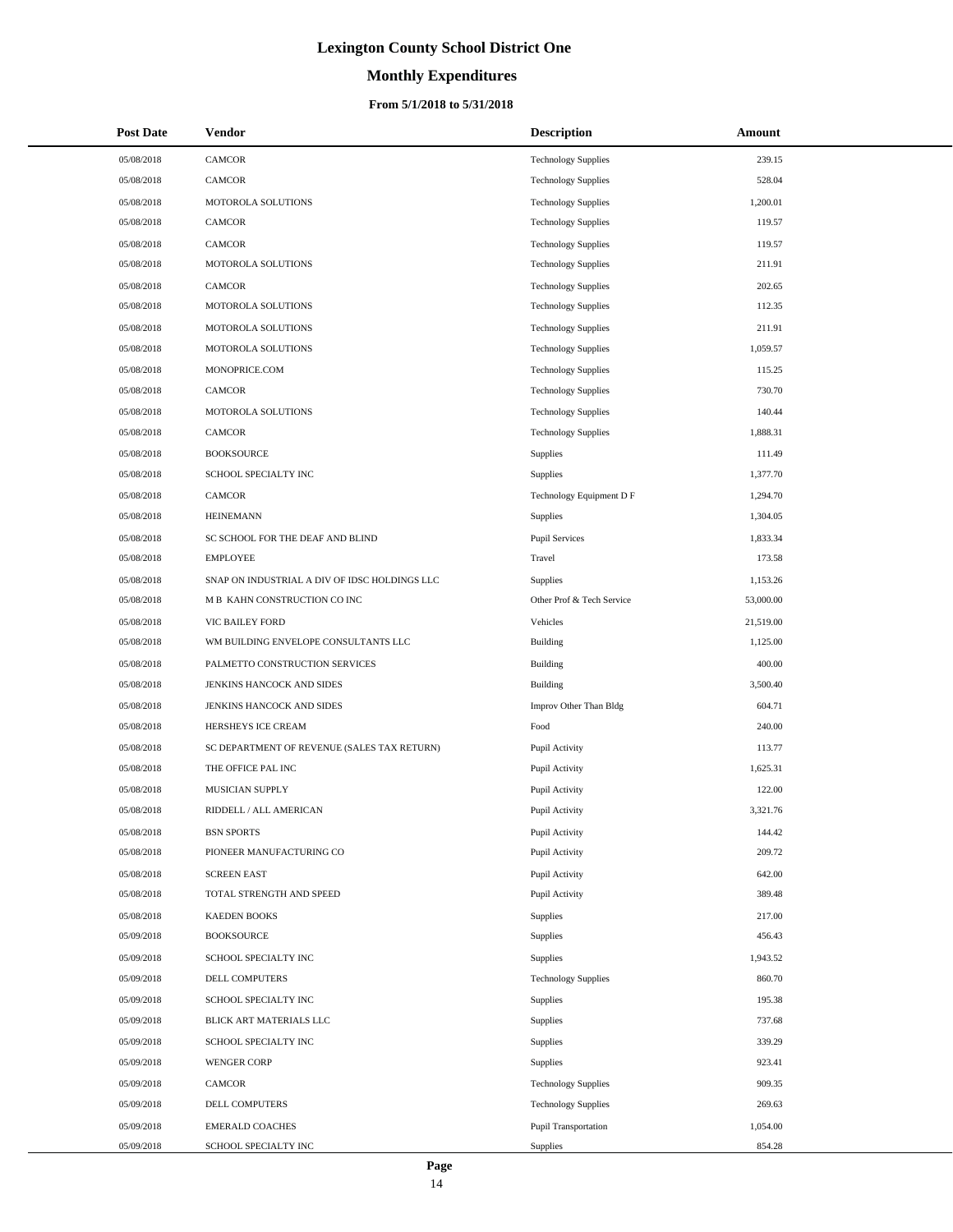# Lexington County School District One

## Monthly Expenditures

### From 5/1/2018 to 5/31/2018

| Post Date | Vendor | Description | Amount |
|---|---|---|---|
| 05/08/2018 | CAMCOR | Technology Supplies | 239.15 |
| 05/08/2018 | CAMCOR | Technology Supplies | 528.04 |
| 05/08/2018 | MOTOROLA SOLUTIONS | Technology Supplies | 1,200.01 |
| 05/08/2018 | CAMCOR | Technology Supplies | 119.57 |
| 05/08/2018 | CAMCOR | Technology Supplies | 119.57 |
| 05/08/2018 | MOTOROLA SOLUTIONS | Technology Supplies | 211.91 |
| 05/08/2018 | CAMCOR | Technology Supplies | 202.65 |
| 05/08/2018 | MOTOROLA SOLUTIONS | Technology Supplies | 112.35 |
| 05/08/2018 | MOTOROLA SOLUTIONS | Technology Supplies | 211.91 |
| 05/08/2018 | MOTOROLA SOLUTIONS | Technology Supplies | 1,059.57 |
| 05/08/2018 | MONOPRICE.COM | Technology Supplies | 115.25 |
| 05/08/2018 | CAMCOR | Technology Supplies | 730.70 |
| 05/08/2018 | MOTOROLA SOLUTIONS | Technology Supplies | 140.44 |
| 05/08/2018 | CAMCOR | Technology Supplies | 1,888.31 |
| 05/08/2018 | BOOKSOURCE | Supplies | 111.49 |
| 05/08/2018 | SCHOOL SPECIALTY INC | Supplies | 1,377.70 |
| 05/08/2018 | CAMCOR | Technology Equipment D F | 1,294.70 |
| 05/08/2018 | HEINEMANN | Supplies | 1,304.05 |
| 05/08/2018 | SC SCHOOL FOR THE DEAF AND BLIND | Pupil Services | 1,833.34 |
| 05/08/2018 | EMPLOYEE | Travel | 173.58 |
| 05/08/2018 | SNAP ON INDUSTRIAL A DIV OF IDSC HOLDINGS LLC | Supplies | 1,153.26 |
| 05/08/2018 | M B KAHN CONSTRUCTION CO INC | Other Prof & Tech Service | 53,000.00 |
| 05/08/2018 | VIC BAILEY FORD | Vehicles | 21,519.00 |
| 05/08/2018 | WM BUILDING ENVELOPE CONSULTANTS LLC | Building | 1,125.00 |
| 05/08/2018 | PALMETTO CONSTRUCTION SERVICES | Building | 400.00 |
| 05/08/2018 | JENKINS HANCOCK AND SIDES | Building | 3,500.40 |
| 05/08/2018 | JENKINS HANCOCK AND SIDES | Improv Other Than Bldg | 604.71 |
| 05/08/2018 | HERSHEYS ICE CREAM | Food | 240.00 |
| 05/08/2018 | SC DEPARTMENT OF REVENUE (SALES TAX RETURN) | Pupil Activity | 113.77 |
| 05/08/2018 | THE OFFICE PAL INC | Pupil Activity | 1,625.31 |
| 05/08/2018 | MUSICIAN SUPPLY | Pupil Activity | 122.00 |
| 05/08/2018 | RIDDELL / ALL AMERICAN | Pupil Activity | 3,321.76 |
| 05/08/2018 | BSN SPORTS | Pupil Activity | 144.42 |
| 05/08/2018 | PIONEER MANUFACTURING CO | Pupil Activity | 209.72 |
| 05/08/2018 | SCREEN EAST | Pupil Activity | 642.00 |
| 05/08/2018 | TOTAL STRENGTH AND SPEED | Pupil Activity | 389.48 |
| 05/08/2018 | KAEDEN BOOKS | Supplies | 217.00 |
| 05/09/2018 | BOOKSOURCE | Supplies | 456.43 |
| 05/09/2018 | SCHOOL SPECIALTY INC | Supplies | 1,943.52 |
| 05/09/2018 | DELL COMPUTERS | Technology Supplies | 860.70 |
| 05/09/2018 | SCHOOL SPECIALTY INC | Supplies | 195.38 |
| 05/09/2018 | BLICK ART MATERIALS LLC | Supplies | 737.68 |
| 05/09/2018 | SCHOOL SPECIALTY INC | Supplies | 339.29 |
| 05/09/2018 | WENGER CORP | Supplies | 923.41 |
| 05/09/2018 | CAMCOR | Technology Supplies | 909.35 |
| 05/09/2018 | DELL COMPUTERS | Technology Supplies | 269.63 |
| 05/09/2018 | EMERALD COACHES | Pupil Transportation | 1,054.00 |
| 05/09/2018 | SCHOOL SPECIALTY INC | Supplies | 854.28 |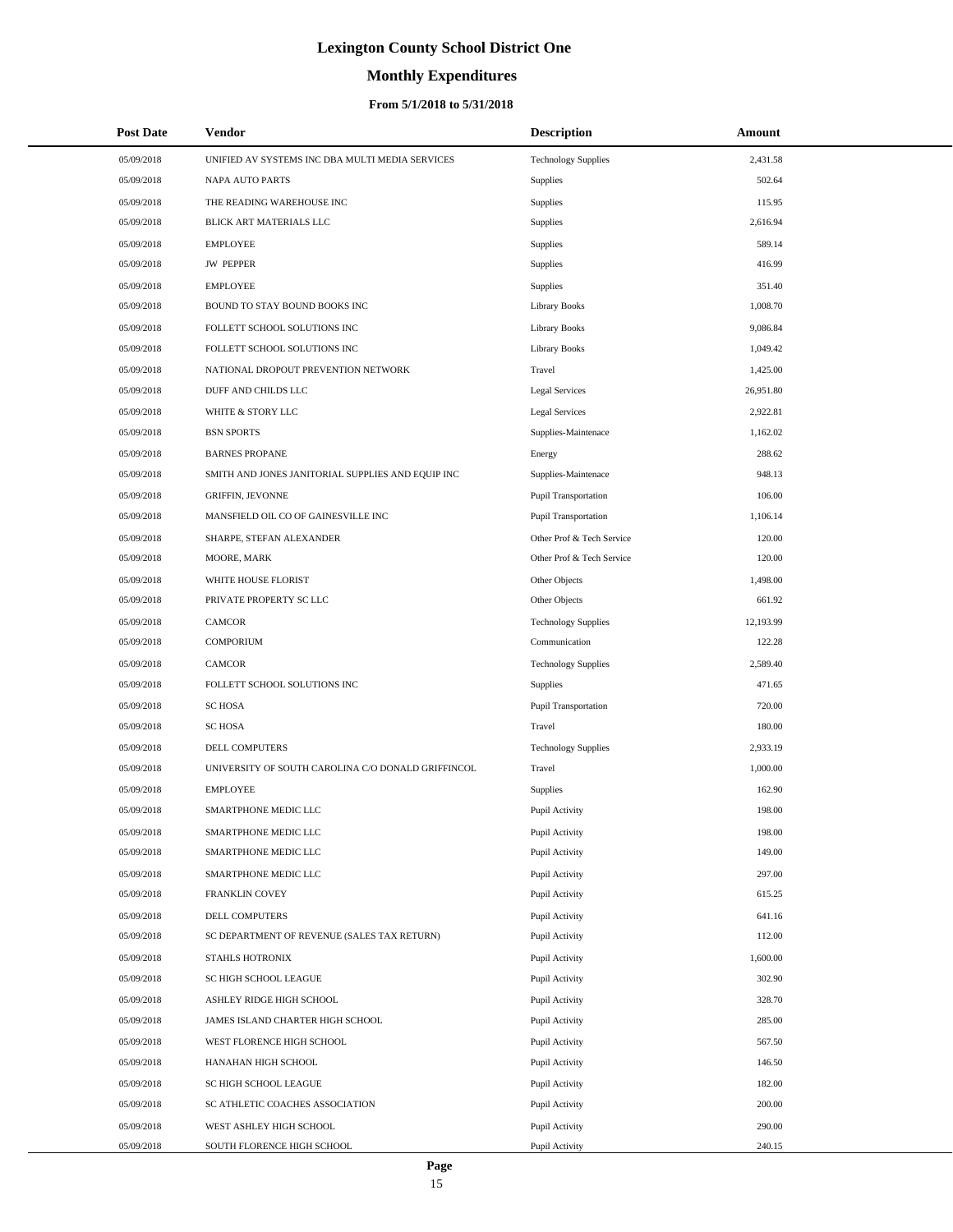# Lexington County School District One

## Monthly Expenditures

### From 5/1/2018 to 5/31/2018

| Post Date | Vendor | Description | Amount |
|---|---|---|---|
| 05/09/2018 | UNIFIED AV SYSTEMS INC DBA MULTI MEDIA SERVICES | Technology Supplies | 2,431.58 |
| 05/09/2018 | NAPA AUTO PARTS | Supplies | 502.64 |
| 05/09/2018 | THE READING WAREHOUSE INC | Supplies | 115.95 |
| 05/09/2018 | BLICK ART MATERIALS LLC | Supplies | 2,616.94 |
| 05/09/2018 | EMPLOYEE | Supplies | 589.14 |
| 05/09/2018 | JW PEPPER | Supplies | 416.99 |
| 05/09/2018 | EMPLOYEE | Supplies | 351.40 |
| 05/09/2018 | BOUND TO STAY BOUND BOOKS INC | Library Books | 1,008.70 |
| 05/09/2018 | FOLLETT SCHOOL SOLUTIONS INC | Library Books | 9,086.84 |
| 05/09/2018 | FOLLETT SCHOOL SOLUTIONS INC | Library Books | 1,049.42 |
| 05/09/2018 | NATIONAL DROPOUT PREVENTION NETWORK | Travel | 1,425.00 |
| 05/09/2018 | DUFF AND CHILDS LLC | Legal Services | 26,951.80 |
| 05/09/2018 | WHITE & STORY LLC | Legal Services | 2,922.81 |
| 05/09/2018 | BSN SPORTS | Supplies-Maintenace | 1,162.02 |
| 05/09/2018 | BARNES PROPANE | Energy | 288.62 |
| 05/09/2018 | SMITH AND JONES JANITORIAL SUPPLIES AND EQUIP INC | Supplies-Maintenace | 948.13 |
| 05/09/2018 | GRIFFIN, JEVONNE | Pupil Transportation | 106.00 |
| 05/09/2018 | MANSFIELD OIL CO OF GAINESVILLE INC | Pupil Transportation | 1,106.14 |
| 05/09/2018 | SHARPE, STEFAN ALEXANDER | Other Prof & Tech Service | 120.00 |
| 05/09/2018 | MOORE, MARK | Other Prof & Tech Service | 120.00 |
| 05/09/2018 | WHITE HOUSE FLORIST | Other Objects | 1,498.00 |
| 05/09/2018 | PRIVATE PROPERTY SC LLC | Other Objects | 661.92 |
| 05/09/2018 | CAMCOR | Technology Supplies | 12,193.99 |
| 05/09/2018 | COMPORIUM | Communication | 122.28 |
| 05/09/2018 | CAMCOR | Technology Supplies | 2,589.40 |
| 05/09/2018 | FOLLETT SCHOOL SOLUTIONS INC | Supplies | 471.65 |
| 05/09/2018 | SC HOSA | Pupil Transportation | 720.00 |
| 05/09/2018 | SC HOSA | Travel | 180.00 |
| 05/09/2018 | DELL COMPUTERS | Technology Supplies | 2,933.19 |
| 05/09/2018 | UNIVERSITY OF SOUTH CAROLINA C/O DONALD GRIFFINCOL | Travel | 1,000.00 |
| 05/09/2018 | EMPLOYEE | Supplies | 162.90 |
| 05/09/2018 | SMARTPHONE MEDIC LLC | Pupil Activity | 198.00 |
| 05/09/2018 | SMARTPHONE MEDIC LLC | Pupil Activity | 198.00 |
| 05/09/2018 | SMARTPHONE MEDIC LLC | Pupil Activity | 149.00 |
| 05/09/2018 | SMARTPHONE MEDIC LLC | Pupil Activity | 297.00 |
| 05/09/2018 | FRANKLIN COVEY | Pupil Activity | 615.25 |
| 05/09/2018 | DELL COMPUTERS | Pupil Activity | 641.16 |
| 05/09/2018 | SC DEPARTMENT OF REVENUE (SALES TAX RETURN) | Pupil Activity | 112.00 |
| 05/09/2018 | STAHLS HOTRONIX | Pupil Activity | 1,600.00 |
| 05/09/2018 | SC HIGH SCHOOL LEAGUE | Pupil Activity | 302.90 |
| 05/09/2018 | ASHLEY RIDGE HIGH SCHOOL | Pupil Activity | 328.70 |
| 05/09/2018 | JAMES ISLAND CHARTER HIGH SCHOOL | Pupil Activity | 285.00 |
| 05/09/2018 | WEST FLORENCE HIGH SCHOOL | Pupil Activity | 567.50 |
| 05/09/2018 | HANAHAN HIGH SCHOOL | Pupil Activity | 146.50 |
| 05/09/2018 | SC HIGH SCHOOL LEAGUE | Pupil Activity | 182.00 |
| 05/09/2018 | SC ATHLETIC COACHES ASSOCIATION | Pupil Activity | 200.00 |
| 05/09/2018 | WEST ASHLEY HIGH SCHOOL | Pupil Activity | 290.00 |
| 05/09/2018 | SOUTH FLORENCE HIGH SCHOOL | Pupil Activity | 240.15 |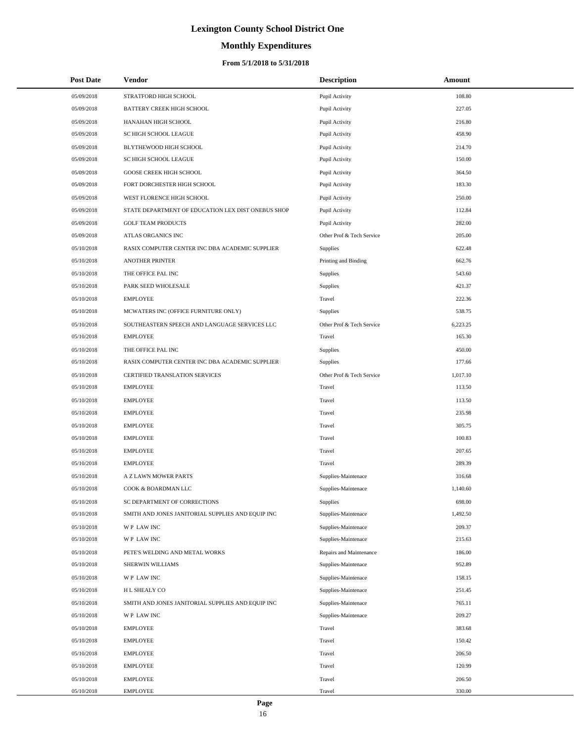# Lexington County School District One

## Monthly Expenditures

### From 5/1/2018 to 5/31/2018

| Post Date | Vendor | Description | Amount |
|---|---|---|---|
| 05/09/2018 | STRATFORD HIGH SCHOOL | Pupil Activity | 108.80 |
| 05/09/2018 | BATTERY CREEK HIGH SCHOOL | Pupil Activity | 227.05 |
| 05/09/2018 | HANAHAN HIGH SCHOOL | Pupil Activity | 216.80 |
| 05/09/2018 | SC HIGH SCHOOL LEAGUE | Pupil Activity | 458.90 |
| 05/09/2018 | BLYTHEWOOD HIGH SCHOOL | Pupil Activity | 214.70 |
| 05/09/2018 | SC HIGH SCHOOL LEAGUE | Pupil Activity | 150.00 |
| 05/09/2018 | GOOSE CREEK HIGH SCHOOL | Pupil Activity | 364.50 |
| 05/09/2018 | FORT DORCHESTER HIGH SCHOOL | Pupil Activity | 183.30 |
| 05/09/2018 | WEST FLORENCE HIGH SCHOOL | Pupil Activity | 250.00 |
| 05/09/2018 | STATE DEPARTMENT OF EDUCATION LEX DIST ONEBUS SHOP | Pupil Activity | 112.84 |
| 05/09/2018 | GOLF TEAM PRODUCTS | Pupil Activity | 282.00 |
| 05/09/2018 | ATLAS ORGANICS INC | Other Prof & Tech Service | 205.00 |
| 05/10/2018 | RASIX COMPUTER CENTER INC DBA ACADEMIC SUPPLIER | Supplies | 622.48 |
| 05/10/2018 | ANOTHER PRINTER | Printing and Binding | 662.76 |
| 05/10/2018 | THE OFFICE PAL INC | Supplies | 543.60 |
| 05/10/2018 | PARK SEED WHOLESALE | Supplies | 421.37 |
| 05/10/2018 | EMPLOYEE | Travel | 222.36 |
| 05/10/2018 | MCWATERS INC (OFFICE FURNITURE ONLY) | Supplies | 538.75 |
| 05/10/2018 | SOUTHEASTERN SPEECH AND LANGUAGE SERVICES LLC | Other Prof & Tech Service | 6,223.25 |
| 05/10/2018 | EMPLOYEE | Travel | 165.30 |
| 05/10/2018 | THE OFFICE PAL INC | Supplies | 450.00 |
| 05/10/2018 | RASIX COMPUTER CENTER INC DBA ACADEMIC SUPPLIER | Supplies | 177.66 |
| 05/10/2018 | CERTIFIED TRANSLATION SERVICES | Other Prof & Tech Service | 1,017.10 |
| 05/10/2018 | EMPLOYEE | Travel | 113.50 |
| 05/10/2018 | EMPLOYEE | Travel | 113.50 |
| 05/10/2018 | EMPLOYEE | Travel | 235.98 |
| 05/10/2018 | EMPLOYEE | Travel | 305.75 |
| 05/10/2018 | EMPLOYEE | Travel | 100.83 |
| 05/10/2018 | EMPLOYEE | Travel | 207.65 |
| 05/10/2018 | EMPLOYEE | Travel | 289.39 |
| 05/10/2018 | A Z LAWN MOWER PARTS | Supplies-Maintenace | 316.68 |
| 05/10/2018 | COOK & BOARDMAN LLC | Supplies-Maintenace | 1,140.60 |
| 05/10/2018 | SC DEPARTMENT OF CORRECTIONS | Supplies | 698.00 |
| 05/10/2018 | SMITH AND JONES JANITORIAL SUPPLIES AND EQUIP INC | Supplies-Maintenace | 1,492.50 |
| 05/10/2018 | W P LAW INC | Supplies-Maintenace | 209.37 |
| 05/10/2018 | W P LAW INC | Supplies-Maintenace | 215.63 |
| 05/10/2018 | PETE'S WELDING AND METAL WORKS | Repairs and Maintenance | 186.00 |
| 05/10/2018 | SHERWIN WILLIAMS | Supplies-Maintenace | 952.89 |
| 05/10/2018 | W P LAW INC | Supplies-Maintenace | 158.15 |
| 05/10/2018 | H L SHEALY CO | Supplies-Maintenace | 251.45 |
| 05/10/2018 | SMITH AND JONES JANITORIAL SUPPLIES AND EQUIP INC | Supplies-Maintenace | 765.11 |
| 05/10/2018 | W P LAW INC | Supplies-Maintenace | 209.27 |
| 05/10/2018 | EMPLOYEE | Travel | 383.68 |
| 05/10/2018 | EMPLOYEE | Travel | 150.42 |
| 05/10/2018 | EMPLOYEE | Travel | 206.50 |
| 05/10/2018 | EMPLOYEE | Travel | 120.99 |
| 05/10/2018 | EMPLOYEE | Travel | 206.50 |
| 05/10/2018 | EMPLOYEE | Travel | 330.00 |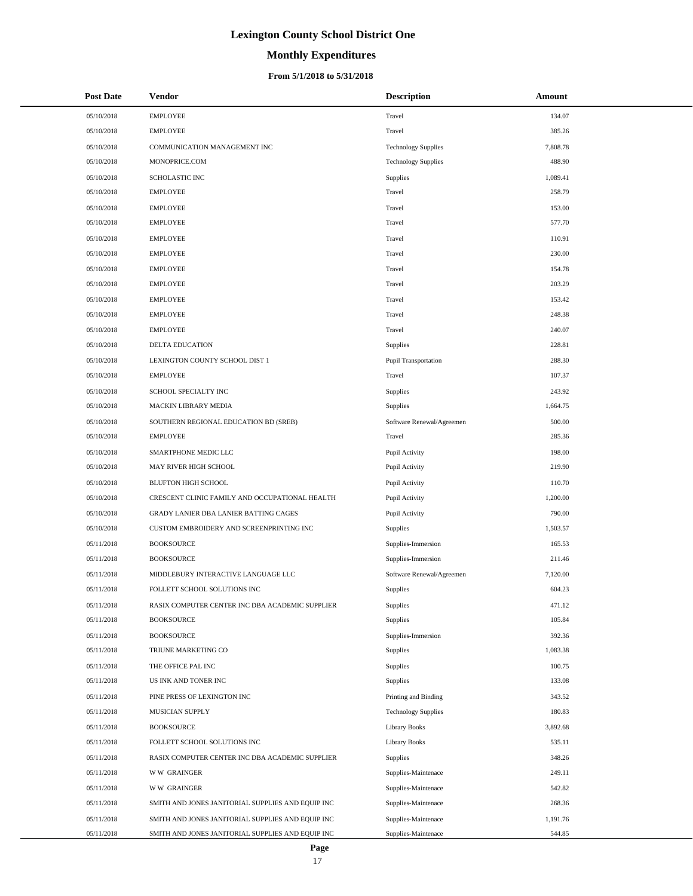# Lexington County School District One

## Monthly Expenditures

### From 5/1/2018 to 5/31/2018

| Post Date | Vendor | Description | Amount |
|---|---|---|---|
| 05/10/2018 | EMPLOYEE | Travel | 134.07 |
| 05/10/2018 | EMPLOYEE | Travel | 385.26 |
| 05/10/2018 | COMMUNICATION MANAGEMENT INC | Technology Supplies | 7,808.78 |
| 05/10/2018 | MONOPRICE.COM | Technology Supplies | 488.90 |
| 05/10/2018 | SCHOLASTIC INC | Supplies | 1,089.41 |
| 05/10/2018 | EMPLOYEE | Travel | 258.79 |
| 05/10/2018 | EMPLOYEE | Travel | 153.00 |
| 05/10/2018 | EMPLOYEE | Travel | 577.70 |
| 05/10/2018 | EMPLOYEE | Travel | 110.91 |
| 05/10/2018 | EMPLOYEE | Travel | 230.00 |
| 05/10/2018 | EMPLOYEE | Travel | 154.78 |
| 05/10/2018 | EMPLOYEE | Travel | 203.29 |
| 05/10/2018 | EMPLOYEE | Travel | 153.42 |
| 05/10/2018 | EMPLOYEE | Travel | 248.38 |
| 05/10/2018 | EMPLOYEE | Travel | 240.07 |
| 05/10/2018 | DELTA EDUCATION | Supplies | 228.81 |
| 05/10/2018 | LEXINGTON COUNTY SCHOOL DIST 1 | Pupil Transportation | 288.30 |
| 05/10/2018 | EMPLOYEE | Travel | 107.37 |
| 05/10/2018 | SCHOOL SPECIALTY INC | Supplies | 243.92 |
| 05/10/2018 | MACKIN LIBRARY MEDIA | Supplies | 1,664.75 |
| 05/10/2018 | SOUTHERN REGIONAL EDUCATION BD (SREB) | Software Renewal/Agreemen | 500.00 |
| 05/10/2018 | EMPLOYEE | Travel | 285.36 |
| 05/10/2018 | SMARTPHONE MEDIC LLC | Pupil Activity | 198.00 |
| 05/10/2018 | MAY RIVER HIGH SCHOOL | Pupil Activity | 219.90 |
| 05/10/2018 | BLUFTON HIGH SCHOOL | Pupil Activity | 110.70 |
| 05/10/2018 | CRESCENT CLINIC FAMILY AND OCCUPATIONAL HEALTH | Pupil Activity | 1,200.00 |
| 05/10/2018 | GRADY LANIER DBA LANIER BATTING CAGES | Pupil Activity | 790.00 |
| 05/10/2018 | CUSTOM EMBROIDERY AND SCREENPRINTING INC | Supplies | 1,503.57 |
| 05/11/2018 | BOOKSOURCE | Supplies-Immersion | 165.53 |
| 05/11/2018 | BOOKSOURCE | Supplies-Immersion | 211.46 |
| 05/11/2018 | MIDDLEBURY INTERACTIVE LANGUAGE LLC | Software Renewal/Agreemen | 7,120.00 |
| 05/11/2018 | FOLLETT SCHOOL SOLUTIONS INC | Supplies | 604.23 |
| 05/11/2018 | RASIX COMPUTER CENTER INC DBA ACADEMIC SUPPLIER | Supplies | 471.12 |
| 05/11/2018 | BOOKSOURCE | Supplies | 105.84 |
| 05/11/2018 | BOOKSOURCE | Supplies-Immersion | 392.36 |
| 05/11/2018 | TRIUNE MARKETING CO | Supplies | 1,083.38 |
| 05/11/2018 | THE OFFICE PAL INC | Supplies | 100.75 |
| 05/11/2018 | US INK AND TONER INC | Supplies | 133.08 |
| 05/11/2018 | PINE PRESS OF LEXINGTON INC | Printing and Binding | 343.52 |
| 05/11/2018 | MUSICIAN SUPPLY | Technology Supplies | 180.83 |
| 05/11/2018 | BOOKSOURCE | Library Books | 3,892.68 |
| 05/11/2018 | FOLLETT SCHOOL SOLUTIONS INC | Library Books | 535.11 |
| 05/11/2018 | RASIX COMPUTER CENTER INC DBA ACADEMIC SUPPLIER | Supplies | 348.26 |
| 05/11/2018 | W W GRAINGER | Supplies-Maintenace | 249.11 |
| 05/11/2018 | W W GRAINGER | Supplies-Maintenace | 542.82 |
| 05/11/2018 | SMITH AND JONES JANITORIAL SUPPLIES AND EQUIP INC | Supplies-Maintenace | 268.36 |
| 05/11/2018 | SMITH AND JONES JANITORIAL SUPPLIES AND EQUIP INC | Supplies-Maintenace | 1,191.76 |
| 05/11/2018 | SMITH AND JONES JANITORIAL SUPPLIES AND EQUIP INC | Supplies-Maintenace | 544.85 |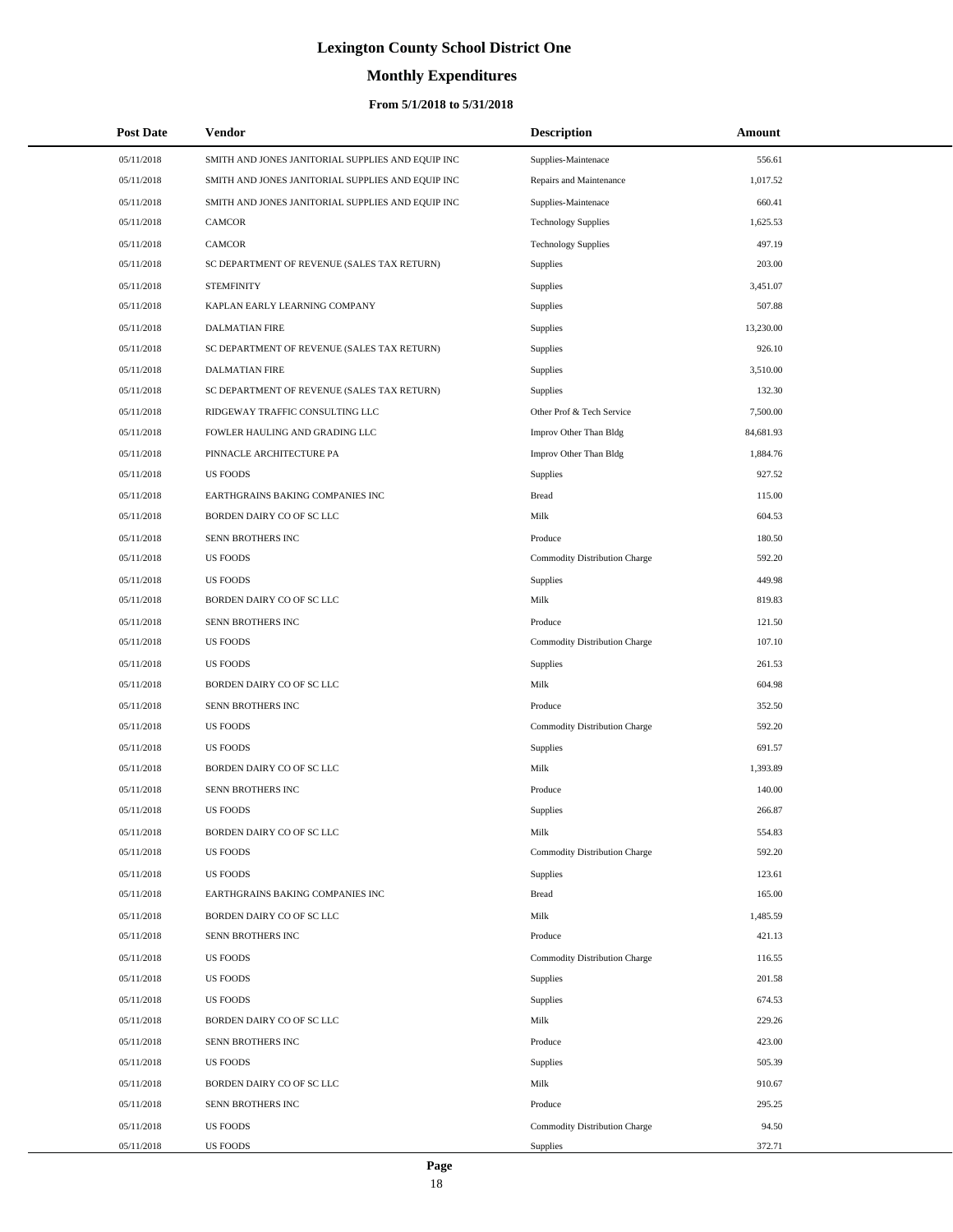# Lexington County School District One

## Monthly Expenditures

### From 5/1/2018 to 5/31/2018

| Post Date | Vendor | Description | Amount |
|---|---|---|---|
| 05/11/2018 | SMITH AND JONES JANITORIAL SUPPLIES AND EQUIP INC | Supplies-Maintenace | 556.61 |
| 05/11/2018 | SMITH AND JONES JANITORIAL SUPPLIES AND EQUIP INC | Repairs and Maintenance | 1,017.52 |
| 05/11/2018 | SMITH AND JONES JANITORIAL SUPPLIES AND EQUIP INC | Supplies-Maintenace | 660.41 |
| 05/11/2018 | CAMCOR | Technology Supplies | 1,625.53 |
| 05/11/2018 | CAMCOR | Technology Supplies | 497.19 |
| 05/11/2018 | SC DEPARTMENT OF REVENUE (SALES TAX RETURN) | Supplies | 203.00 |
| 05/11/2018 | STEMFINITY | Supplies | 3,451.07 |
| 05/11/2018 | KAPLAN EARLY LEARNING COMPANY | Supplies | 507.88 |
| 05/11/2018 | DALMATIAN FIRE | Supplies | 13,230.00 |
| 05/11/2018 | SC DEPARTMENT OF REVENUE (SALES TAX RETURN) | Supplies | 926.10 |
| 05/11/2018 | DALMATIAN FIRE | Supplies | 3,510.00 |
| 05/11/2018 | SC DEPARTMENT OF REVENUE (SALES TAX RETURN) | Supplies | 132.30 |
| 05/11/2018 | RIDGEWAY TRAFFIC CONSULTING LLC | Other Prof & Tech Service | 7,500.00 |
| 05/11/2018 | FOWLER HAULING AND GRADING LLC | Improv Other Than Bldg | 84,681.93 |
| 05/11/2018 | PINNACLE ARCHITECTURE PA | Improv Other Than Bldg | 1,884.76 |
| 05/11/2018 | US FOODS | Supplies | 927.52 |
| 05/11/2018 | EARTHGRAINS BAKING COMPANIES INC | Bread | 115.00 |
| 05/11/2018 | BORDEN DAIRY CO OF SC LLC | Milk | 604.53 |
| 05/11/2018 | SENN BROTHERS INC | Produce | 180.50 |
| 05/11/2018 | US FOODS | Commodity Distribution Charge | 592.20 |
| 05/11/2018 | US FOODS | Supplies | 449.98 |
| 05/11/2018 | BORDEN DAIRY CO OF SC LLC | Milk | 819.83 |
| 05/11/2018 | SENN BROTHERS INC | Produce | 121.50 |
| 05/11/2018 | US FOODS | Commodity Distribution Charge | 107.10 |
| 05/11/2018 | US FOODS | Supplies | 261.53 |
| 05/11/2018 | BORDEN DAIRY CO OF SC LLC | Milk | 604.98 |
| 05/11/2018 | SENN BROTHERS INC | Produce | 352.50 |
| 05/11/2018 | US FOODS | Commodity Distribution Charge | 592.20 |
| 05/11/2018 | US FOODS | Supplies | 691.57 |
| 05/11/2018 | BORDEN DAIRY CO OF SC LLC | Milk | 1,393.89 |
| 05/11/2018 | SENN BROTHERS INC | Produce | 140.00 |
| 05/11/2018 | US FOODS | Supplies | 266.87 |
| 05/11/2018 | BORDEN DAIRY CO OF SC LLC | Milk | 554.83 |
| 05/11/2018 | US FOODS | Commodity Distribution Charge | 592.20 |
| 05/11/2018 | US FOODS | Supplies | 123.61 |
| 05/11/2018 | EARTHGRAINS BAKING COMPANIES INC | Bread | 165.00 |
| 05/11/2018 | BORDEN DAIRY CO OF SC LLC | Milk | 1,485.59 |
| 05/11/2018 | SENN BROTHERS INC | Produce | 421.13 |
| 05/11/2018 | US FOODS | Commodity Distribution Charge | 116.55 |
| 05/11/2018 | US FOODS | Supplies | 201.58 |
| 05/11/2018 | US FOODS | Supplies | 674.53 |
| 05/11/2018 | BORDEN DAIRY CO OF SC LLC | Milk | 229.26 |
| 05/11/2018 | SENN BROTHERS INC | Produce | 423.00 |
| 05/11/2018 | US FOODS | Supplies | 505.39 |
| 05/11/2018 | BORDEN DAIRY CO OF SC LLC | Milk | 910.67 |
| 05/11/2018 | SENN BROTHERS INC | Produce | 295.25 |
| 05/11/2018 | US FOODS | Commodity Distribution Charge | 94.50 |
| 05/11/2018 | US FOODS | Supplies | 372.71 |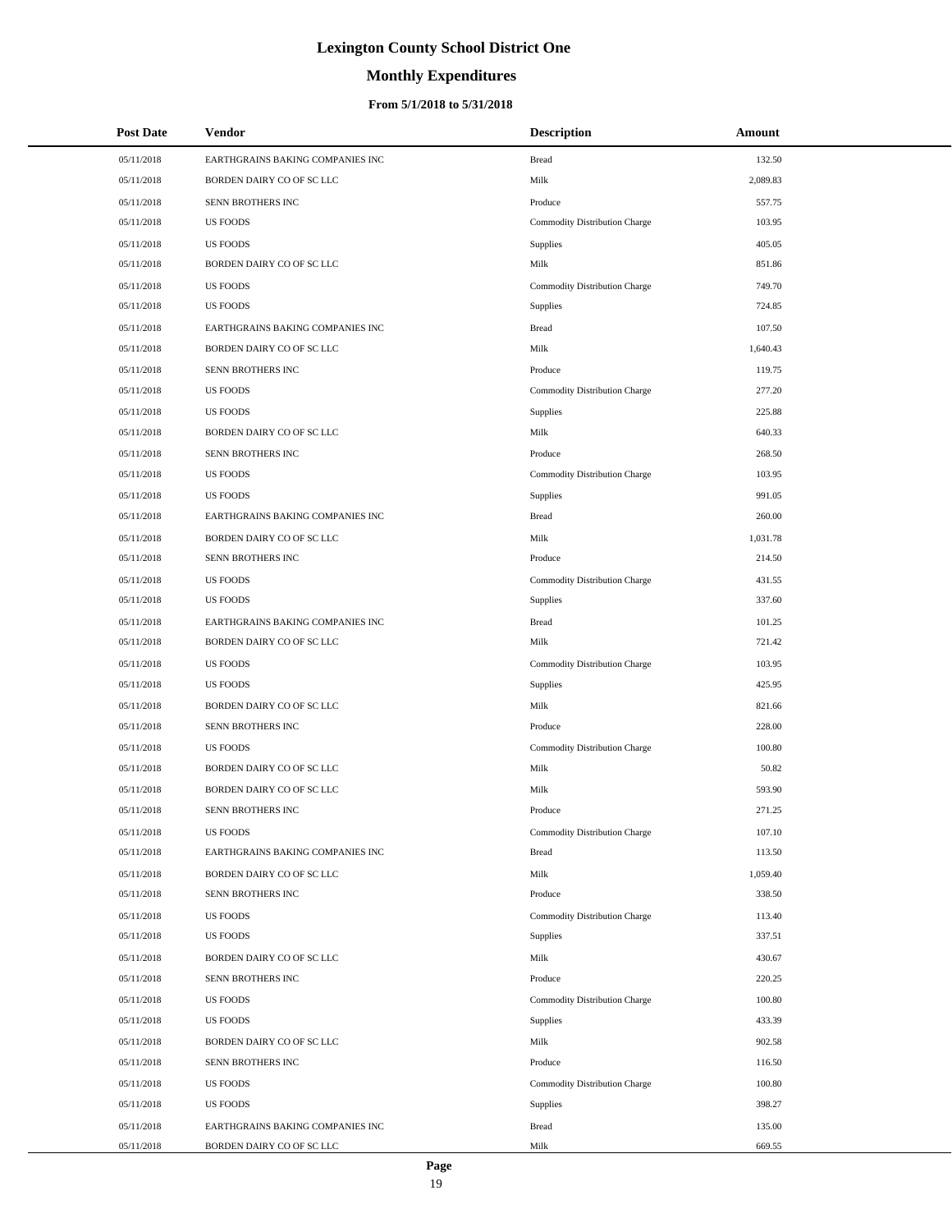# Lexington County School District One

## Monthly Expenditures

### From 5/1/2018 to 5/31/2018

| Post Date | Vendor | Description | Amount |
|---|---|---|---|
| 05/11/2018 | EARTHGRAINS BAKING COMPANIES INC | Bread | 132.50 |
| 05/11/2018 | BORDEN DAIRY CO OF SC LLC | Milk | 2,089.83 |
| 05/11/2018 | SENN BROTHERS INC | Produce | 557.75 |
| 05/11/2018 | US FOODS | Commodity Distribution Charge | 103.95 |
| 05/11/2018 | US FOODS | Supplies | 405.05 |
| 05/11/2018 | BORDEN DAIRY CO OF SC LLC | Milk | 851.86 |
| 05/11/2018 | US FOODS | Commodity Distribution Charge | 749.70 |
| 05/11/2018 | US FOODS | Supplies | 724.85 |
| 05/11/2018 | EARTHGRAINS BAKING COMPANIES INC | Bread | 107.50 |
| 05/11/2018 | BORDEN DAIRY CO OF SC LLC | Milk | 1,640.43 |
| 05/11/2018 | SENN BROTHERS INC | Produce | 119.75 |
| 05/11/2018 | US FOODS | Commodity Distribution Charge | 277.20 |
| 05/11/2018 | US FOODS | Supplies | 225.88 |
| 05/11/2018 | BORDEN DAIRY CO OF SC LLC | Milk | 640.33 |
| 05/11/2018 | SENN BROTHERS INC | Produce | 268.50 |
| 05/11/2018 | US FOODS | Commodity Distribution Charge | 103.95 |
| 05/11/2018 | US FOODS | Supplies | 991.05 |
| 05/11/2018 | EARTHGRAINS BAKING COMPANIES INC | Bread | 260.00 |
| 05/11/2018 | BORDEN DAIRY CO OF SC LLC | Milk | 1,031.78 |
| 05/11/2018 | SENN BROTHERS INC | Produce | 214.50 |
| 05/11/2018 | US FOODS | Commodity Distribution Charge | 431.55 |
| 05/11/2018 | US FOODS | Supplies | 337.60 |
| 05/11/2018 | EARTHGRAINS BAKING COMPANIES INC | Bread | 101.25 |
| 05/11/2018 | BORDEN DAIRY CO OF SC LLC | Milk | 721.42 |
| 05/11/2018 | US FOODS | Commodity Distribution Charge | 103.95 |
| 05/11/2018 | US FOODS | Supplies | 425.95 |
| 05/11/2018 | BORDEN DAIRY CO OF SC LLC | Milk | 821.66 |
| 05/11/2018 | SENN BROTHERS INC | Produce | 228.00 |
| 05/11/2018 | US FOODS | Commodity Distribution Charge | 100.80 |
| 05/11/2018 | BORDEN DAIRY CO OF SC LLC | Milk | 50.82 |
| 05/11/2018 | BORDEN DAIRY CO OF SC LLC | Milk | 593.90 |
| 05/11/2018 | SENN BROTHERS INC | Produce | 271.25 |
| 05/11/2018 | US FOODS | Commodity Distribution Charge | 107.10 |
| 05/11/2018 | EARTHGRAINS BAKING COMPANIES INC | Bread | 113.50 |
| 05/11/2018 | BORDEN DAIRY CO OF SC LLC | Milk | 1,059.40 |
| 05/11/2018 | SENN BROTHERS INC | Produce | 338.50 |
| 05/11/2018 | US FOODS | Commodity Distribution Charge | 113.40 |
| 05/11/2018 | US FOODS | Supplies | 337.51 |
| 05/11/2018 | BORDEN DAIRY CO OF SC LLC | Milk | 430.67 |
| 05/11/2018 | SENN BROTHERS INC | Produce | 220.25 |
| 05/11/2018 | US FOODS | Commodity Distribution Charge | 100.80 |
| 05/11/2018 | US FOODS | Supplies | 433.39 |
| 05/11/2018 | BORDEN DAIRY CO OF SC LLC | Milk | 902.58 |
| 05/11/2018 | SENN BROTHERS INC | Produce | 116.50 |
| 05/11/2018 | US FOODS | Commodity Distribution Charge | 100.80 |
| 05/11/2018 | US FOODS | Supplies | 398.27 |
| 05/11/2018 | EARTHGRAINS BAKING COMPANIES INC | Bread | 135.00 |
| 05/11/2018 | BORDEN DAIRY CO OF SC LLC | Milk | 669.55 |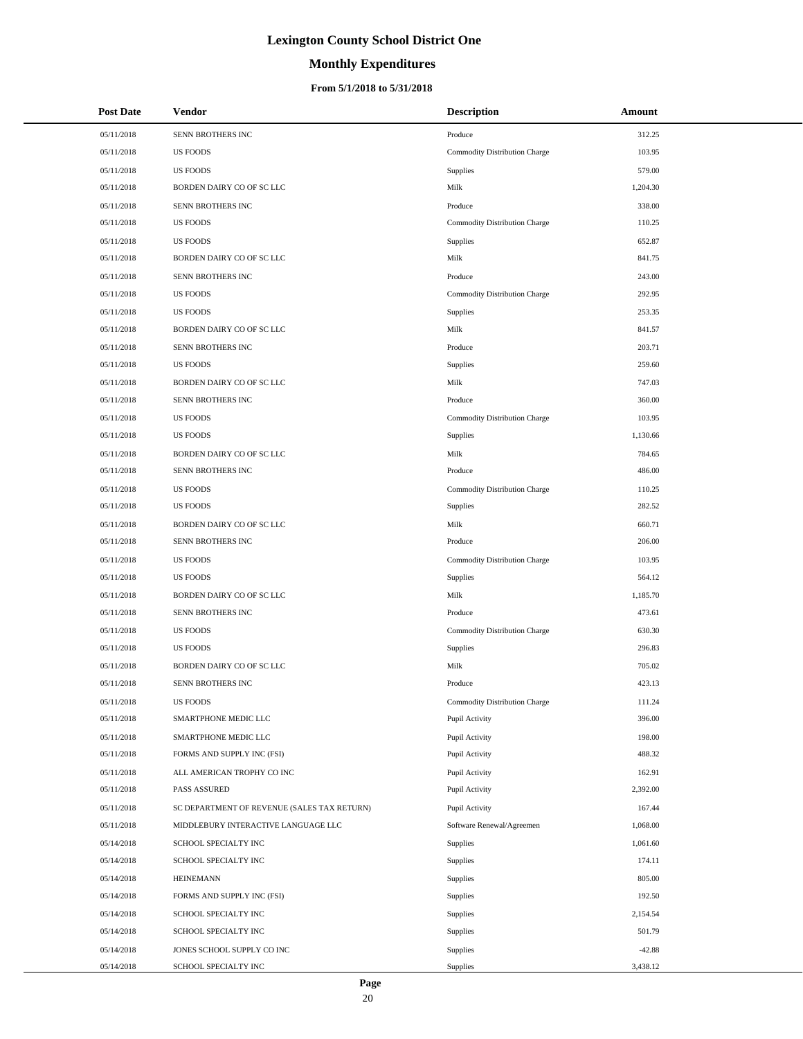# Lexington County School District One

## Monthly Expenditures

### From 5/1/2018 to 5/31/2018

| Post Date | Vendor | Description | Amount |
|---|---|---|---|
| 05/11/2018 | SENN BROTHERS INC | Produce | 312.25 |
| 05/11/2018 | US FOODS | Commodity Distribution Charge | 103.95 |
| 05/11/2018 | US FOODS | Supplies | 579.00 |
| 05/11/2018 | BORDEN DAIRY CO OF SC LLC | Milk | 1,204.30 |
| 05/11/2018 | SENN BROTHERS INC | Produce | 338.00 |
| 05/11/2018 | US FOODS | Commodity Distribution Charge | 110.25 |
| 05/11/2018 | US FOODS | Supplies | 652.87 |
| 05/11/2018 | BORDEN DAIRY CO OF SC LLC | Milk | 841.75 |
| 05/11/2018 | SENN BROTHERS INC | Produce | 243.00 |
| 05/11/2018 | US FOODS | Commodity Distribution Charge | 292.95 |
| 05/11/2018 | US FOODS | Supplies | 253.35 |
| 05/11/2018 | BORDEN DAIRY CO OF SC LLC | Milk | 841.57 |
| 05/11/2018 | SENN BROTHERS INC | Produce | 203.71 |
| 05/11/2018 | US FOODS | Supplies | 259.60 |
| 05/11/2018 | BORDEN DAIRY CO OF SC LLC | Milk | 747.03 |
| 05/11/2018 | SENN BROTHERS INC | Produce | 360.00 |
| 05/11/2018 | US FOODS | Commodity Distribution Charge | 103.95 |
| 05/11/2018 | US FOODS | Supplies | 1,130.66 |
| 05/11/2018 | BORDEN DAIRY CO OF SC LLC | Milk | 784.65 |
| 05/11/2018 | SENN BROTHERS INC | Produce | 486.00 |
| 05/11/2018 | US FOODS | Commodity Distribution Charge | 110.25 |
| 05/11/2018 | US FOODS | Supplies | 282.52 |
| 05/11/2018 | BORDEN DAIRY CO OF SC LLC | Milk | 660.71 |
| 05/11/2018 | SENN BROTHERS INC | Produce | 206.00 |
| 05/11/2018 | US FOODS | Commodity Distribution Charge | 103.95 |
| 05/11/2018 | US FOODS | Supplies | 564.12 |
| 05/11/2018 | BORDEN DAIRY CO OF SC LLC | Milk | 1,185.70 |
| 05/11/2018 | SENN BROTHERS INC | Produce | 473.61 |
| 05/11/2018 | US FOODS | Commodity Distribution Charge | 630.30 |
| 05/11/2018 | US FOODS | Supplies | 296.83 |
| 05/11/2018 | BORDEN DAIRY CO OF SC LLC | Milk | 705.02 |
| 05/11/2018 | SENN BROTHERS INC | Produce | 423.13 |
| 05/11/2018 | US FOODS | Commodity Distribution Charge | 111.24 |
| 05/11/2018 | SMARTPHONE MEDIC LLC | Pupil Activity | 396.00 |
| 05/11/2018 | SMARTPHONE MEDIC LLC | Pupil Activity | 198.00 |
| 05/11/2018 | FORMS AND SUPPLY INC (FSI) | Pupil Activity | 488.32 |
| 05/11/2018 | ALL AMERICAN TROPHY CO INC | Pupil Activity | 162.91 |
| 05/11/2018 | PASS ASSURED | Pupil Activity | 2,392.00 |
| 05/11/2018 | SC DEPARTMENT OF REVENUE (SALES TAX RETURN) | Pupil Activity | 167.44 |
| 05/11/2018 | MIDDLEBURY INTERACTIVE LANGUAGE LLC | Software Renewal/Agreemen | 1,068.00 |
| 05/14/2018 | SCHOOL SPECIALTY INC | Supplies | 1,061.60 |
| 05/14/2018 | SCHOOL SPECIALTY INC | Supplies | 174.11 |
| 05/14/2018 | HEINEMANN | Supplies | 805.00 |
| 05/14/2018 | FORMS AND SUPPLY INC (FSI) | Supplies | 192.50 |
| 05/14/2018 | SCHOOL SPECIALTY INC | Supplies | 2,154.54 |
| 05/14/2018 | SCHOOL SPECIALTY INC | Supplies | 501.79 |
| 05/14/2018 | JONES SCHOOL SUPPLY CO INC | Supplies | -42.88 |
| 05/14/2018 | SCHOOL SPECIALTY INC | Supplies | 3,438.12 |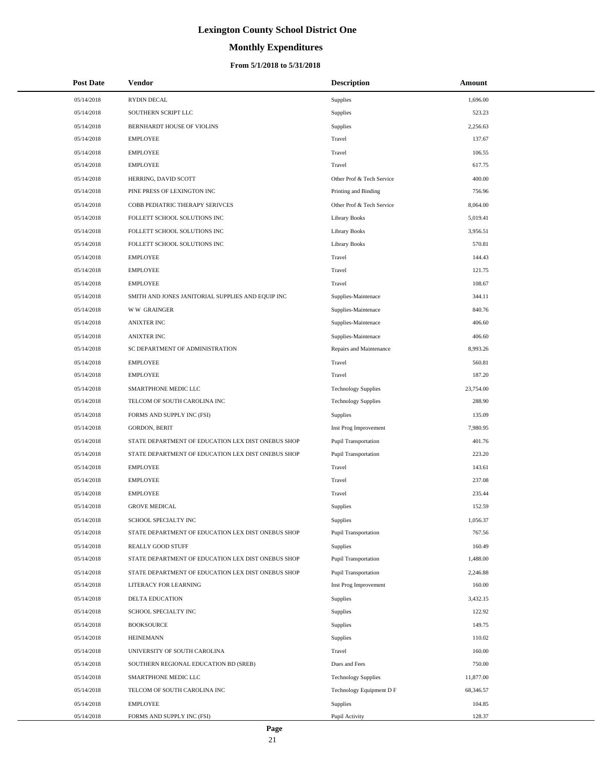# Lexington County School District One

## Monthly Expenditures

### From 5/1/2018 to 5/31/2018

| Post Date | Vendor | Description | Amount |
|---|---|---|---|
| 05/14/2018 | RYDIN DECAL | Supplies | 1,696.00 |
| 05/14/2018 | SOUTHERN SCRIPT LLC | Supplies | 523.23 |
| 05/14/2018 | BERNHARDT HOUSE OF VIOLINS | Supplies | 2,256.63 |
| 05/14/2018 | EMPLOYEE | Travel | 137.67 |
| 05/14/2018 | EMPLOYEE | Travel | 106.55 |
| 05/14/2018 | EMPLOYEE | Travel | 617.75 |
| 05/14/2018 | HERRING, DAVID SCOTT | Other Prof & Tech Service | 400.00 |
| 05/14/2018 | PINE PRESS OF LEXINGTON INC | Printing and Binding | 756.96 |
| 05/14/2018 | COBB PEDIATRIC THERAPY SERIVCES | Other Prof & Tech Service | 8,064.00 |
| 05/14/2018 | FOLLETT SCHOOL SOLUTIONS INC | Library Books | 5,019.41 |
| 05/14/2018 | FOLLETT SCHOOL SOLUTIONS INC | Library Books | 3,956.51 |
| 05/14/2018 | FOLLETT SCHOOL SOLUTIONS INC | Library Books | 570.81 |
| 05/14/2018 | EMPLOYEE | Travel | 144.43 |
| 05/14/2018 | EMPLOYEE | Travel | 121.75 |
| 05/14/2018 | EMPLOYEE | Travel | 108.67 |
| 05/14/2018 | SMITH AND JONES JANITORIAL SUPPLIES AND EQUIP INC | Supplies-Maintenace | 344.11 |
| 05/14/2018 | W W GRAINGER | Supplies-Maintenace | 840.76 |
| 05/14/2018 | ANIXTER INC | Supplies-Maintenace | 406.60 |
| 05/14/2018 | ANIXTER INC | Supplies-Maintenace | 406.60 |
| 05/14/2018 | SC DEPARTMENT OF ADMINISTRATION | Repairs and Maintenance | 8,993.26 |
| 05/14/2018 | EMPLOYEE | Travel | 560.81 |
| 05/14/2018 | EMPLOYEE | Travel | 187.20 |
| 05/14/2018 | SMARTPHONE MEDIC LLC | Technology Supplies | 23,754.00 |
| 05/14/2018 | TELCOM OF SOUTH CAROLINA INC | Technology Supplies | 288.90 |
| 05/14/2018 | FORMS AND SUPPLY INC (FSI) | Supplies | 135.09 |
| 05/14/2018 | GORDON, BERIT | Inst Prog Improvement | 7,980.95 |
| 05/14/2018 | STATE DEPARTMENT OF EDUCATION LEX DIST ONEBUS SHOP | Pupil Transportation | 401.76 |
| 05/14/2018 | STATE DEPARTMENT OF EDUCATION LEX DIST ONEBUS SHOP | Pupil Transportation | 223.20 |
| 05/14/2018 | EMPLOYEE | Travel | 143.61 |
| 05/14/2018 | EMPLOYEE | Travel | 237.08 |
| 05/14/2018 | EMPLOYEE | Travel | 235.44 |
| 05/14/2018 | GROVE MEDICAL | Supplies | 152.59 |
| 05/14/2018 | SCHOOL SPECIALTY INC | Supplies | 1,056.37 |
| 05/14/2018 | STATE DEPARTMENT OF EDUCATION LEX DIST ONEBUS SHOP | Pupil Transportation | 767.56 |
| 05/14/2018 | REALLY GOOD STUFF | Supplies | 160.49 |
| 05/14/2018 | STATE DEPARTMENT OF EDUCATION LEX DIST ONEBUS SHOP | Pupil Transportation | 1,488.00 |
| 05/14/2018 | STATE DEPARTMENT OF EDUCATION LEX DIST ONEBUS SHOP | Pupil Transportation | 2,246.88 |
| 05/14/2018 | LITERACY FOR LEARNING | Inst Prog Improvement | 160.00 |
| 05/14/2018 | DELTA EDUCATION | Supplies | 3,432.15 |
| 05/14/2018 | SCHOOL SPECIALTY INC | Supplies | 122.92 |
| 05/14/2018 | BOOKSOURCE | Supplies | 149.75 |
| 05/14/2018 | HEINEMANN | Supplies | 110.02 |
| 05/14/2018 | UNIVERSITY OF SOUTH CAROLINA | Travel | 160.00 |
| 05/14/2018 | SOUTHERN REGIONAL EDUCATION BD (SREB) | Dues and Fees | 750.00 |
| 05/14/2018 | SMARTPHONE MEDIC LLC | Technology Supplies | 11,877.00 |
| 05/14/2018 | TELCOM OF SOUTH CAROLINA INC | Technology Equipment D F | 68,346.57 |
| 05/14/2018 | EMPLOYEE | Supplies | 104.85 |
| 05/14/2018 | FORMS AND SUPPLY INC (FSI) | Pupil Activity | 128.37 |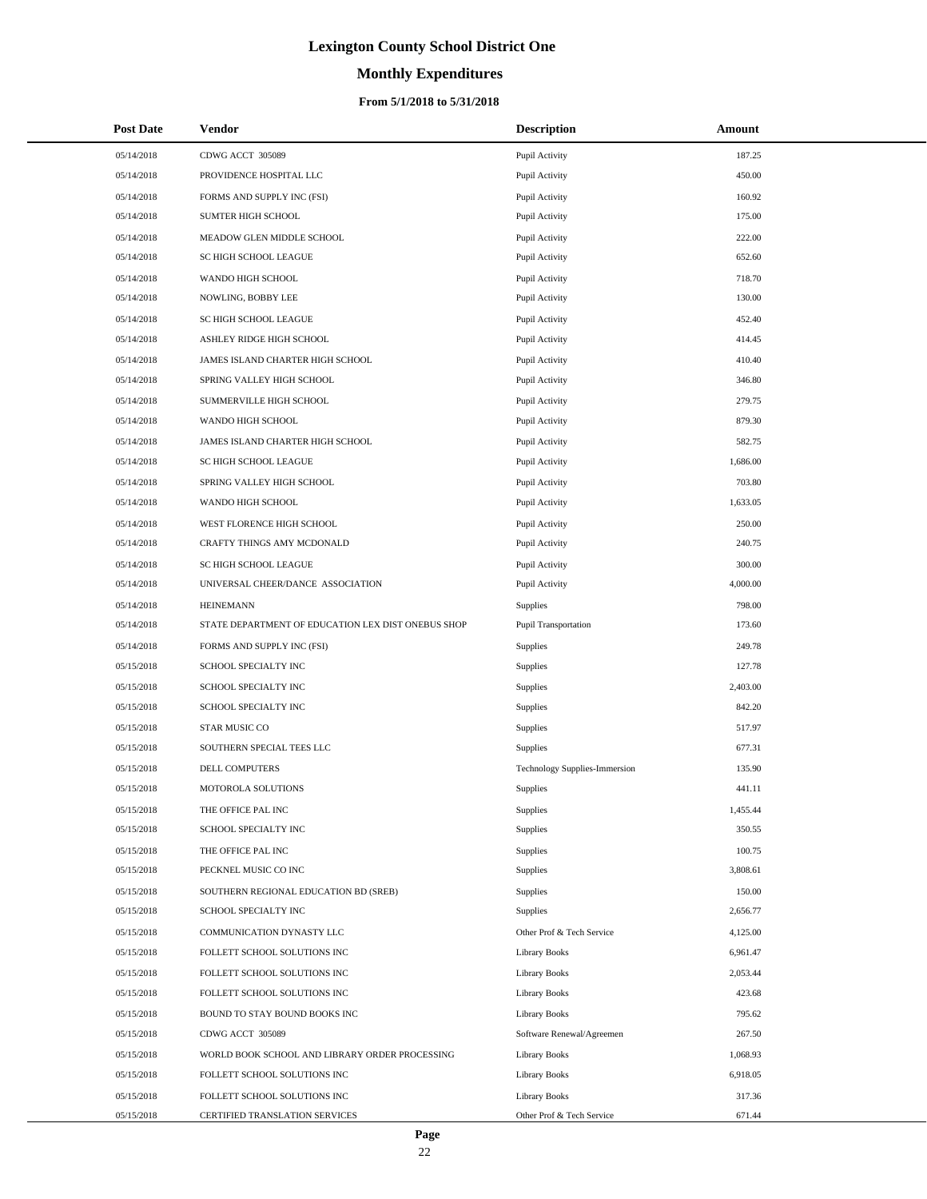# Lexington County School District One

## Monthly Expenditures

### From 5/1/2018 to 5/31/2018

| Post Date | Vendor | Description | Amount |
|---|---|---|---|
| 05/14/2018 | CDWG ACCT 305089 | Pupil Activity | 187.25 |
| 05/14/2018 | PROVIDENCE HOSPITAL LLC | Pupil Activity | 450.00 |
| 05/14/2018 | FORMS AND SUPPLY INC (FSI) | Pupil Activity | 160.92 |
| 05/14/2018 | SUMTER HIGH SCHOOL | Pupil Activity | 175.00 |
| 05/14/2018 | MEADOW GLEN MIDDLE SCHOOL | Pupil Activity | 222.00 |
| 05/14/2018 | SC HIGH SCHOOL LEAGUE | Pupil Activity | 652.60 |
| 05/14/2018 | WANDO HIGH SCHOOL | Pupil Activity | 718.70 |
| 05/14/2018 | NOWLING, BOBBY LEE | Pupil Activity | 130.00 |
| 05/14/2018 | SC HIGH SCHOOL LEAGUE | Pupil Activity | 452.40 |
| 05/14/2018 | ASHLEY RIDGE HIGH SCHOOL | Pupil Activity | 414.45 |
| 05/14/2018 | JAMES ISLAND CHARTER HIGH SCHOOL | Pupil Activity | 410.40 |
| 05/14/2018 | SPRING VALLEY HIGH SCHOOL | Pupil Activity | 346.80 |
| 05/14/2018 | SUMMERVILLE HIGH SCHOOL | Pupil Activity | 279.75 |
| 05/14/2018 | WANDO HIGH SCHOOL | Pupil Activity | 879.30 |
| 05/14/2018 | JAMES ISLAND CHARTER HIGH SCHOOL | Pupil Activity | 582.75 |
| 05/14/2018 | SC HIGH SCHOOL LEAGUE | Pupil Activity | 1,686.00 |
| 05/14/2018 | SPRING VALLEY HIGH SCHOOL | Pupil Activity | 703.80 |
| 05/14/2018 | WANDO HIGH SCHOOL | Pupil Activity | 1,633.05 |
| 05/14/2018 | WEST FLORENCE HIGH SCHOOL | Pupil Activity | 250.00 |
| 05/14/2018 | CRAFTY THINGS AMY MCDONALD | Pupil Activity | 240.75 |
| 05/14/2018 | SC HIGH SCHOOL LEAGUE | Pupil Activity | 300.00 |
| 05/14/2018 | UNIVERSAL CHEER/DANCE ASSOCIATION | Pupil Activity | 4,000.00 |
| 05/14/2018 | HEINEMANN | Supplies | 798.00 |
| 05/14/2018 | STATE DEPARTMENT OF EDUCATION LEX DIST ONEBUS SHOP | Pupil Transportation | 173.60 |
| 05/14/2018 | FORMS AND SUPPLY INC (FSI) | Supplies | 249.78 |
| 05/15/2018 | SCHOOL SPECIALTY INC | Supplies | 127.78 |
| 05/15/2018 | SCHOOL SPECIALTY INC | Supplies | 2,403.00 |
| 05/15/2018 | SCHOOL SPECIALTY INC | Supplies | 842.20 |
| 05/15/2018 | STAR MUSIC CO | Supplies | 517.97 |
| 05/15/2018 | SOUTHERN SPECIAL TEES LLC | Supplies | 677.31 |
| 05/15/2018 | DELL COMPUTERS | Technology Supplies-Immersion | 135.90 |
| 05/15/2018 | MOTOROLA SOLUTIONS | Supplies | 441.11 |
| 05/15/2018 | THE OFFICE PAL INC | Supplies | 1,455.44 |
| 05/15/2018 | SCHOOL SPECIALTY INC | Supplies | 350.55 |
| 05/15/2018 | THE OFFICE PAL INC | Supplies | 100.75 |
| 05/15/2018 | PECKNEL MUSIC CO INC | Supplies | 3,808.61 |
| 05/15/2018 | SOUTHERN REGIONAL EDUCATION BD (SREB) | Supplies | 150.00 |
| 05/15/2018 | SCHOOL SPECIALTY INC | Supplies | 2,656.77 |
| 05/15/2018 | COMMUNICATION DYNASTY LLC | Other Prof & Tech Service | 4,125.00 |
| 05/15/2018 | FOLLETT SCHOOL SOLUTIONS INC | Library Books | 6,961.47 |
| 05/15/2018 | FOLLETT SCHOOL SOLUTIONS INC | Library Books | 2,053.44 |
| 05/15/2018 | FOLLETT SCHOOL SOLUTIONS INC | Library Books | 423.68 |
| 05/15/2018 | BOUND TO STAY BOUND BOOKS INC | Library Books | 795.62 |
| 05/15/2018 | CDWG ACCT 305089 | Software Renewal/Agreemen | 267.50 |
| 05/15/2018 | WORLD BOOK SCHOOL AND LIBRARY ORDER PROCESSING | Library Books | 1,068.93 |
| 05/15/2018 | FOLLETT SCHOOL SOLUTIONS INC | Library Books | 6,918.05 |
| 05/15/2018 | FOLLETT SCHOOL SOLUTIONS INC | Library Books | 317.36 |
| 05/15/2018 | CERTIFIED TRANSLATION SERVICES | Other Prof & Tech Service | 671.44 |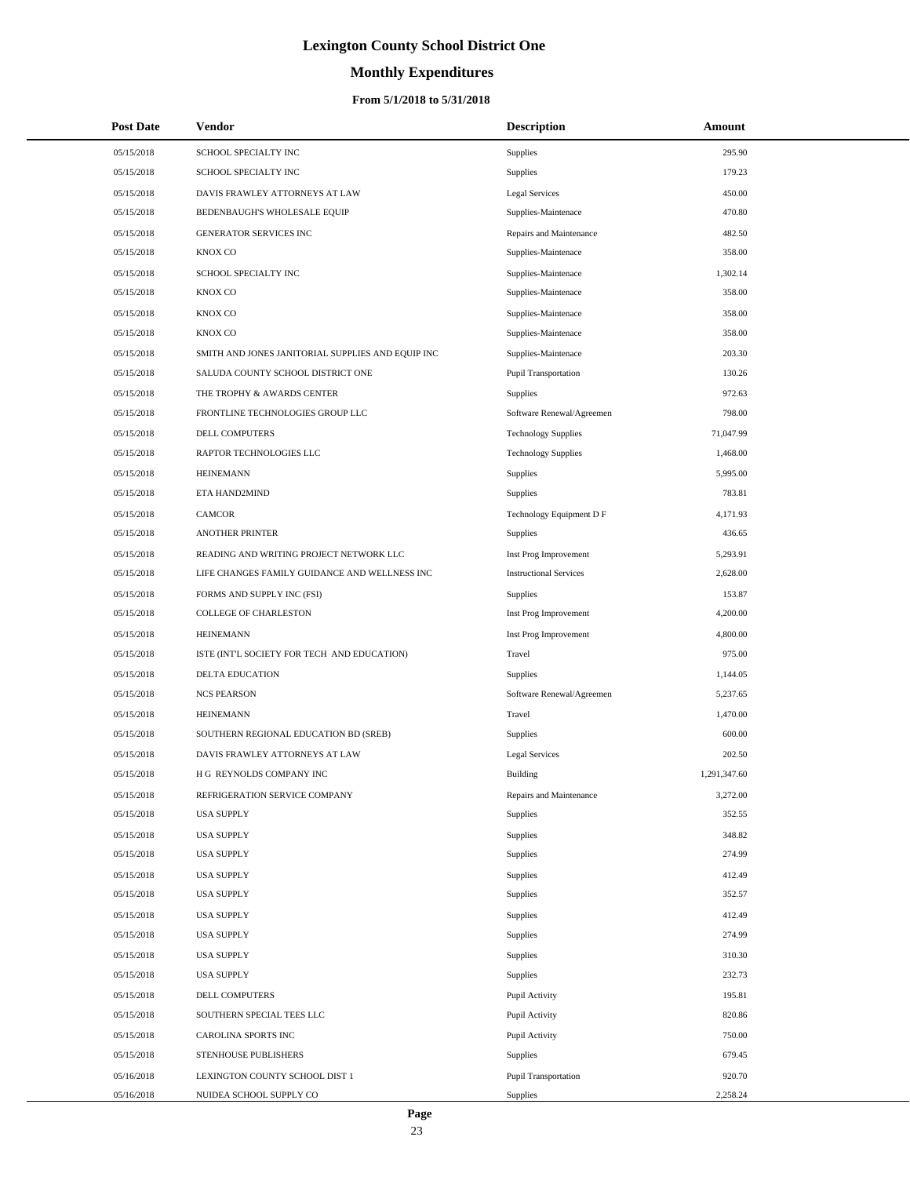# Lexington County School District One

## Monthly Expenditures

### From 5/1/2018 to 5/31/2018

| Post Date | Vendor | Description | Amount |
|---|---|---|---|
| 05/15/2018 | SCHOOL SPECIALTY INC | Supplies | 295.90 |
| 05/15/2018 | SCHOOL SPECIALTY INC | Supplies | 179.23 |
| 05/15/2018 | DAVIS FRAWLEY ATTORNEYS AT LAW | Legal Services | 450.00 |
| 05/15/2018 | BEDENBAUGH'S WHOLESALE EQUIP | Supplies-Maintenace | 470.80 |
| 05/15/2018 | GENERATOR SERVICES INC | Repairs and Maintenance | 482.50 |
| 05/15/2018 | KNOX CO | Supplies-Maintenace | 358.00 |
| 05/15/2018 | SCHOOL SPECIALTY INC | Supplies-Maintenace | 1,302.14 |
| 05/15/2018 | KNOX CO | Supplies-Maintenace | 358.00 |
| 05/15/2018 | KNOX CO | Supplies-Maintenace | 358.00 |
| 05/15/2018 | KNOX CO | Supplies-Maintenace | 358.00 |
| 05/15/2018 | SMITH AND JONES JANITORIAL SUPPLIES AND EQUIP INC | Supplies-Maintenace | 203.30 |
| 05/15/2018 | SALUDA COUNTY SCHOOL DISTRICT ONE | Pupil Transportation | 130.26 |
| 05/15/2018 | THE TROPHY & AWARDS CENTER | Supplies | 972.63 |
| 05/15/2018 | FRONTLINE TECHNOLOGIES GROUP LLC | Software Renewal/Agreemen | 798.00 |
| 05/15/2018 | DELL COMPUTERS | Technology Supplies | 71,047.99 |
| 05/15/2018 | RAPTOR TECHNOLOGIES LLC | Technology Supplies | 1,468.00 |
| 05/15/2018 | HEINEMANN | Supplies | 5,995.00 |
| 05/15/2018 | ETA HAND2MIND | Supplies | 783.81 |
| 05/15/2018 | CAMCOR | Technology Equipment D F | 4,171.93 |
| 05/15/2018 | ANOTHER PRINTER | Supplies | 436.65 |
| 05/15/2018 | READING AND WRITING PROJECT NETWORK LLC | Inst Prog Improvement | 5,293.91 |
| 05/15/2018 | LIFE CHANGES FAMILY GUIDANCE AND WELLNESS INC | Instructional Services | 2,628.00 |
| 05/15/2018 | FORMS AND SUPPLY INC (FSI) | Supplies | 153.87 |
| 05/15/2018 | COLLEGE OF CHARLESTON | Inst Prog Improvement | 4,200.00 |
| 05/15/2018 | HEINEMANN | Inst Prog Improvement | 4,800.00 |
| 05/15/2018 | ISTE (INT'L SOCIETY FOR TECH AND EDUCATION) | Travel | 975.00 |
| 05/15/2018 | DELTA EDUCATION | Supplies | 1,144.05 |
| 05/15/2018 | NCS PEARSON | Software Renewal/Agreemen | 5,237.65 |
| 05/15/2018 | HEINEMANN | Travel | 1,470.00 |
| 05/15/2018 | SOUTHERN REGIONAL EDUCATION BD (SREB) | Supplies | 600.00 |
| 05/15/2018 | DAVIS FRAWLEY ATTORNEYS AT LAW | Legal Services | 202.50 |
| 05/15/2018 | H G REYNOLDS COMPANY INC | Building | 1,291,347.60 |
| 05/15/2018 | REFRIGERATION SERVICE COMPANY | Repairs and Maintenance | 3,272.00 |
| 05/15/2018 | USA SUPPLY | Supplies | 352.55 |
| 05/15/2018 | USA SUPPLY | Supplies | 348.82 |
| 05/15/2018 | USA SUPPLY | Supplies | 274.99 |
| 05/15/2018 | USA SUPPLY | Supplies | 412.49 |
| 05/15/2018 | USA SUPPLY | Supplies | 352.57 |
| 05/15/2018 | USA SUPPLY | Supplies | 412.49 |
| 05/15/2018 | USA SUPPLY | Supplies | 274.99 |
| 05/15/2018 | USA SUPPLY | Supplies | 310.30 |
| 05/15/2018 | USA SUPPLY | Supplies | 232.73 |
| 05/15/2018 | DELL COMPUTERS | Pupil Activity | 195.81 |
| 05/15/2018 | SOUTHERN SPECIAL TEES LLC | Pupil Activity | 820.86 |
| 05/15/2018 | CAROLINA SPORTS INC | Pupil Activity | 750.00 |
| 05/15/2018 | STENHOUSE PUBLISHERS | Supplies | 679.45 |
| 05/16/2018 | LEXINGTON COUNTY SCHOOL DIST 1 | Pupil Transportation | 920.70 |
| 05/16/2018 | NUIDEA SCHOOL SUPPLY CO | Supplies | 2,258.24 |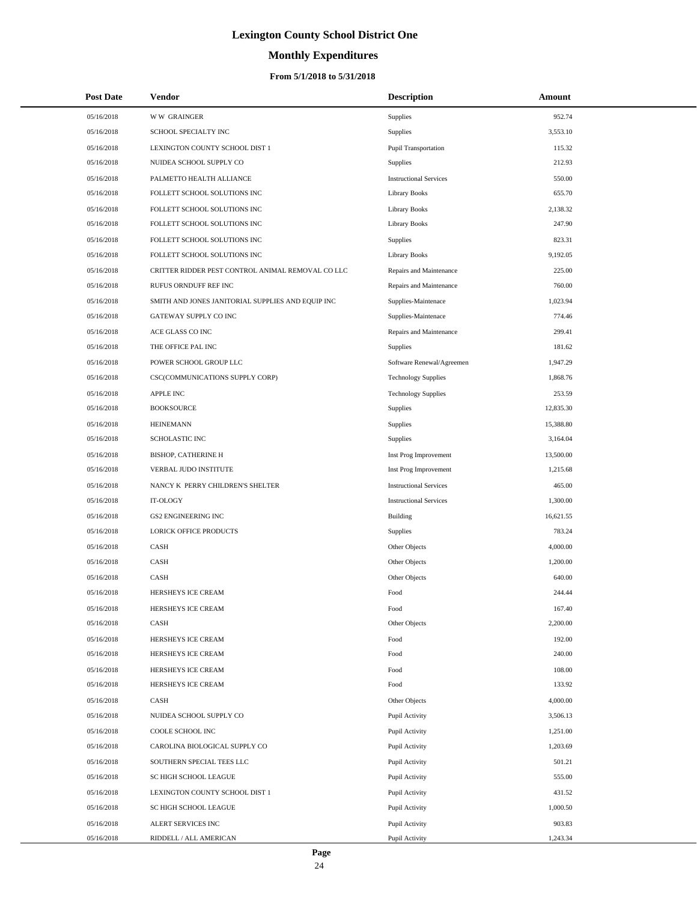# Lexington County School District One

## Monthly Expenditures

### From 5/1/2018 to 5/31/2018

| Post Date | Vendor | Description | Amount |
|---|---|---|---|
| 05/16/2018 | W W GRAINGER | Supplies | 952.74 |
| 05/16/2018 | SCHOOL SPECIALTY INC | Supplies | 3,553.10 |
| 05/16/2018 | LEXINGTON COUNTY SCHOOL DIST 1 | Pupil Transportation | 115.32 |
| 05/16/2018 | NUIDEA SCHOOL SUPPLY CO | Supplies | 212.93 |
| 05/16/2018 | PALMETTO HEALTH ALLIANCE | Instructional Services | 550.00 |
| 05/16/2018 | FOLLETT SCHOOL SOLUTIONS INC | Library Books | 655.70 |
| 05/16/2018 | FOLLETT SCHOOL SOLUTIONS INC | Library Books | 2,138.32 |
| 05/16/2018 | FOLLETT SCHOOL SOLUTIONS INC | Library Books | 247.90 |
| 05/16/2018 | FOLLETT SCHOOL SOLUTIONS INC | Supplies | 823.31 |
| 05/16/2018 | FOLLETT SCHOOL SOLUTIONS INC | Library Books | 9,192.05 |
| 05/16/2018 | CRITTER RIDDER PEST CONTROL ANIMAL REMOVAL CO LLC | Repairs and Maintenance | 225.00 |
| 05/16/2018 | RUFUS ORNDUFF REF INC | Repairs and Maintenance | 760.00 |
| 05/16/2018 | SMITH AND JONES JANITORIAL SUPPLIES AND EQUIP INC | Supplies-Maintenace | 1,023.94 |
| 05/16/2018 | GATEWAY SUPPLY CO INC | Supplies-Maintenace | 774.46 |
| 05/16/2018 | ACE GLASS CO INC | Repairs and Maintenance | 299.41 |
| 05/16/2018 | THE OFFICE PAL INC | Supplies | 181.62 |
| 05/16/2018 | POWER SCHOOL GROUP LLC | Software Renewal/Agreemen | 1,947.29 |
| 05/16/2018 | CSC(COMMUNICATIONS SUPPLY CORP) | Technology Supplies | 1,868.76 |
| 05/16/2018 | APPLE INC | Technology Supplies | 253.59 |
| 05/16/2018 | BOOKSOURCE | Supplies | 12,835.30 |
| 05/16/2018 | HEINEMANN | Supplies | 15,388.80 |
| 05/16/2018 | SCHOLASTIC INC | Supplies | 3,164.04 |
| 05/16/2018 | BISHOP, CATHERINE H | Inst Prog Improvement | 13,500.00 |
| 05/16/2018 | VERBAL JUDO INSTITUTE | Inst Prog Improvement | 1,215.68 |
| 05/16/2018 | NANCY K PERRY CHILDREN'S SHELTER | Instructional Services | 465.00 |
| 05/16/2018 | IT-OLOGY | Instructional Services | 1,300.00 |
| 05/16/2018 | GS2 ENGINEERING INC | Building | 16,621.55 |
| 05/16/2018 | LORICK OFFICE PRODUCTS | Supplies | 783.24 |
| 05/16/2018 | CASH | Other Objects | 4,000.00 |
| 05/16/2018 | CASH | Other Objects | 1,200.00 |
| 05/16/2018 | CASH | Other Objects | 640.00 |
| 05/16/2018 | HERSHEYS ICE CREAM | Food | 244.44 |
| 05/16/2018 | HERSHEYS ICE CREAM | Food | 167.40 |
| 05/16/2018 | CASH | Other Objects | 2,200.00 |
| 05/16/2018 | HERSHEYS ICE CREAM | Food | 192.00 |
| 05/16/2018 | HERSHEYS ICE CREAM | Food | 240.00 |
| 05/16/2018 | HERSHEYS ICE CREAM | Food | 108.00 |
| 05/16/2018 | HERSHEYS ICE CREAM | Food | 133.92 |
| 05/16/2018 | CASH | Other Objects | 4,000.00 |
| 05/16/2018 | NUIDEA SCHOOL SUPPLY CO | Pupil Activity | 3,506.13 |
| 05/16/2018 | COOLE SCHOOL INC | Pupil Activity | 1,251.00 |
| 05/16/2018 | CAROLINA BIOLOGICAL SUPPLY CO | Pupil Activity | 1,203.69 |
| 05/16/2018 | SOUTHERN SPECIAL TEES LLC | Pupil Activity | 501.21 |
| 05/16/2018 | SC HIGH SCHOOL LEAGUE | Pupil Activity | 555.00 |
| 05/16/2018 | LEXINGTON COUNTY SCHOOL DIST 1 | Pupil Activity | 431.52 |
| 05/16/2018 | SC HIGH SCHOOL LEAGUE | Pupil Activity | 1,000.50 |
| 05/16/2018 | ALERT SERVICES INC | Pupil Activity | 903.83 |
| 05/16/2018 | RIDDELL / ALL AMERICAN | Pupil Activity | 1,243.34 |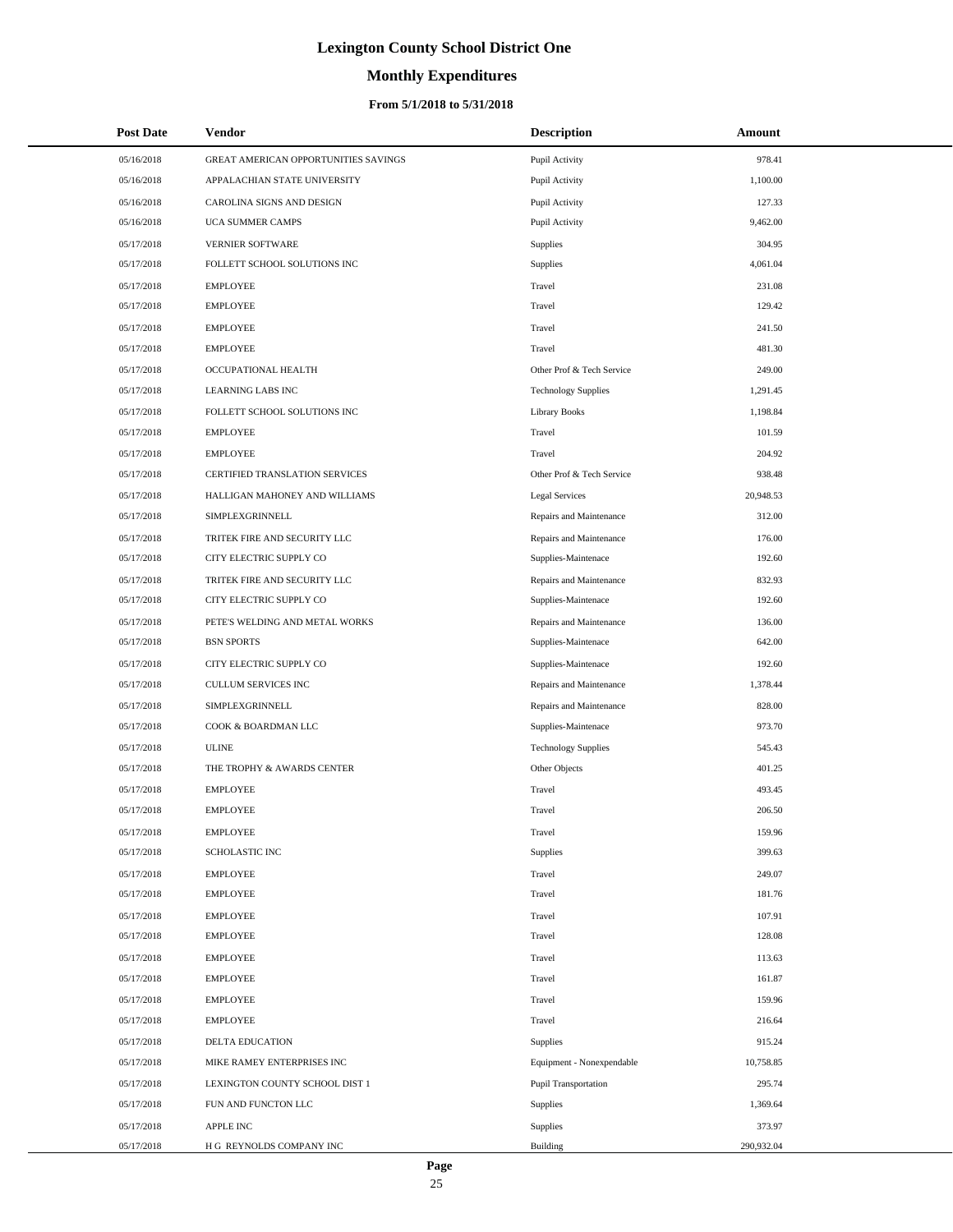# Lexington County School District One

## Monthly Expenditures

### From 5/1/2018 to 5/31/2018

| Post Date | Vendor | Description | Amount |
|---|---|---|---|
| 05/16/2018 | GREAT AMERICAN OPPORTUNITIES SAVINGS | Pupil Activity | 978.41 |
| 05/16/2018 | APPALACHIAN STATE UNIVERSITY | Pupil Activity | 1,100.00 |
| 05/16/2018 | CAROLINA SIGNS AND DESIGN | Pupil Activity | 127.33 |
| 05/16/2018 | UCA SUMMER CAMPS | Pupil Activity | 9,462.00 |
| 05/17/2018 | VERNIER SOFTWARE | Supplies | 304.95 |
| 05/17/2018 | FOLLETT SCHOOL SOLUTIONS INC | Supplies | 4,061.04 |
| 05/17/2018 | EMPLOYEE | Travel | 231.08 |
| 05/17/2018 | EMPLOYEE | Travel | 129.42 |
| 05/17/2018 | EMPLOYEE | Travel | 241.50 |
| 05/17/2018 | EMPLOYEE | Travel | 481.30 |
| 05/17/2018 | OCCUPATIONAL HEALTH | Other Prof & Tech Service | 249.00 |
| 05/17/2018 | LEARNING LABS INC | Technology Supplies | 1,291.45 |
| 05/17/2018 | FOLLETT SCHOOL SOLUTIONS INC | Library Books | 1,198.84 |
| 05/17/2018 | EMPLOYEE | Travel | 101.59 |
| 05/17/2018 | EMPLOYEE | Travel | 204.92 |
| 05/17/2018 | CERTIFIED TRANSLATION SERVICES | Other Prof & Tech Service | 938.48 |
| 05/17/2018 | HALLIGAN MAHONEY AND WILLIAMS | Legal Services | 20,948.53 |
| 05/17/2018 | SIMPLEXGRINNELL | Repairs and Maintenance | 312.00 |
| 05/17/2018 | TRITEK FIRE AND SECURITY LLC | Repairs and Maintenance | 176.00 |
| 05/17/2018 | CITY ELECTRIC SUPPLY CO | Supplies-Maintenace | 192.60 |
| 05/17/2018 | TRITEK FIRE AND SECURITY LLC | Repairs and Maintenance | 832.93 |
| 05/17/2018 | CITY ELECTRIC SUPPLY CO | Supplies-Maintenace | 192.60 |
| 05/17/2018 | PETE'S WELDING AND METAL WORKS | Repairs and Maintenance | 136.00 |
| 05/17/2018 | BSN SPORTS | Supplies-Maintenace | 642.00 |
| 05/17/2018 | CITY ELECTRIC SUPPLY CO | Supplies-Maintenace | 192.60 |
| 05/17/2018 | CULLUM SERVICES INC | Repairs and Maintenance | 1,378.44 |
| 05/17/2018 | SIMPLEXGRINNELL | Repairs and Maintenance | 828.00 |
| 05/17/2018 | COOK & BOARDMAN LLC | Supplies-Maintenace | 973.70 |
| 05/17/2018 | ULINE | Technology Supplies | 545.43 |
| 05/17/2018 | THE TROPHY & AWARDS CENTER | Other Objects | 401.25 |
| 05/17/2018 | EMPLOYEE | Travel | 493.45 |
| 05/17/2018 | EMPLOYEE | Travel | 206.50 |
| 05/17/2018 | EMPLOYEE | Travel | 159.96 |
| 05/17/2018 | SCHOLASTIC INC | Supplies | 399.63 |
| 05/17/2018 | EMPLOYEE | Travel | 249.07 |
| 05/17/2018 | EMPLOYEE | Travel | 181.76 |
| 05/17/2018 | EMPLOYEE | Travel | 107.91 |
| 05/17/2018 | EMPLOYEE | Travel | 128.08 |
| 05/17/2018 | EMPLOYEE | Travel | 113.63 |
| 05/17/2018 | EMPLOYEE | Travel | 161.87 |
| 05/17/2018 | EMPLOYEE | Travel | 159.96 |
| 05/17/2018 | EMPLOYEE | Travel | 216.64 |
| 05/17/2018 | DELTA EDUCATION | Supplies | 915.24 |
| 05/17/2018 | MIKE RAMEY ENTERPRISES INC | Equipment - Nonexpendable | 10,758.85 |
| 05/17/2018 | LEXINGTON COUNTY SCHOOL DIST 1 | Pupil Transportation | 295.74 |
| 05/17/2018 | FUN AND FUNCTON LLC | Supplies | 1,369.64 |
| 05/17/2018 | APPLE INC | Supplies | 373.97 |
| 05/17/2018 | H G REYNOLDS COMPANY INC | Building | 290,932.04 |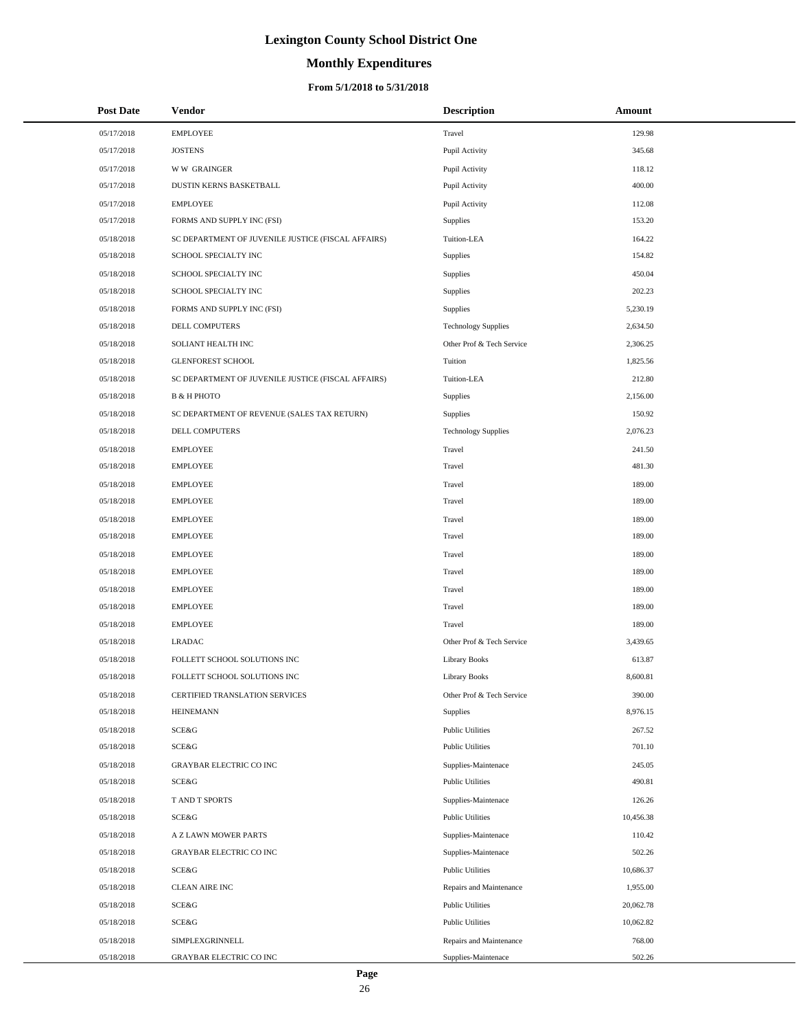# Lexington County School District One

## Monthly Expenditures

### From 5/1/2018 to 5/31/2018

| Post Date | Vendor | Description | Amount |
|---|---|---|---|
| 05/17/2018 | EMPLOYEE | Travel | 129.98 |
| 05/17/2018 | JOSTENS | Pupil Activity | 345.68 |
| 05/17/2018 | W W GRAINGER | Pupil Activity | 118.12 |
| 05/17/2018 | DUSTIN KERNS BASKETBALL | Pupil Activity | 400.00 |
| 05/17/2018 | EMPLOYEE | Pupil Activity | 112.08 |
| 05/17/2018 | FORMS AND SUPPLY INC (FSI) | Supplies | 153.20 |
| 05/18/2018 | SC DEPARTMENT OF JUVENILE JUSTICE (FISCAL AFFAIRS) | Tuition-LEA | 164.22 |
| 05/18/2018 | SCHOOL SPECIALTY INC | Supplies | 154.82 |
| 05/18/2018 | SCHOOL SPECIALTY INC | Supplies | 450.04 |
| 05/18/2018 | SCHOOL SPECIALTY INC | Supplies | 202.23 |
| 05/18/2018 | FORMS AND SUPPLY INC (FSI) | Supplies | 5,230.19 |
| 05/18/2018 | DELL COMPUTERS | Technology Supplies | 2,634.50 |
| 05/18/2018 | SOLIANT HEALTH INC | Other Prof & Tech Service | 2,306.25 |
| 05/18/2018 | GLENFOREST SCHOOL | Tuition | 1,825.56 |
| 05/18/2018 | SC DEPARTMENT OF JUVENILE JUSTICE (FISCAL AFFAIRS) | Tuition-LEA | 212.80 |
| 05/18/2018 | B & H PHOTO | Supplies | 2,156.00 |
| 05/18/2018 | SC DEPARTMENT OF REVENUE (SALES TAX RETURN) | Supplies | 150.92 |
| 05/18/2018 | DELL COMPUTERS | Technology Supplies | 2,076.23 |
| 05/18/2018 | EMPLOYEE | Travel | 241.50 |
| 05/18/2018 | EMPLOYEE | Travel | 481.30 |
| 05/18/2018 | EMPLOYEE | Travel | 189.00 |
| 05/18/2018 | EMPLOYEE | Travel | 189.00 |
| 05/18/2018 | EMPLOYEE | Travel | 189.00 |
| 05/18/2018 | EMPLOYEE | Travel | 189.00 |
| 05/18/2018 | EMPLOYEE | Travel | 189.00 |
| 05/18/2018 | EMPLOYEE | Travel | 189.00 |
| 05/18/2018 | EMPLOYEE | Travel | 189.00 |
| 05/18/2018 | EMPLOYEE | Travel | 189.00 |
| 05/18/2018 | EMPLOYEE | Travel | 189.00 |
| 05/18/2018 | LRADAC | Other Prof & Tech Service | 3,439.65 |
| 05/18/2018 | FOLLETT SCHOOL SOLUTIONS INC | Library Books | 613.87 |
| 05/18/2018 | FOLLETT SCHOOL SOLUTIONS INC | Library Books | 8,600.81 |
| 05/18/2018 | CERTIFIED TRANSLATION SERVICES | Other Prof & Tech Service | 390.00 |
| 05/18/2018 | HEINEMANN | Supplies | 8,976.15 |
| 05/18/2018 | SCE&G | Public Utilities | 267.52 |
| 05/18/2018 | SCE&G | Public Utilities | 701.10 |
| 05/18/2018 | GRAYBAR ELECTRIC CO INC | Supplies-Maintenace | 245.05 |
| 05/18/2018 | SCE&G | Public Utilities | 490.81 |
| 05/18/2018 | T AND T SPORTS | Supplies-Maintenace | 126.26 |
| 05/18/2018 | SCE&G | Public Utilities | 10,456.38 |
| 05/18/2018 | A Z LAWN MOWER PARTS | Supplies-Maintenace | 110.42 |
| 05/18/2018 | GRAYBAR ELECTRIC CO INC | Supplies-Maintenace | 502.26 |
| 05/18/2018 | SCE&G | Public Utilities | 10,686.37 |
| 05/18/2018 | CLEAN AIRE INC | Repairs and Maintenance | 1,955.00 |
| 05/18/2018 | SCE&G | Public Utilities | 20,062.78 |
| 05/18/2018 | SCE&G | Public Utilities | 10,062.82 |
| 05/18/2018 | SIMPLEXGRINNELL | Repairs and Maintenance | 768.00 |
| 05/18/2018 | GRAYBAR ELECTRIC CO INC | Supplies-Maintenace | 502.26 |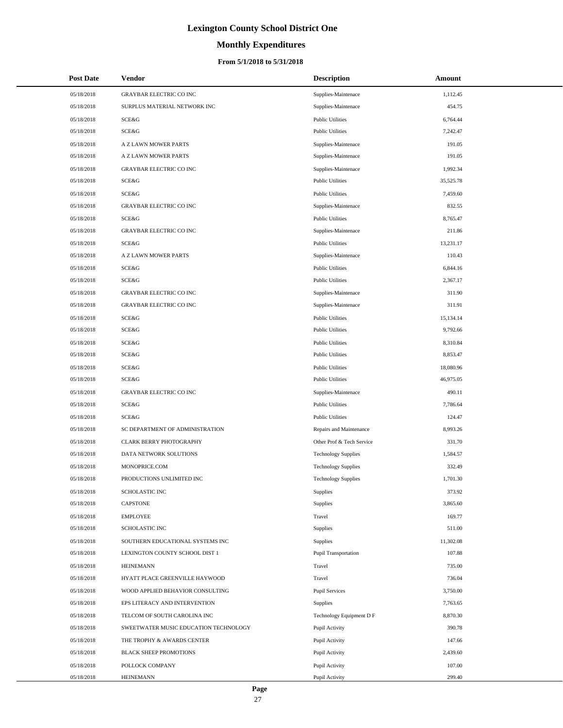# Lexington County School District One

## Monthly Expenditures

### From 5/1/2018 to 5/31/2018

| Post Date | Vendor | Description | Amount |
|---|---|---|---|
| 05/18/2018 | GRAYBAR ELECTRIC CO INC | Supplies-Maintenace | 1,112.45 |
| 05/18/2018 | SURPLUS MATERIAL NETWORK INC | Supplies-Maintenace | 454.75 |
| 05/18/2018 | SCE&G | Public Utilities | 6,764.44 |
| 05/18/2018 | SCE&G | Public Utilities | 7,242.47 |
| 05/18/2018 | A Z LAWN MOWER PARTS | Supplies-Maintenace | 191.05 |
| 05/18/2018 | A Z LAWN MOWER PARTS | Supplies-Maintenace | 191.05 |
| 05/18/2018 | GRAYBAR ELECTRIC CO INC | Supplies-Maintenace | 1,992.34 |
| 05/18/2018 | SCE&G | Public Utilities | 35,525.78 |
| 05/18/2018 | SCE&G | Public Utilities | 7,459.60 |
| 05/18/2018 | GRAYBAR ELECTRIC CO INC | Supplies-Maintenace | 832.55 |
| 05/18/2018 | SCE&G | Public Utilities | 8,765.47 |
| 05/18/2018 | GRAYBAR ELECTRIC CO INC | Supplies-Maintenace | 211.86 |
| 05/18/2018 | SCE&G | Public Utilities | 13,231.17 |
| 05/18/2018 | A Z LAWN MOWER PARTS | Supplies-Maintenace | 110.43 |
| 05/18/2018 | SCE&G | Public Utilities | 6,844.16 |
| 05/18/2018 | SCE&G | Public Utilities | 2,367.17 |
| 05/18/2018 | GRAYBAR ELECTRIC CO INC | Supplies-Maintenace | 311.90 |
| 05/18/2018 | GRAYBAR ELECTRIC CO INC | Supplies-Maintenace | 311.91 |
| 05/18/2018 | SCE&G | Public Utilities | 15,134.14 |
| 05/18/2018 | SCE&G | Public Utilities | 9,792.66 |
| 05/18/2018 | SCE&G | Public Utilities | 8,310.84 |
| 05/18/2018 | SCE&G | Public Utilities | 8,853.47 |
| 05/18/2018 | SCE&G | Public Utilities | 18,080.96 |
| 05/18/2018 | SCE&G | Public Utilities | 46,975.05 |
| 05/18/2018 | GRAYBAR ELECTRIC CO INC | Supplies-Maintenace | 490.11 |
| 05/18/2018 | SCE&G | Public Utilities | 7,786.64 |
| 05/18/2018 | SCE&G | Public Utilities | 124.47 |
| 05/18/2018 | SC DEPARTMENT OF ADMINISTRATION | Repairs and Maintenance | 8,993.26 |
| 05/18/2018 | CLARK BERRY PHOTOGRAPHY | Other Prof & Tech Service | 331.70 |
| 05/18/2018 | DATA NETWORK SOLUTIONS | Technology Supplies | 1,584.57 |
| 05/18/2018 | MONOPRICE.COM | Technology Supplies | 332.49 |
| 05/18/2018 | PRODUCTIONS UNLIMITED INC | Technology Supplies | 1,701.30 |
| 05/18/2018 | SCHOLASTIC INC | Supplies | 373.92 |
| 05/18/2018 | CAPSTONE | Supplies | 3,865.60 |
| 05/18/2018 | EMPLOYEE | Travel | 169.77 |
| 05/18/2018 | SCHOLASTIC INC | Supplies | 511.00 |
| 05/18/2018 | SOUTHERN EDUCATIONAL SYSTEMS INC | Supplies | 11,302.08 |
| 05/18/2018 | LEXINGTON COUNTY SCHOOL DIST 1 | Pupil Transportation | 107.88 |
| 05/18/2018 | HEINEMANN | Travel | 735.00 |
| 05/18/2018 | HYATT PLACE GREENVILLE HAYWOOD | Travel | 736.04 |
| 05/18/2018 | WOOD APPLIED BEHAVIOR CONSULTING | Pupil Services | 3,750.00 |
| 05/18/2018 | EPS LITERACY AND INTERVENTION | Supplies | 7,763.65 |
| 05/18/2018 | TELCOM OF SOUTH CAROLINA INC | Technology Equipment D F | 8,870.30 |
| 05/18/2018 | SWEETWATER MUSIC EDUCATION TECHNOLOGY | Pupil Activity | 390.78 |
| 05/18/2018 | THE TROPHY & AWARDS CENTER | Pupil Activity | 147.66 |
| 05/18/2018 | BLACK SHEEP PROMOTIONS | Pupil Activity | 2,439.60 |
| 05/18/2018 | POLLOCK COMPANY | Pupil Activity | 107.00 |
| 05/18/2018 | HEINEMANN | Pupil Activity | 299.40 |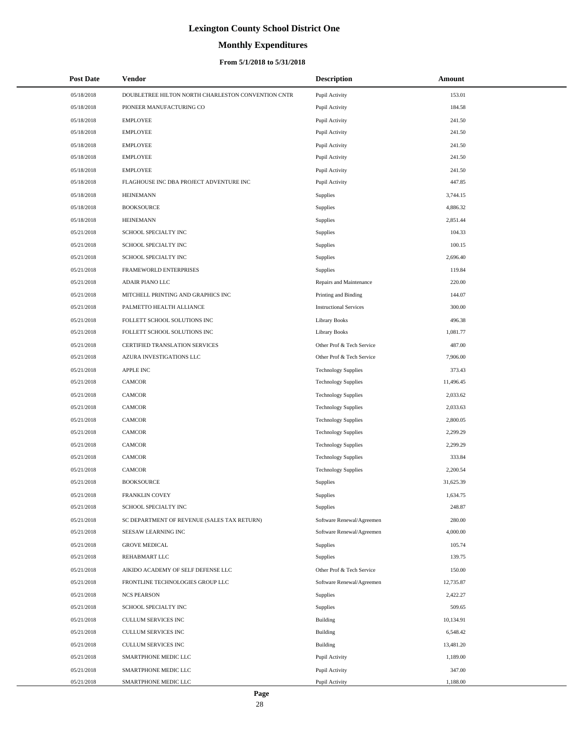# Lexington County School District One

## Monthly Expenditures

### From 5/1/2018 to 5/31/2018

| Post Date | Vendor | Description | Amount |
|---|---|---|---|
| 05/18/2018 | DOUBLETREE HILTON NORTH CHARLESTON CONVENTION CNTR | Pupil Activity | 153.01 |
| 05/18/2018 | PIONEER MANUFACTURING CO | Pupil Activity | 184.58 |
| 05/18/2018 | EMPLOYEE | Pupil Activity | 241.50 |
| 05/18/2018 | EMPLOYEE | Pupil Activity | 241.50 |
| 05/18/2018 | EMPLOYEE | Pupil Activity | 241.50 |
| 05/18/2018 | EMPLOYEE | Pupil Activity | 241.50 |
| 05/18/2018 | EMPLOYEE | Pupil Activity | 241.50 |
| 05/18/2018 | FLAGHOUSE INC DBA PROJECT ADVENTURE INC | Pupil Activity | 447.85 |
| 05/18/2018 | HEINEMANN | Supplies | 3,744.15 |
| 05/18/2018 | BOOKSOURCE | Supplies | 4,886.32 |
| 05/18/2018 | HEINEMANN | Supplies | 2,851.44 |
| 05/21/2018 | SCHOOL SPECIALTY INC | Supplies | 104.33 |
| 05/21/2018 | SCHOOL SPECIALTY INC | Supplies | 100.15 |
| 05/21/2018 | SCHOOL SPECIALTY INC | Supplies | 2,696.40 |
| 05/21/2018 | FRAMEWORLD ENTERPRISES | Supplies | 119.84 |
| 05/21/2018 | ADAIR PIANO LLC | Repairs and Maintenance | 220.00 |
| 05/21/2018 | MITCHELL PRINTING AND GRAPHICS INC | Printing and Binding | 144.07 |
| 05/21/2018 | PALMETTO HEALTH ALLIANCE | Instructional Services | 300.00 |
| 05/21/2018 | FOLLETT SCHOOL SOLUTIONS INC | Library Books | 496.38 |
| 05/21/2018 | FOLLETT SCHOOL SOLUTIONS INC | Library Books | 1,081.77 |
| 05/21/2018 | CERTIFIED TRANSLATION SERVICES | Other Prof & Tech Service | 487.00 |
| 05/21/2018 | AZURA INVESTIGATIONS LLC | Other Prof & Tech Service | 7,906.00 |
| 05/21/2018 | APPLE INC | Technology Supplies | 373.43 |
| 05/21/2018 | CAMCOR | Technology Supplies | 11,496.45 |
| 05/21/2018 | CAMCOR | Technology Supplies | 2,033.62 |
| 05/21/2018 | CAMCOR | Technology Supplies | 2,033.63 |
| 05/21/2018 | CAMCOR | Technology Supplies | 2,800.05 |
| 05/21/2018 | CAMCOR | Technology Supplies | 2,299.29 |
| 05/21/2018 | CAMCOR | Technology Supplies | 2,299.29 |
| 05/21/2018 | CAMCOR | Technology Supplies | 333.84 |
| 05/21/2018 | CAMCOR | Technology Supplies | 2,200.54 |
| 05/21/2018 | BOOKSOURCE | Supplies | 31,625.39 |
| 05/21/2018 | FRANKLIN COVEY | Supplies | 1,634.75 |
| 05/21/2018 | SCHOOL SPECIALTY INC | Supplies | 248.87 |
| 05/21/2018 | SC DEPARTMENT OF REVENUE (SALES TAX RETURN) | Software Renewal/Agreemen | 280.00 |
| 05/21/2018 | SEESAW LEARNING INC | Software Renewal/Agreemen | 4,000.00 |
| 05/21/2018 | GROVE MEDICAL | Supplies | 105.74 |
| 05/21/2018 | REHABMART LLC | Supplies | 139.75 |
| 05/21/2018 | AIKIDO ACADEMY OF SELF DEFENSE LLC | Other Prof & Tech Service | 150.00 |
| 05/21/2018 | FRONTLINE TECHNOLOGIES GROUP LLC | Software Renewal/Agreemen | 12,735.87 |
| 05/21/2018 | NCS PEARSON | Supplies | 2,422.27 |
| 05/21/2018 | SCHOOL SPECIALTY INC | Supplies | 509.65 |
| 05/21/2018 | CULLUM SERVICES INC | Building | 10,134.91 |
| 05/21/2018 | CULLUM SERVICES INC | Building | 6,548.42 |
| 05/21/2018 | CULLUM SERVICES INC | Building | 13,481.20 |
| 05/21/2018 | SMARTPHONE MEDIC LLC | Pupil Activity | 1,189.00 |
| 05/21/2018 | SMARTPHONE MEDIC LLC | Pupil Activity | 347.00 |
| 05/21/2018 | SMARTPHONE MEDIC LLC | Pupil Activity | 1,188.00 |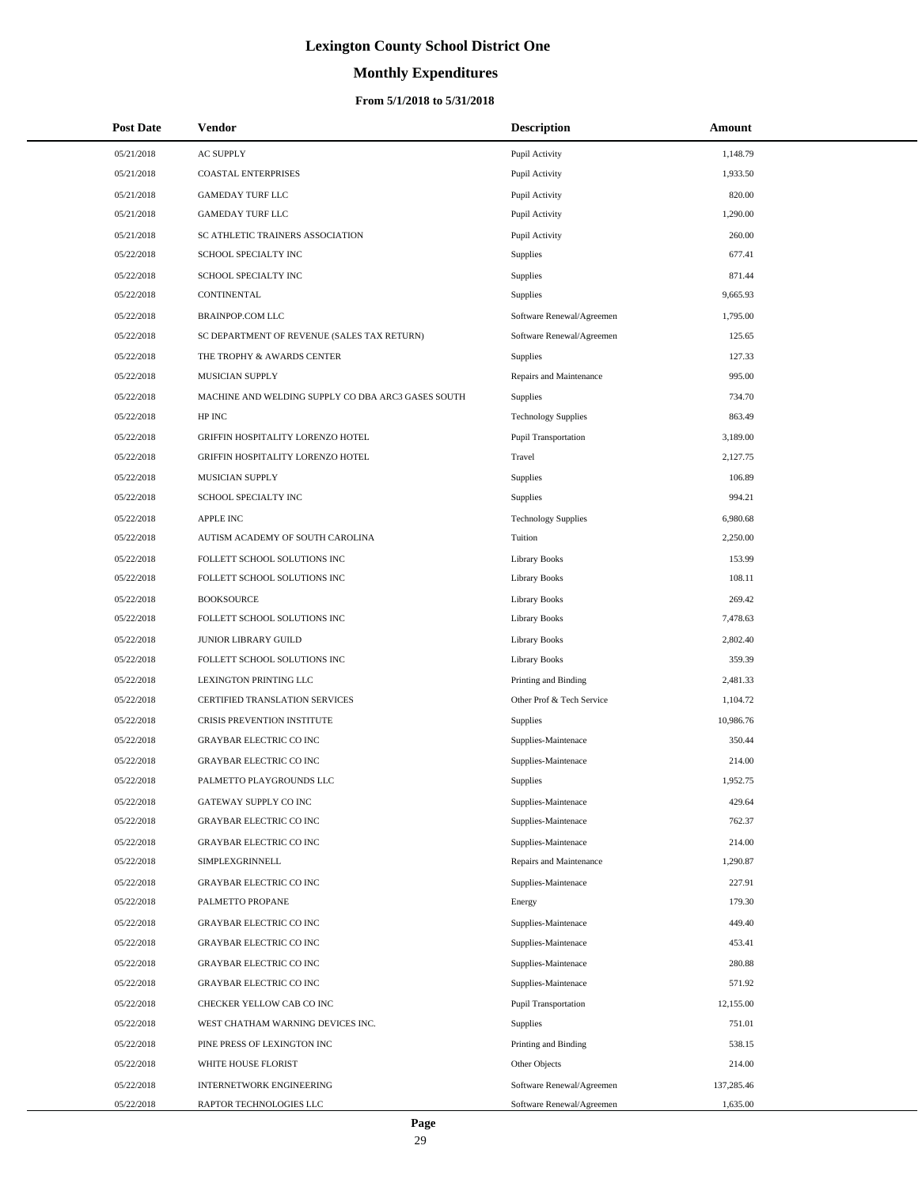# Lexington County School District One

## Monthly Expenditures

### From 5/1/2018 to 5/31/2018

| Post Date | Vendor | Description | Amount |
|---|---|---|---|
| 05/21/2018 | AC SUPPLY | Pupil Activity | 1,148.79 |
| 05/21/2018 | COASTAL ENTERPRISES | Pupil Activity | 1,933.50 |
| 05/21/2018 | GAMEDAY TURF LLC | Pupil Activity | 820.00 |
| 05/21/2018 | GAMEDAY TURF LLC | Pupil Activity | 1,290.00 |
| 05/21/2018 | SC ATHLETIC TRAINERS ASSOCIATION | Pupil Activity | 260.00 |
| 05/22/2018 | SCHOOL SPECIALTY INC | Supplies | 677.41 |
| 05/22/2018 | SCHOOL SPECIALTY INC | Supplies | 871.44 |
| 05/22/2018 | CONTINENTAL | Supplies | 9,665.93 |
| 05/22/2018 | BRAINPOP.COM LLC | Software Renewal/Agreemen | 1,795.00 |
| 05/22/2018 | SC DEPARTMENT OF REVENUE (SALES TAX RETURN) | Software Renewal/Agreemen | 125.65 |
| 05/22/2018 | THE TROPHY & AWARDS CENTER | Supplies | 127.33 |
| 05/22/2018 | MUSICIAN SUPPLY | Repairs and Maintenance | 995.00 |
| 05/22/2018 | MACHINE AND WELDING SUPPLY CO DBA ARC3 GASES SOUTH | Supplies | 734.70 |
| 05/22/2018 | HP INC | Technology Supplies | 863.49 |
| 05/22/2018 | GRIFFIN HOSPITALITY LORENZO HOTEL | Pupil Transportation | 3,189.00 |
| 05/22/2018 | GRIFFIN HOSPITALITY LORENZO HOTEL | Travel | 2,127.75 |
| 05/22/2018 | MUSICIAN SUPPLY | Supplies | 106.89 |
| 05/22/2018 | SCHOOL SPECIALTY INC | Supplies | 994.21 |
| 05/22/2018 | APPLE INC | Technology Supplies | 6,980.68 |
| 05/22/2018 | AUTISM ACADEMY OF SOUTH CAROLINA | Tuition | 2,250.00 |
| 05/22/2018 | FOLLETT SCHOOL SOLUTIONS INC | Library Books | 153.99 |
| 05/22/2018 | FOLLETT SCHOOL SOLUTIONS INC | Library Books | 108.11 |
| 05/22/2018 | BOOKSOURCE | Library Books | 269.42 |
| 05/22/2018 | FOLLETT SCHOOL SOLUTIONS INC | Library Books | 7,478.63 |
| 05/22/2018 | JUNIOR LIBRARY GUILD | Library Books | 2,802.40 |
| 05/22/2018 | FOLLETT SCHOOL SOLUTIONS INC | Library Books | 359.39 |
| 05/22/2018 | LEXINGTON PRINTING LLC | Printing and Binding | 2,481.33 |
| 05/22/2018 | CERTIFIED TRANSLATION SERVICES | Other Prof & Tech Service | 1,104.72 |
| 05/22/2018 | CRISIS PREVENTION INSTITUTE | Supplies | 10,986.76 |
| 05/22/2018 | GRAYBAR ELECTRIC CO INC | Supplies-Maintenace | 350.44 |
| 05/22/2018 | GRAYBAR ELECTRIC CO INC | Supplies-Maintenace | 214.00 |
| 05/22/2018 | PALMETTO PLAYGROUNDS LLC | Supplies | 1,952.75 |
| 05/22/2018 | GATEWAY SUPPLY CO INC | Supplies-Maintenace | 429.64 |
| 05/22/2018 | GRAYBAR ELECTRIC CO INC | Supplies-Maintenace | 762.37 |
| 05/22/2018 | GRAYBAR ELECTRIC CO INC | Supplies-Maintenace | 214.00 |
| 05/22/2018 | SIMPLEXGRINNELL | Repairs and Maintenance | 1,290.87 |
| 05/22/2018 | GRAYBAR ELECTRIC CO INC | Supplies-Maintenace | 227.91 |
| 05/22/2018 | PALMETTO PROPANE | Energy | 179.30 |
| 05/22/2018 | GRAYBAR ELECTRIC CO INC | Supplies-Maintenace | 449.40 |
| 05/22/2018 | GRAYBAR ELECTRIC CO INC | Supplies-Maintenace | 453.41 |
| 05/22/2018 | GRAYBAR ELECTRIC CO INC | Supplies-Maintenace | 280.88 |
| 05/22/2018 | GRAYBAR ELECTRIC CO INC | Supplies-Maintenace | 571.92 |
| 05/22/2018 | CHECKER YELLOW CAB CO INC | Pupil Transportation | 12,155.00 |
| 05/22/2018 | WEST CHATHAM WARNING DEVICES INC. | Supplies | 751.01 |
| 05/22/2018 | PINE PRESS OF LEXINGTON INC | Printing and Binding | 538.15 |
| 05/22/2018 | WHITE HOUSE FLORIST | Other Objects | 214.00 |
| 05/22/2018 | INTERNETWORK ENGINEERING | Software Renewal/Agreemen | 137,285.46 |
| 05/22/2018 | RAPTOR TECHNOLOGIES LLC | Software Renewal/Agreemen | 1,635.00 |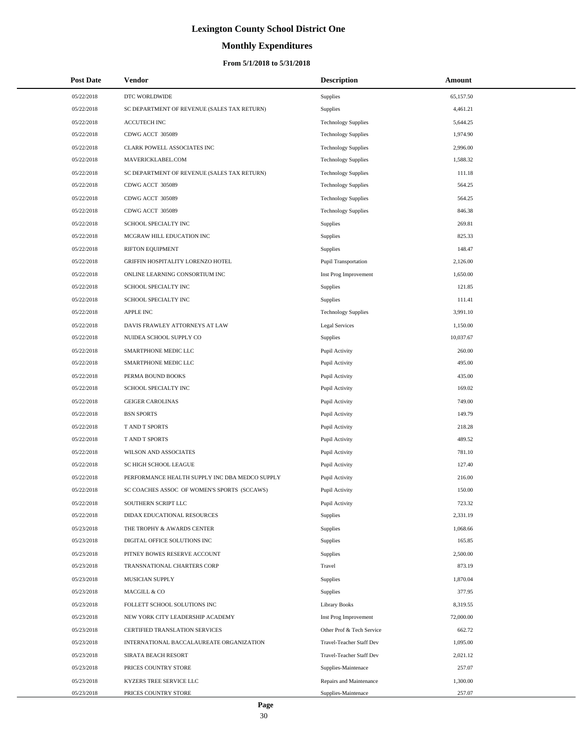# Lexington County School District One

## Monthly Expenditures

### From 5/1/2018 to 5/31/2018

| Post Date | Vendor | Description | Amount |
|---|---|---|---|
| 05/22/2018 | DTC WORLDWIDE | Supplies | 65,157.50 |
| 05/22/2018 | SC DEPARTMENT OF REVENUE (SALES TAX RETURN) | Supplies | 4,461.21 |
| 05/22/2018 | ACCUTECH INC | Technology Supplies | 5,644.25 |
| 05/22/2018 | CDWG ACCT 305089 | Technology Supplies | 1,974.90 |
| 05/22/2018 | CLARK POWELL ASSOCIATES INC | Technology Supplies | 2,996.00 |
| 05/22/2018 | MAVERICKLABEL.COM | Technology Supplies | 1,588.32 |
| 05/22/2018 | SC DEPARTMENT OF REVENUE (SALES TAX RETURN) | Technology Supplies | 111.18 |
| 05/22/2018 | CDWG ACCT 305089 | Technology Supplies | 564.25 |
| 05/22/2018 | CDWG ACCT 305089 | Technology Supplies | 564.25 |
| 05/22/2018 | CDWG ACCT 305089 | Technology Supplies | 846.38 |
| 05/22/2018 | SCHOOL SPECIALTY INC | Supplies | 269.81 |
| 05/22/2018 | MCGRAW HILL EDUCATION INC | Supplies | 825.33 |
| 05/22/2018 | RIFTON EQUIPMENT | Supplies | 148.47 |
| 05/22/2018 | GRIFFIN HOSPITALITY LORENZO HOTEL | Pupil Transportation | 2,126.00 |
| 05/22/2018 | ONLINE LEARNING CONSORTIUM INC | Inst Prog Improvement | 1,650.00 |
| 05/22/2018 | SCHOOL SPECIALTY INC | Supplies | 121.85 |
| 05/22/2018 | SCHOOL SPECIALTY INC | Supplies | 111.41 |
| 05/22/2018 | APPLE INC | Technology Supplies | 3,991.10 |
| 05/22/2018 | DAVIS FRAWLEY ATTORNEYS AT LAW | Legal Services | 1,150.00 |
| 05/22/2018 | NUIDEA SCHOOL SUPPLY CO | Supplies | 10,037.67 |
| 05/22/2018 | SMARTPHONE MEDIC LLC | Pupil Activity | 260.00 |
| 05/22/2018 | SMARTPHONE MEDIC LLC | Pupil Activity | 495.00 |
| 05/22/2018 | PERMA BOUND BOOKS | Pupil Activity | 435.00 |
| 05/22/2018 | SCHOOL SPECIALTY INC | Pupil Activity | 169.02 |
| 05/22/2018 | GEIGER CAROLINAS | Pupil Activity | 749.00 |
| 05/22/2018 | BSN SPORTS | Pupil Activity | 149.79 |
| 05/22/2018 | T AND T SPORTS | Pupil Activity | 218.28 |
| 05/22/2018 | T AND T SPORTS | Pupil Activity | 489.52 |
| 05/22/2018 | WILSON AND ASSOCIATES | Pupil Activity | 781.10 |
| 05/22/2018 | SC HIGH SCHOOL LEAGUE | Pupil Activity | 127.40 |
| 05/22/2018 | PERFORMANCE HEALTH SUPPLY INC DBA MEDCO SUPPLY | Pupil Activity | 216.00 |
| 05/22/2018 | SC COACHES ASSOC OF WOMEN'S SPORTS (SCCAWS) | Pupil Activity | 150.00 |
| 05/22/2018 | SOUTHERN SCRIPT LLC | Pupil Activity | 723.32 |
| 05/22/2018 | DIDAX EDUCATIONAL RESOURCES | Supplies | 2,331.19 |
| 05/23/2018 | THE TROPHY & AWARDS CENTER | Supplies | 1,068.66 |
| 05/23/2018 | DIGITAL OFFICE SOLUTIONS INC | Supplies | 165.85 |
| 05/23/2018 | PITNEY BOWES RESERVE ACCOUNT | Supplies | 2,500.00 |
| 05/23/2018 | TRANSNATIONAL CHARTERS CORP | Travel | 873.19 |
| 05/23/2018 | MUSICIAN SUPPLY | Supplies | 1,870.04 |
| 05/23/2018 | MACGILL & CO | Supplies | 377.95 |
| 05/23/2018 | FOLLETT SCHOOL SOLUTIONS INC | Library Books | 8,319.55 |
| 05/23/2018 | NEW YORK CITY LEADERSHIP ACADEMY | Inst Prog Improvement | 72,000.00 |
| 05/23/2018 | CERTIFIED TRANSLATION SERVICES | Other Prof & Tech Service | 662.72 |
| 05/23/2018 | INTERNATIONAL BACCALAUREATE ORGANIZATION | Travel-Teacher Staff Dev | 1,095.00 |
| 05/23/2018 | SIRATA BEACH RESORT | Travel-Teacher Staff Dev | 2,021.12 |
| 05/23/2018 | PRICES COUNTRY STORE | Supplies-Maintenace | 257.07 |
| 05/23/2018 | KYZERS TREE SERVICE LLC | Repairs and Maintenance | 1,300.00 |
| 05/23/2018 | PRICES COUNTRY STORE | Supplies-Maintenace | 257.07 |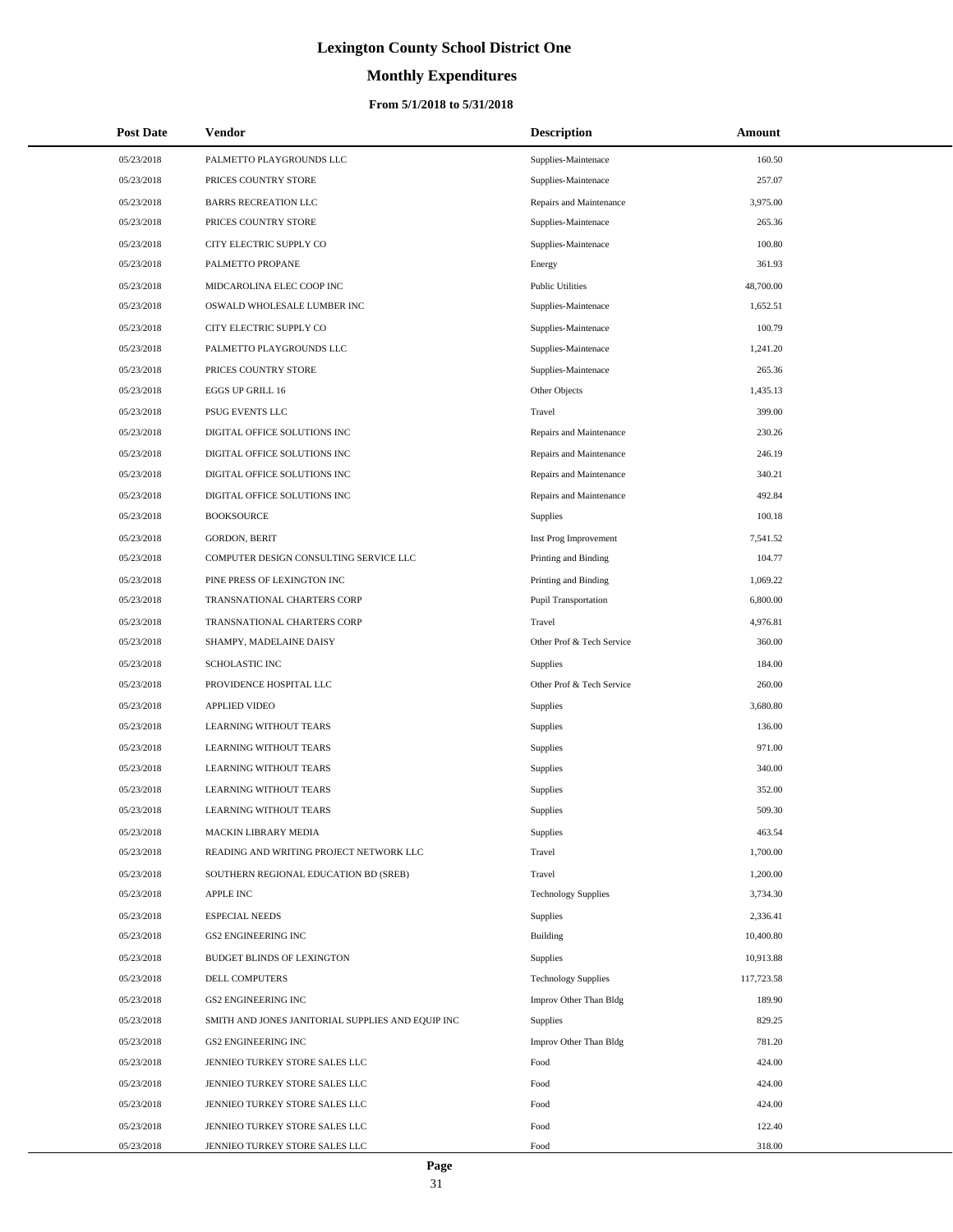# Lexington County School District One

## Monthly Expenditures

### From 5/1/2018 to 5/31/2018

| Post Date | Vendor | Description | Amount |
|---|---|---|---|
| 05/23/2018 | PALMETTO PLAYGROUNDS LLC | Supplies-Maintenace | 160.50 |
| 05/23/2018 | PRICES COUNTRY STORE | Supplies-Maintenace | 257.07 |
| 05/23/2018 | BARRS RECREATION LLC | Repairs and Maintenance | 3,975.00 |
| 05/23/2018 | PRICES COUNTRY STORE | Supplies-Maintenace | 265.36 |
| 05/23/2018 | CITY ELECTRIC SUPPLY CO | Supplies-Maintenace | 100.80 |
| 05/23/2018 | PALMETTO PROPANE | Energy | 361.93 |
| 05/23/2018 | MIDCAROLINA ELEC COOP INC | Public Utilities | 48,700.00 |
| 05/23/2018 | OSWALD WHOLESALE LUMBER INC | Supplies-Maintenace | 1,652.51 |
| 05/23/2018 | CITY ELECTRIC SUPPLY CO | Supplies-Maintenace | 100.79 |
| 05/23/2018 | PALMETTO PLAYGROUNDS LLC | Supplies-Maintenace | 1,241.20 |
| 05/23/2018 | PRICES COUNTRY STORE | Supplies-Maintenace | 265.36 |
| 05/23/2018 | EGGS UP GRILL 16 | Other Objects | 1,435.13 |
| 05/23/2018 | PSUG EVENTS LLC | Travel | 399.00 |
| 05/23/2018 | DIGITAL OFFICE SOLUTIONS INC | Repairs and Maintenance | 230.26 |
| 05/23/2018 | DIGITAL OFFICE SOLUTIONS INC | Repairs and Maintenance | 246.19 |
| 05/23/2018 | DIGITAL OFFICE SOLUTIONS INC | Repairs and Maintenance | 340.21 |
| 05/23/2018 | DIGITAL OFFICE SOLUTIONS INC | Repairs and Maintenance | 492.84 |
| 05/23/2018 | BOOKSOURCE | Supplies | 100.18 |
| 05/23/2018 | GORDON, BERIT | Inst Prog Improvement | 7,541.52 |
| 05/23/2018 | COMPUTER DESIGN CONSULTING SERVICE LLC | Printing and Binding | 104.77 |
| 05/23/2018 | PINE PRESS OF LEXINGTON INC | Printing and Binding | 1,069.22 |
| 05/23/2018 | TRANSNATIONAL CHARTERS CORP | Pupil Transportation | 6,800.00 |
| 05/23/2018 | TRANSNATIONAL CHARTERS CORP | Travel | 4,976.81 |
| 05/23/2018 | SHAMPY, MADELAINE DAISY | Other Prof & Tech Service | 360.00 |
| 05/23/2018 | SCHOLASTIC INC | Supplies | 184.00 |
| 05/23/2018 | PROVIDENCE HOSPITAL LLC | Other Prof & Tech Service | 260.00 |
| 05/23/2018 | APPLIED VIDEO | Supplies | 3,680.80 |
| 05/23/2018 | LEARNING WITHOUT TEARS | Supplies | 136.00 |
| 05/23/2018 | LEARNING WITHOUT TEARS | Supplies | 971.00 |
| 05/23/2018 | LEARNING WITHOUT TEARS | Supplies | 340.00 |
| 05/23/2018 | LEARNING WITHOUT TEARS | Supplies | 352.00 |
| 05/23/2018 | LEARNING WITHOUT TEARS | Supplies | 509.30 |
| 05/23/2018 | MACKIN LIBRARY MEDIA | Supplies | 463.54 |
| 05/23/2018 | READING AND WRITING PROJECT NETWORK LLC | Travel | 1,700.00 |
| 05/23/2018 | SOUTHERN REGIONAL EDUCATION BD (SREB) | Travel | 1,200.00 |
| 05/23/2018 | APPLE INC | Technology Supplies | 3,734.30 |
| 05/23/2018 | ESPECIAL NEEDS | Supplies | 2,336.41 |
| 05/23/2018 | GS2 ENGINEERING INC | Building | 10,400.80 |
| 05/23/2018 | BUDGET BLINDS OF LEXINGTON | Supplies | 10,913.88 |
| 05/23/2018 | DELL COMPUTERS | Technology Supplies | 117,723.58 |
| 05/23/2018 | GS2 ENGINEERING INC | Improv Other Than Bldg | 189.90 |
| 05/23/2018 | SMITH AND JONES JANITORIAL SUPPLIES AND EQUIP INC | Supplies | 829.25 |
| 05/23/2018 | GS2 ENGINEERING INC | Improv Other Than Bldg | 781.20 |
| 05/23/2018 | JENNIEO TURKEY STORE SALES LLC | Food | 424.00 |
| 05/23/2018 | JENNIEO TURKEY STORE SALES LLC | Food | 424.00 |
| 05/23/2018 | JENNIEO TURKEY STORE SALES LLC | Food | 424.00 |
| 05/23/2018 | JENNIEO TURKEY STORE SALES LLC | Food | 122.40 |
| 05/23/2018 | JENNIEO TURKEY STORE SALES LLC | Food | 318.00 |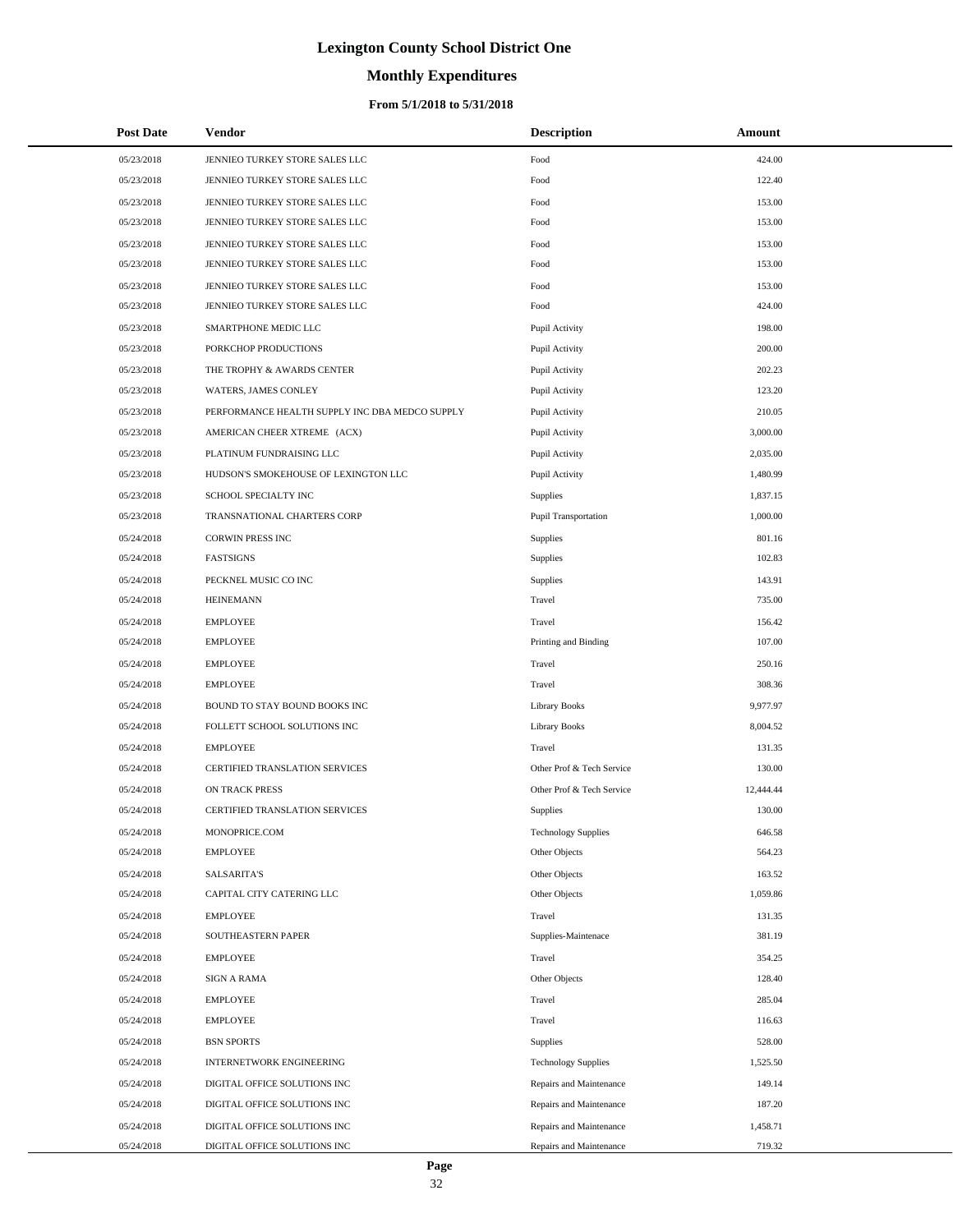# Lexington County School District One

## Monthly Expenditures

### From 5/1/2018 to 5/31/2018

| Post Date | Vendor | Description | Amount |
|---|---|---|---|
| 05/23/2018 | JENNIEO TURKEY STORE SALES LLC | Food | 424.00 |
| 05/23/2018 | JENNIEO TURKEY STORE SALES LLC | Food | 122.40 |
| 05/23/2018 | JENNIEO TURKEY STORE SALES LLC | Food | 153.00 |
| 05/23/2018 | JENNIEO TURKEY STORE SALES LLC | Food | 153.00 |
| 05/23/2018 | JENNIEO TURKEY STORE SALES LLC | Food | 153.00 |
| 05/23/2018 | JENNIEO TURKEY STORE SALES LLC | Food | 153.00 |
| 05/23/2018 | JENNIEO TURKEY STORE SALES LLC | Food | 153.00 |
| 05/23/2018 | JENNIEO TURKEY STORE SALES LLC | Food | 424.00 |
| 05/23/2018 | SMARTPHONE MEDIC LLC | Pupil Activity | 198.00 |
| 05/23/2018 | PORKCHOP PRODUCTIONS | Pupil Activity | 200.00 |
| 05/23/2018 | THE TROPHY & AWARDS CENTER | Pupil Activity | 202.23 |
| 05/23/2018 | WATERS, JAMES CONLEY | Pupil Activity | 123.20 |
| 05/23/2018 | PERFORMANCE HEALTH SUPPLY INC DBA MEDCO SUPPLY | Pupil Activity | 210.05 |
| 05/23/2018 | AMERICAN CHEER XTREME (ACX) | Pupil Activity | 3,000.00 |
| 05/23/2018 | PLATINUM FUNDRAISING LLC | Pupil Activity | 2,035.00 |
| 05/23/2018 | HUDSON'S SMOKEHOUSE OF LEXINGTON LLC | Pupil Activity | 1,480.99 |
| 05/23/2018 | SCHOOL SPECIALTY INC | Supplies | 1,837.15 |
| 05/23/2018 | TRANSNATIONAL CHARTERS CORP | Pupil Transportation | 1,000.00 |
| 05/24/2018 | CORWIN PRESS INC | Supplies | 801.16 |
| 05/24/2018 | FASTSIGNS | Supplies | 102.83 |
| 05/24/2018 | PECKNEL MUSIC CO INC | Supplies | 143.91 |
| 05/24/2018 | HEINEMANN | Travel | 735.00 |
| 05/24/2018 | EMPLOYEE | Travel | 156.42 |
| 05/24/2018 | EMPLOYEE | Printing and Binding | 107.00 |
| 05/24/2018 | EMPLOYEE | Travel | 250.16 |
| 05/24/2018 | EMPLOYEE | Travel | 308.36 |
| 05/24/2018 | BOUND TO STAY BOUND BOOKS INC | Library Books | 9,977.97 |
| 05/24/2018 | FOLLETT SCHOOL SOLUTIONS INC | Library Books | 8,004.52 |
| 05/24/2018 | EMPLOYEE | Travel | 131.35 |
| 05/24/2018 | CERTIFIED TRANSLATION SERVICES | Other Prof & Tech Service | 130.00 |
| 05/24/2018 | ON TRACK PRESS | Other Prof & Tech Service | 12,444.44 |
| 05/24/2018 | CERTIFIED TRANSLATION SERVICES | Supplies | 130.00 |
| 05/24/2018 | MONOPRICE.COM | Technology Supplies | 646.58 |
| 05/24/2018 | EMPLOYEE | Other Objects | 564.23 |
| 05/24/2018 | SALSARITA'S | Other Objects | 163.52 |
| 05/24/2018 | CAPITAL CITY CATERING LLC | Other Objects | 1,059.86 |
| 05/24/2018 | EMPLOYEE | Travel | 131.35 |
| 05/24/2018 | SOUTHEASTERN PAPER | Supplies-Maintenace | 381.19 |
| 05/24/2018 | EMPLOYEE | Travel | 354.25 |
| 05/24/2018 | SIGN A RAMA | Other Objects | 128.40 |
| 05/24/2018 | EMPLOYEE | Travel | 285.04 |
| 05/24/2018 | EMPLOYEE | Travel | 116.63 |
| 05/24/2018 | BSN SPORTS | Supplies | 528.00 |
| 05/24/2018 | INTERNETWORK ENGINEERING | Technology Supplies | 1,525.50 |
| 05/24/2018 | DIGITAL OFFICE SOLUTIONS INC | Repairs and Maintenance | 149.14 |
| 05/24/2018 | DIGITAL OFFICE SOLUTIONS INC | Repairs and Maintenance | 187.20 |
| 05/24/2018 | DIGITAL OFFICE SOLUTIONS INC | Repairs and Maintenance | 1,458.71 |
| 05/24/2018 | DIGITAL OFFICE SOLUTIONS INC | Repairs and Maintenance | 719.32 |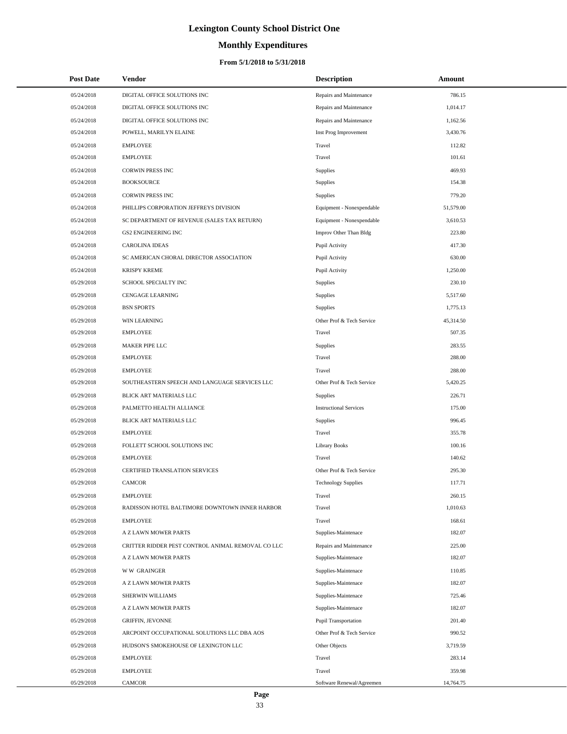# Lexington County School District One

## Monthly Expenditures

### From 5/1/2018 to 5/31/2018

| Post Date | Vendor | Description | Amount |
|---|---|---|---|
| 05/24/2018 | DIGITAL OFFICE SOLUTIONS INC | Repairs and Maintenance | 786.15 |
| 05/24/2018 | DIGITAL OFFICE SOLUTIONS INC | Repairs and Maintenance | 1,014.17 |
| 05/24/2018 | DIGITAL OFFICE SOLUTIONS INC | Repairs and Maintenance | 1,162.56 |
| 05/24/2018 | POWELL, MARILYN ELAINE | Inst Prog Improvement | 3,430.76 |
| 05/24/2018 | EMPLOYEE | Travel | 112.82 |
| 05/24/2018 | EMPLOYEE | Travel | 101.61 |
| 05/24/2018 | CORWIN PRESS INC | Supplies | 469.93 |
| 05/24/2018 | BOOKSOURCE | Supplies | 154.38 |
| 05/24/2018 | CORWIN PRESS INC | Supplies | 779.20 |
| 05/24/2018 | PHILLIPS CORPORATION JEFFREYS DIVISION | Equipment - Nonexpendable | 51,579.00 |
| 05/24/2018 | SC DEPARTMENT OF REVENUE (SALES TAX RETURN) | Equipment - Nonexpendable | 3,610.53 |
| 05/24/2018 | GS2 ENGINEERING INC | Improv Other Than Bldg | 223.80 |
| 05/24/2018 | CAROLINA IDEAS | Pupil Activity | 417.30 |
| 05/24/2018 | SC AMERICAN CHORAL DIRECTOR ASSOCIATION | Pupil Activity | 630.00 |
| 05/24/2018 | KRISPY KREME | Pupil Activity | 1,250.00 |
| 05/29/2018 | SCHOOL SPECIALTY INC | Supplies | 230.10 |
| 05/29/2018 | CENGAGE LEARNING | Supplies | 5,517.60 |
| 05/29/2018 | BSN SPORTS | Supplies | 1,775.13 |
| 05/29/2018 | WIN LEARNING | Other Prof & Tech Service | 45,314.50 |
| 05/29/2018 | EMPLOYEE | Travel | 507.35 |
| 05/29/2018 | MAKER PIPE LLC | Supplies | 283.55 |
| 05/29/2018 | EMPLOYEE | Travel | 288.00 |
| 05/29/2018 | EMPLOYEE | Travel | 288.00 |
| 05/29/2018 | SOUTHEASTERN SPEECH AND LANGUAGE SERVICES LLC | Other Prof & Tech Service | 5,420.25 |
| 05/29/2018 | BLICK ART MATERIALS LLC | Supplies | 226.71 |
| 05/29/2018 | PALMETTO HEALTH ALLIANCE | Instructional Services | 175.00 |
| 05/29/2018 | BLICK ART MATERIALS LLC | Supplies | 996.45 |
| 05/29/2018 | EMPLOYEE | Travel | 355.78 |
| 05/29/2018 | FOLLETT SCHOOL SOLUTIONS INC | Library Books | 100.16 |
| 05/29/2018 | EMPLOYEE | Travel | 140.62 |
| 05/29/2018 | CERTIFIED TRANSLATION SERVICES | Other Prof & Tech Service | 295.30 |
| 05/29/2018 | CAMCOR | Technology Supplies | 117.71 |
| 05/29/2018 | EMPLOYEE | Travel | 260.15 |
| 05/29/2018 | RADISSON HOTEL BALTIMORE DOWNTOWN INNER HARBOR | Travel | 1,010.63 |
| 05/29/2018 | EMPLOYEE | Travel | 168.61 |
| 05/29/2018 | A Z LAWN MOWER PARTS | Supplies-Maintenace | 182.07 |
| 05/29/2018 | CRITTER RIDDER PEST CONTROL ANIMAL REMOVAL CO LLC | Repairs and Maintenance | 225.00 |
| 05/29/2018 | A Z LAWN MOWER PARTS | Supplies-Maintenace | 182.07 |
| 05/29/2018 | W W GRAINGER | Supplies-Maintenace | 110.85 |
| 05/29/2018 | A Z LAWN MOWER PARTS | Supplies-Maintenace | 182.07 |
| 05/29/2018 | SHERWIN WILLIAMS | Supplies-Maintenace | 725.46 |
| 05/29/2018 | A Z LAWN MOWER PARTS | Supplies-Maintenace | 182.07 |
| 05/29/2018 | GRIFFIN, JEVONNE | Pupil Transportation | 201.40 |
| 05/29/2018 | ARCPOINT OCCUPATIONAL SOLUTIONS LLC DBA AOS | Other Prof & Tech Service | 990.52 |
| 05/29/2018 | HUDSON'S SMOKEHOUSE OF LEXINGTON LLC | Other Objects | 3,719.59 |
| 05/29/2018 | EMPLOYEE | Travel | 283.14 |
| 05/29/2018 | EMPLOYEE | Travel | 359.98 |
| 05/29/2018 | CAMCOR | Software Renewal/Agreemen | 14,764.75 |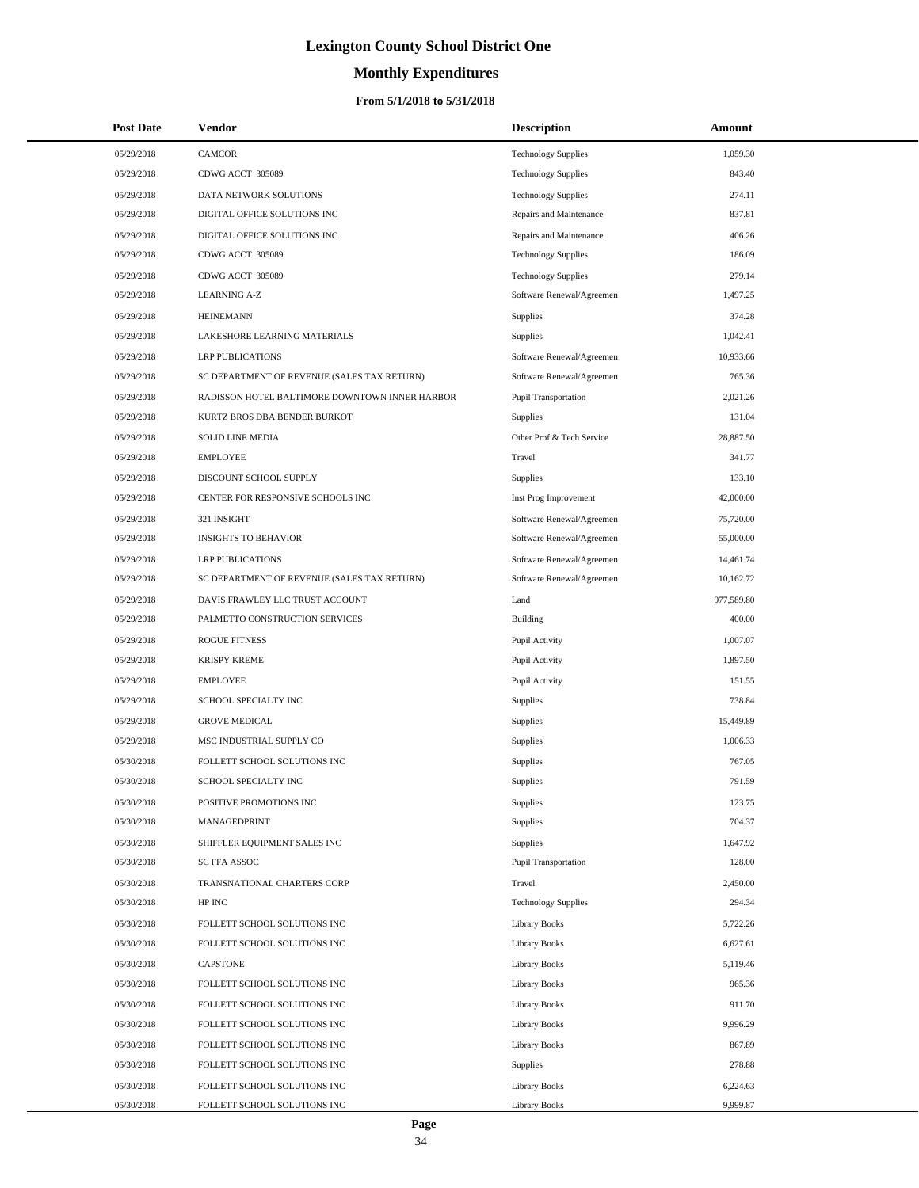# Lexington County School District One

## Monthly Expenditures

### From 5/1/2018 to 5/31/2018

| Post Date | Vendor | Description | Amount |
|---|---|---|---|
| 05/29/2018 | CAMCOR | Technology Supplies | 1,059.30 |
| 05/29/2018 | CDWG ACCT 305089 | Technology Supplies | 843.40 |
| 05/29/2018 | DATA NETWORK SOLUTIONS | Technology Supplies | 274.11 |
| 05/29/2018 | DIGITAL OFFICE SOLUTIONS INC | Repairs and Maintenance | 837.81 |
| 05/29/2018 | DIGITAL OFFICE SOLUTIONS INC | Repairs and Maintenance | 406.26 |
| 05/29/2018 | CDWG ACCT 305089 | Technology Supplies | 186.09 |
| 05/29/2018 | CDWG ACCT 305089 | Technology Supplies | 279.14 |
| 05/29/2018 | LEARNING A-Z | Software Renewal/Agreemen | 1,497.25 |
| 05/29/2018 | HEINEMANN | Supplies | 374.28 |
| 05/29/2018 | LAKESHORE LEARNING MATERIALS | Supplies | 1,042.41 |
| 05/29/2018 | LRP PUBLICATIONS | Software Renewal/Agreemen | 10,933.66 |
| 05/29/2018 | SC DEPARTMENT OF REVENUE (SALES TAX RETURN) | Software Renewal/Agreemen | 765.36 |
| 05/29/2018 | RADISSON HOTEL BALTIMORE DOWNTOWN INNER HARBOR | Pupil Transportation | 2,021.26 |
| 05/29/2018 | KURTZ BROS DBA BENDER BURKOT | Supplies | 131.04 |
| 05/29/2018 | SOLID LINE MEDIA | Other Prof & Tech Service | 28,887.50 |
| 05/29/2018 | EMPLOYEE | Travel | 341.77 |
| 05/29/2018 | DISCOUNT SCHOOL SUPPLY | Supplies | 133.10 |
| 05/29/2018 | CENTER FOR RESPONSIVE SCHOOLS INC | Inst Prog Improvement | 42,000.00 |
| 05/29/2018 | 321 INSIGHT | Software Renewal/Agreemen | 75,720.00 |
| 05/29/2018 | INSIGHTS TO BEHAVIOR | Software Renewal/Agreemen | 55,000.00 |
| 05/29/2018 | LRP PUBLICATIONS | Software Renewal/Agreemen | 14,461.74 |
| 05/29/2018 | SC DEPARTMENT OF REVENUE (SALES TAX RETURN) | Software Renewal/Agreemen | 10,162.72 |
| 05/29/2018 | DAVIS FRAWLEY LLC TRUST ACCOUNT | Land | 977,589.80 |
| 05/29/2018 | PALMETTO CONSTRUCTION SERVICES | Building | 400.00 |
| 05/29/2018 | ROGUE FITNESS | Pupil Activity | 1,007.07 |
| 05/29/2018 | KRISPY KREME | Pupil Activity | 1,897.50 |
| 05/29/2018 | EMPLOYEE | Pupil Activity | 151.55 |
| 05/29/2018 | SCHOOL SPECIALTY INC | Supplies | 738.84 |
| 05/29/2018 | GROVE MEDICAL | Supplies | 15,449.89 |
| 05/29/2018 | MSC INDUSTRIAL SUPPLY CO | Supplies | 1,006.33 |
| 05/30/2018 | FOLLETT SCHOOL SOLUTIONS INC | Supplies | 767.05 |
| 05/30/2018 | SCHOOL SPECIALTY INC | Supplies | 791.59 |
| 05/30/2018 | POSITIVE PROMOTIONS INC | Supplies | 123.75 |
| 05/30/2018 | MANAGEDPRINT | Supplies | 704.37 |
| 05/30/2018 | SHIFFLER EQUIPMENT SALES INC | Supplies | 1,647.92 |
| 05/30/2018 | SC FFA ASSOC | Pupil Transportation | 128.00 |
| 05/30/2018 | TRANSNATIONAL CHARTERS CORP | Travel | 2,450.00 |
| 05/30/2018 | HP INC | Technology Supplies | 294.34 |
| 05/30/2018 | FOLLETT SCHOOL SOLUTIONS INC | Library Books | 5,722.26 |
| 05/30/2018 | FOLLETT SCHOOL SOLUTIONS INC | Library Books | 6,627.61 |
| 05/30/2018 | CAPSTONE | Library Books | 5,119.46 |
| 05/30/2018 | FOLLETT SCHOOL SOLUTIONS INC | Library Books | 965.36 |
| 05/30/2018 | FOLLETT SCHOOL SOLUTIONS INC | Library Books | 911.70 |
| 05/30/2018 | FOLLETT SCHOOL SOLUTIONS INC | Library Books | 9,996.29 |
| 05/30/2018 | FOLLETT SCHOOL SOLUTIONS INC | Library Books | 867.89 |
| 05/30/2018 | FOLLETT SCHOOL SOLUTIONS INC | Supplies | 278.88 |
| 05/30/2018 | FOLLETT SCHOOL SOLUTIONS INC | Library Books | 6,224.63 |
| 05/30/2018 | FOLLETT SCHOOL SOLUTIONS INC | Library Books | 9,999.87 |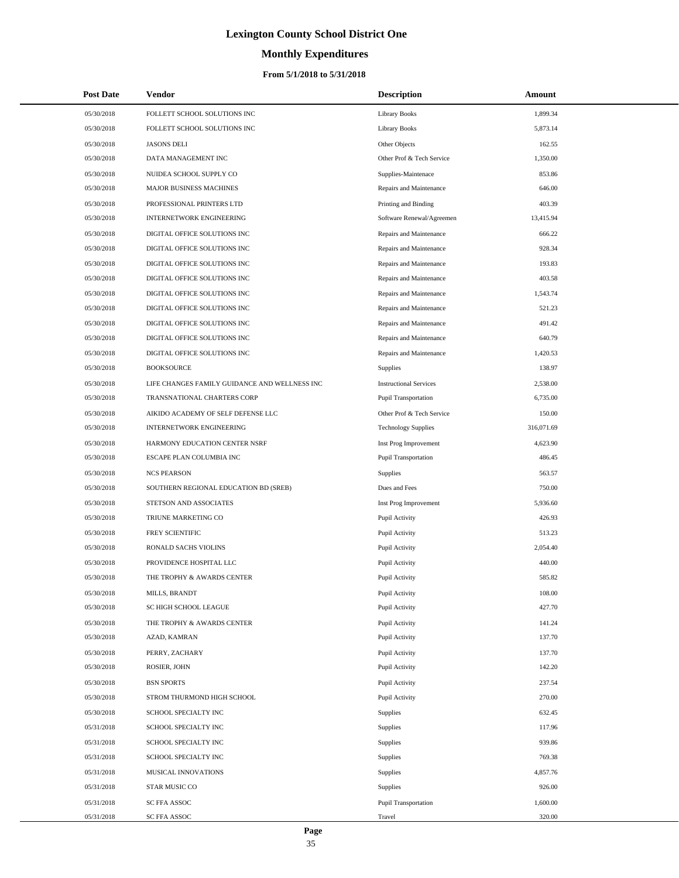# Lexington County School District One

## Monthly Expenditures

### From 5/1/2018 to 5/31/2018

| Post Date | Vendor | Description | Amount |
| --- | --- | --- | --- |
| 05/30/2018 | FOLLETT SCHOOL SOLUTIONS INC | Library Books | 1,899.34 |
| 05/30/2018 | FOLLETT SCHOOL SOLUTIONS INC | Library Books | 5,873.14 |
| 05/30/2018 | JASONS DELI | Other Objects | 162.55 |
| 05/30/2018 | DATA MANAGEMENT INC | Other Prof & Tech Service | 1,350.00 |
| 05/30/2018 | NUIDEA SCHOOL SUPPLY CO | Supplies-Maintenace | 853.86 |
| 05/30/2018 | MAJOR BUSINESS MACHINES | Repairs and Maintenance | 646.00 |
| 05/30/2018 | PROFESSIONAL PRINTERS LTD | Printing and Binding | 403.39 |
| 05/30/2018 | INTERNETWORK ENGINEERING | Software Renewal/Agreemen | 13,415.94 |
| 05/30/2018 | DIGITAL OFFICE SOLUTIONS INC | Repairs and Maintenance | 666.22 |
| 05/30/2018 | DIGITAL OFFICE SOLUTIONS INC | Repairs and Maintenance | 928.34 |
| 05/30/2018 | DIGITAL OFFICE SOLUTIONS INC | Repairs and Maintenance | 193.83 |
| 05/30/2018 | DIGITAL OFFICE SOLUTIONS INC | Repairs and Maintenance | 403.58 |
| 05/30/2018 | DIGITAL OFFICE SOLUTIONS INC | Repairs and Maintenance | 1,543.74 |
| 05/30/2018 | DIGITAL OFFICE SOLUTIONS INC | Repairs and Maintenance | 521.23 |
| 05/30/2018 | DIGITAL OFFICE SOLUTIONS INC | Repairs and Maintenance | 491.42 |
| 05/30/2018 | DIGITAL OFFICE SOLUTIONS INC | Repairs and Maintenance | 640.79 |
| 05/30/2018 | DIGITAL OFFICE SOLUTIONS INC | Repairs and Maintenance | 1,420.53 |
| 05/30/2018 | BOOKSOURCE | Supplies | 138.97 |
| 05/30/2018 | LIFE CHANGES FAMILY GUIDANCE AND WELLNESS INC | Instructional Services | 2,538.00 |
| 05/30/2018 | TRANSNATIONAL CHARTERS CORP | Pupil Transportation | 6,735.00 |
| 05/30/2018 | AIKIDO ACADEMY OF SELF DEFENSE LLC | Other Prof & Tech Service | 150.00 |
| 05/30/2018 | INTERNETWORK ENGINEERING | Technology Supplies | 316,071.69 |
| 05/30/2018 | HARMONY EDUCATION CENTER NSRF | Inst Prog Improvement | 4,623.90 |
| 05/30/2018 | ESCAPE PLAN COLUMBIA INC | Pupil Transportation | 486.45 |
| 05/30/2018 | NCS PEARSON | Supplies | 563.57 |
| 05/30/2018 | SOUTHERN REGIONAL EDUCATION BD (SREB) | Dues and Fees | 750.00 |
| 05/30/2018 | STETSON AND ASSOCIATES | Inst Prog Improvement | 5,936.60 |
| 05/30/2018 | TRIUNE MARKETING CO | Pupil Activity | 426.93 |
| 05/30/2018 | FREY SCIENTIFIC | Pupil Activity | 513.23 |
| 05/30/2018 | RONALD SACHS VIOLINS | Pupil Activity | 2,054.40 |
| 05/30/2018 | PROVIDENCE HOSPITAL LLC | Pupil Activity | 440.00 |
| 05/30/2018 | THE TROPHY & AWARDS CENTER | Pupil Activity | 585.82 |
| 05/30/2018 | MILLS, BRANDT | Pupil Activity | 108.00 |
| 05/30/2018 | SC HIGH SCHOOL LEAGUE | Pupil Activity | 427.70 |
| 05/30/2018 | THE TROPHY & AWARDS CENTER | Pupil Activity | 141.24 |
| 05/30/2018 | AZAD, KAMRAN | Pupil Activity | 137.70 |
| 05/30/2018 | PERRY, ZACHARY | Pupil Activity | 137.70 |
| 05/30/2018 | ROSIER, JOHN | Pupil Activity | 142.20 |
| 05/30/2018 | BSN SPORTS | Pupil Activity | 237.54 |
| 05/30/2018 | STROM THURMOND HIGH SCHOOL | Pupil Activity | 270.00 |
| 05/30/2018 | SCHOOL SPECIALTY INC | Supplies | 632.45 |
| 05/31/2018 | SCHOOL SPECIALTY INC | Supplies | 117.96 |
| 05/31/2018 | SCHOOL SPECIALTY INC | Supplies | 939.86 |
| 05/31/2018 | SCHOOL SPECIALTY INC | Supplies | 769.38 |
| 05/31/2018 | MUSICAL INNOVATIONS | Supplies | 4,857.76 |
| 05/31/2018 | STAR MUSIC CO | Supplies | 926.00 |
| 05/31/2018 | SC FFA ASSOC | Pupil Transportation | 1,600.00 |
| 05/31/2018 | SC FFA ASSOC | Travel | 320.00 |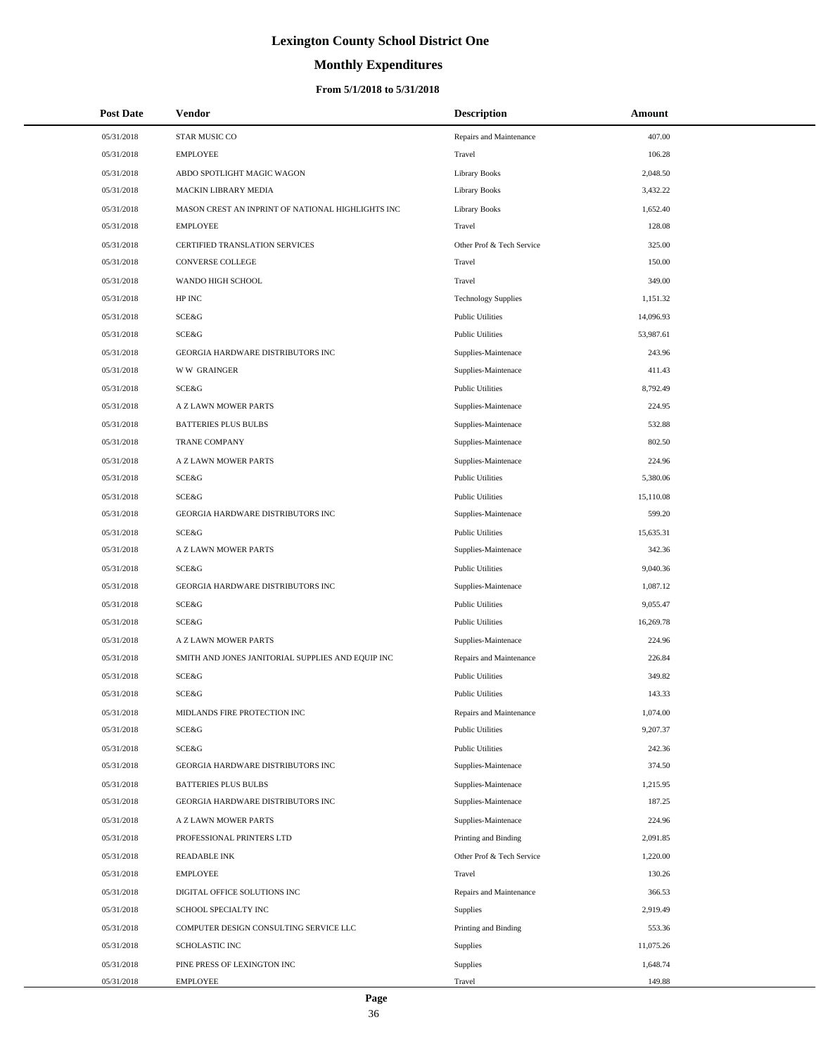# Lexington County School District One

## Monthly Expenditures

### From 5/1/2018 to 5/31/2018

| Post Date | Vendor | Description | Amount |
|---|---|---|---|
| 05/31/2018 | STAR MUSIC CO | Repairs and Maintenance | 407.00 |
| 05/31/2018 | EMPLOYEE | Travel | 106.28 |
| 05/31/2018 | ABDO SPOTLIGHT MAGIC WAGON | Library Books | 2,048.50 |
| 05/31/2018 | MACKIN LIBRARY MEDIA | Library Books | 3,432.22 |
| 05/31/2018 | MASON CREST AN INPRINT OF NATIONAL HIGHLIGHTS INC | Library Books | 1,652.40 |
| 05/31/2018 | EMPLOYEE | Travel | 128.08 |
| 05/31/2018 | CERTIFIED TRANSLATION SERVICES | Other Prof & Tech Service | 325.00 |
| 05/31/2018 | CONVERSE COLLEGE | Travel | 150.00 |
| 05/31/2018 | WANDO HIGH SCHOOL | Travel | 349.00 |
| 05/31/2018 | HP INC | Technology Supplies | 1,151.32 |
| 05/31/2018 | SCE&G | Public Utilities | 14,096.93 |
| 05/31/2018 | SCE&G | Public Utilities | 53,987.61 |
| 05/31/2018 | GEORGIA HARDWARE DISTRIBUTORS INC | Supplies-Maintenace | 243.96 |
| 05/31/2018 | W W GRAINGER | Supplies-Maintenace | 411.43 |
| 05/31/2018 | SCE&G | Public Utilities | 8,792.49 |
| 05/31/2018 | A Z LAWN MOWER PARTS | Supplies-Maintenace | 224.95 |
| 05/31/2018 | BATTERIES PLUS BULBS | Supplies-Maintenace | 532.88 |
| 05/31/2018 | TRANE COMPANY | Supplies-Maintenace | 802.50 |
| 05/31/2018 | A Z LAWN MOWER PARTS | Supplies-Maintenace | 224.96 |
| 05/31/2018 | SCE&G | Public Utilities | 5,380.06 |
| 05/31/2018 | SCE&G | Public Utilities | 15,110.08 |
| 05/31/2018 | GEORGIA HARDWARE DISTRIBUTORS INC | Supplies-Maintenace | 599.20 |
| 05/31/2018 | SCE&G | Public Utilities | 15,635.31 |
| 05/31/2018 | A Z LAWN MOWER PARTS | Supplies-Maintenace | 342.36 |
| 05/31/2018 | SCE&G | Public Utilities | 9,040.36 |
| 05/31/2018 | GEORGIA HARDWARE DISTRIBUTORS INC | Supplies-Maintenace | 1,087.12 |
| 05/31/2018 | SCE&G | Public Utilities | 9,055.47 |
| 05/31/2018 | SCE&G | Public Utilities | 16,269.78 |
| 05/31/2018 | A Z LAWN MOWER PARTS | Supplies-Maintenace | 224.96 |
| 05/31/2018 | SMITH AND JONES JANITORIAL SUPPLIES AND EQUIP INC | Repairs and Maintenance | 226.84 |
| 05/31/2018 | SCE&G | Public Utilities | 349.82 |
| 05/31/2018 | SCE&G | Public Utilities | 143.33 |
| 05/31/2018 | MIDLANDS FIRE PROTECTION INC | Repairs and Maintenance | 1,074.00 |
| 05/31/2018 | SCE&G | Public Utilities | 9,207.37 |
| 05/31/2018 | SCE&G | Public Utilities | 242.36 |
| 05/31/2018 | GEORGIA HARDWARE DISTRIBUTORS INC | Supplies-Maintenace | 374.50 |
| 05/31/2018 | BATTERIES PLUS BULBS | Supplies-Maintenace | 1,215.95 |
| 05/31/2018 | GEORGIA HARDWARE DISTRIBUTORS INC | Supplies-Maintenace | 187.25 |
| 05/31/2018 | A Z LAWN MOWER PARTS | Supplies-Maintenace | 224.96 |
| 05/31/2018 | PROFESSIONAL PRINTERS LTD | Printing and Binding | 2,091.85 |
| 05/31/2018 | READABLE INK | Other Prof & Tech Service | 1,220.00 |
| 05/31/2018 | EMPLOYEE | Travel | 130.26 |
| 05/31/2018 | DIGITAL OFFICE SOLUTIONS INC | Repairs and Maintenance | 366.53 |
| 05/31/2018 | SCHOOL SPECIALTY INC | Supplies | 2,919.49 |
| 05/31/2018 | COMPUTER DESIGN CONSULTING SERVICE LLC | Printing and Binding | 553.36 |
| 05/31/2018 | SCHOLASTIC INC | Supplies | 11,075.26 |
| 05/31/2018 | PINE PRESS OF LEXINGTON INC | Supplies | 1,648.74 |
| 05/31/2018 | EMPLOYEE | Travel | 149.88 |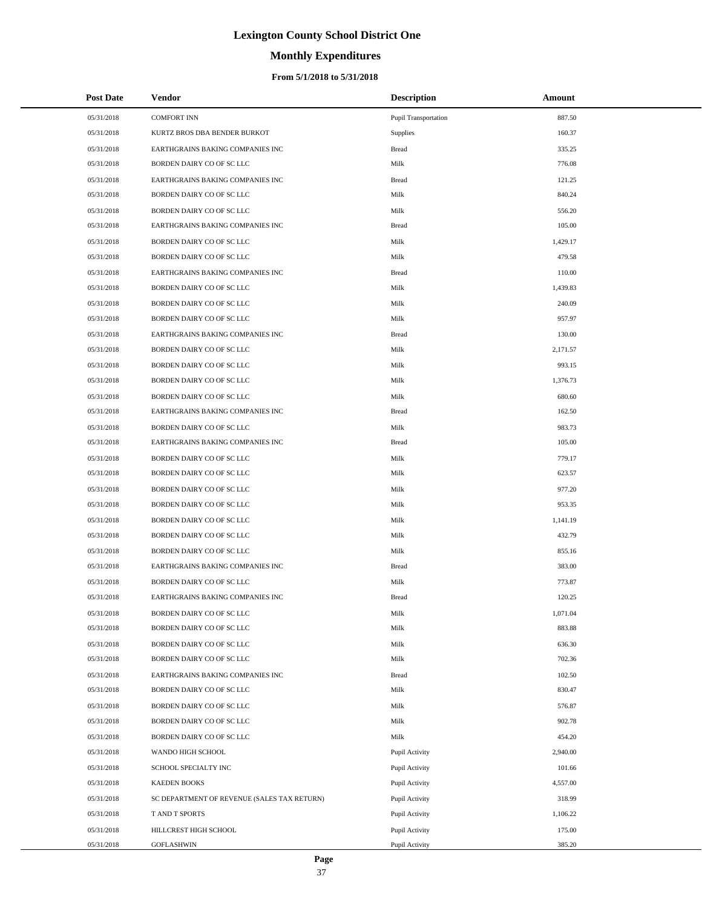# Lexington County School District One

## Monthly Expenditures

### From 5/1/2018 to 5/31/2018

| Post Date | Vendor | Description | Amount |
|---|---|---|---|
| 05/31/2018 | COMFORT INN | Pupil Transportation | 887.50 |
| 05/31/2018 | KURTZ BROS DBA BENDER BURKOT | Supplies | 160.37 |
| 05/31/2018 | EARTHGRAINS BAKING COMPANIES INC | Bread | 335.25 |
| 05/31/2018 | BORDEN DAIRY CO OF SC LLC | Milk | 776.08 |
| 05/31/2018 | EARTHGRAINS BAKING COMPANIES INC | Bread | 121.25 |
| 05/31/2018 | BORDEN DAIRY CO OF SC LLC | Milk | 840.24 |
| 05/31/2018 | BORDEN DAIRY CO OF SC LLC | Milk | 556.20 |
| 05/31/2018 | EARTHGRAINS BAKING COMPANIES INC | Bread | 105.00 |
| 05/31/2018 | BORDEN DAIRY CO OF SC LLC | Milk | 1,429.17 |
| 05/31/2018 | BORDEN DAIRY CO OF SC LLC | Milk | 479.58 |
| 05/31/2018 | EARTHGRAINS BAKING COMPANIES INC | Bread | 110.00 |
| 05/31/2018 | BORDEN DAIRY CO OF SC LLC | Milk | 1,439.83 |
| 05/31/2018 | BORDEN DAIRY CO OF SC LLC | Milk | 240.09 |
| 05/31/2018 | BORDEN DAIRY CO OF SC LLC | Milk | 957.97 |
| 05/31/2018 | EARTHGRAINS BAKING COMPANIES INC | Bread | 130.00 |
| 05/31/2018 | BORDEN DAIRY CO OF SC LLC | Milk | 2,171.57 |
| 05/31/2018 | BORDEN DAIRY CO OF SC LLC | Milk | 993.15 |
| 05/31/2018 | BORDEN DAIRY CO OF SC LLC | Milk | 1,376.73 |
| 05/31/2018 | BORDEN DAIRY CO OF SC LLC | Milk | 680.60 |
| 05/31/2018 | EARTHGRAINS BAKING COMPANIES INC | Bread | 162.50 |
| 05/31/2018 | BORDEN DAIRY CO OF SC LLC | Milk | 983.73 |
| 05/31/2018 | EARTHGRAINS BAKING COMPANIES INC | Bread | 105.00 |
| 05/31/2018 | BORDEN DAIRY CO OF SC LLC | Milk | 779.17 |
| 05/31/2018 | BORDEN DAIRY CO OF SC LLC | Milk | 623.57 |
| 05/31/2018 | BORDEN DAIRY CO OF SC LLC | Milk | 977.20 |
| 05/31/2018 | BORDEN DAIRY CO OF SC LLC | Milk | 953.35 |
| 05/31/2018 | BORDEN DAIRY CO OF SC LLC | Milk | 1,141.19 |
| 05/31/2018 | BORDEN DAIRY CO OF SC LLC | Milk | 432.79 |
| 05/31/2018 | BORDEN DAIRY CO OF SC LLC | Milk | 855.16 |
| 05/31/2018 | EARTHGRAINS BAKING COMPANIES INC | Bread | 383.00 |
| 05/31/2018 | BORDEN DAIRY CO OF SC LLC | Milk | 773.87 |
| 05/31/2018 | EARTHGRAINS BAKING COMPANIES INC | Bread | 120.25 |
| 05/31/2018 | BORDEN DAIRY CO OF SC LLC | Milk | 1,071.04 |
| 05/31/2018 | BORDEN DAIRY CO OF SC LLC | Milk | 883.88 |
| 05/31/2018 | BORDEN DAIRY CO OF SC LLC | Milk | 636.30 |
| 05/31/2018 | BORDEN DAIRY CO OF SC LLC | Milk | 702.36 |
| 05/31/2018 | EARTHGRAINS BAKING COMPANIES INC | Bread | 102.50 |
| 05/31/2018 | BORDEN DAIRY CO OF SC LLC | Milk | 830.47 |
| 05/31/2018 | BORDEN DAIRY CO OF SC LLC | Milk | 576.87 |
| 05/31/2018 | BORDEN DAIRY CO OF SC LLC | Milk | 902.78 |
| 05/31/2018 | BORDEN DAIRY CO OF SC LLC | Milk | 454.20 |
| 05/31/2018 | WANDO HIGH SCHOOL | Pupil Activity | 2,940.00 |
| 05/31/2018 | SCHOOL SPECIALTY INC | Pupil Activity | 101.66 |
| 05/31/2018 | KAEDEN BOOKS | Pupil Activity | 4,557.00 |
| 05/31/2018 | SC DEPARTMENT OF REVENUE (SALES TAX RETURN) | Pupil Activity | 318.99 |
| 05/31/2018 | T AND T SPORTS | Pupil Activity | 1,106.22 |
| 05/31/2018 | HILLCREST HIGH SCHOOL | Pupil Activity | 175.00 |
| 05/31/2018 | GOFLASHWIN | Pupil Activity | 385.20 |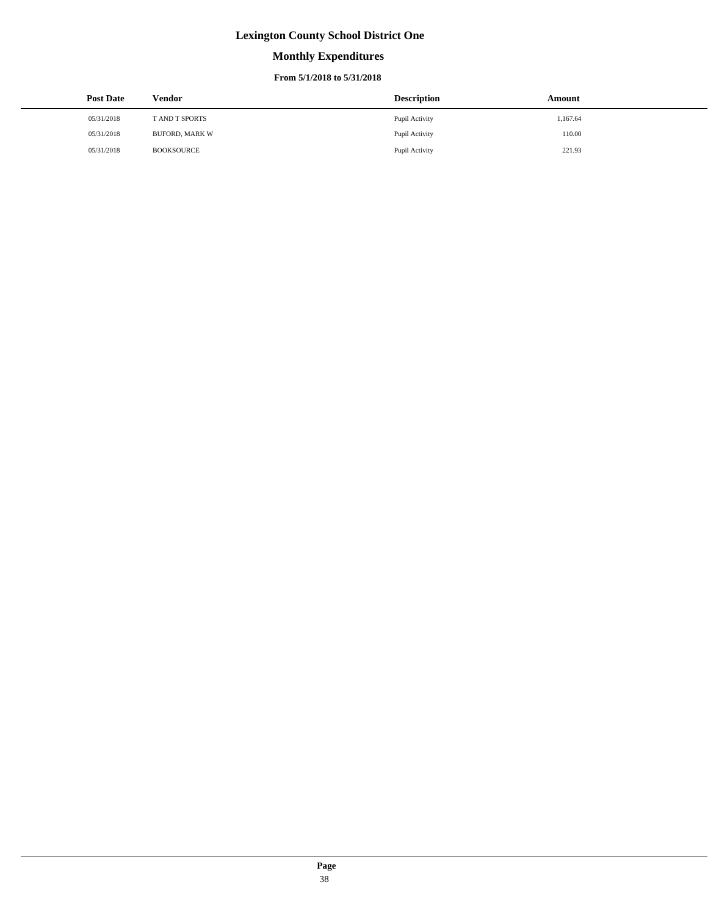# Lexington County School District One

## Monthly Expenditures

**From 5/1/2018 to 5/31/2018**

| Post Date | Vendor | Description | Amount |
|---|---|---|---|
| 05/31/2018 | T AND T SPORTS | Pupil Activity | 1,167.64 |
| 05/31/2018 | BUFORD, MARK W | Pupil Activity | 110.00 |
| 05/31/2018 | BOOKSOURCE | Pupil Activity | 221.93 |